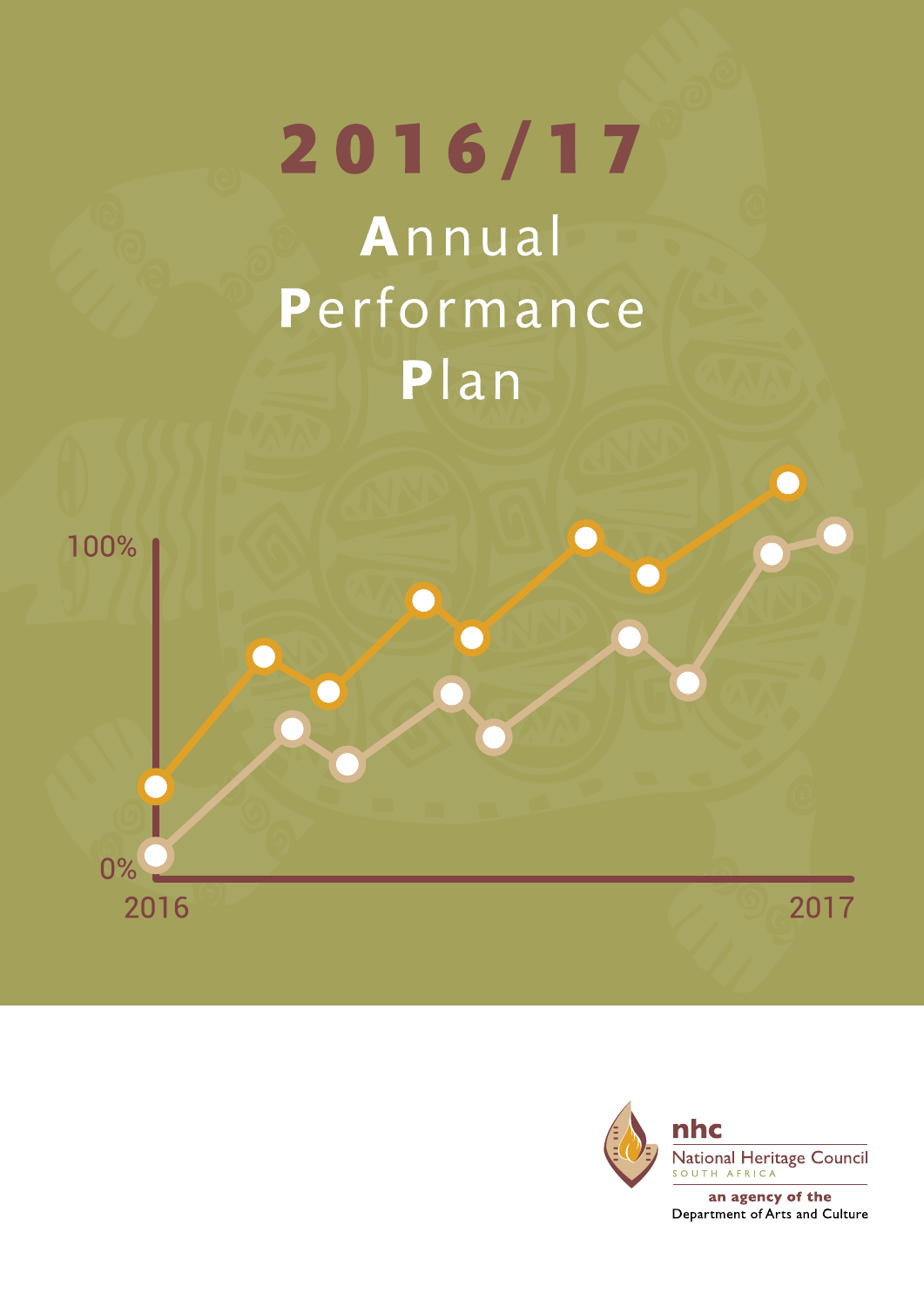# 2016/17

# Annual Performance Plan

100%

0%

2016

2017

nhc

National Heritage Council

SOUTH AFRICA

an agency of the

Department of Arts and Culture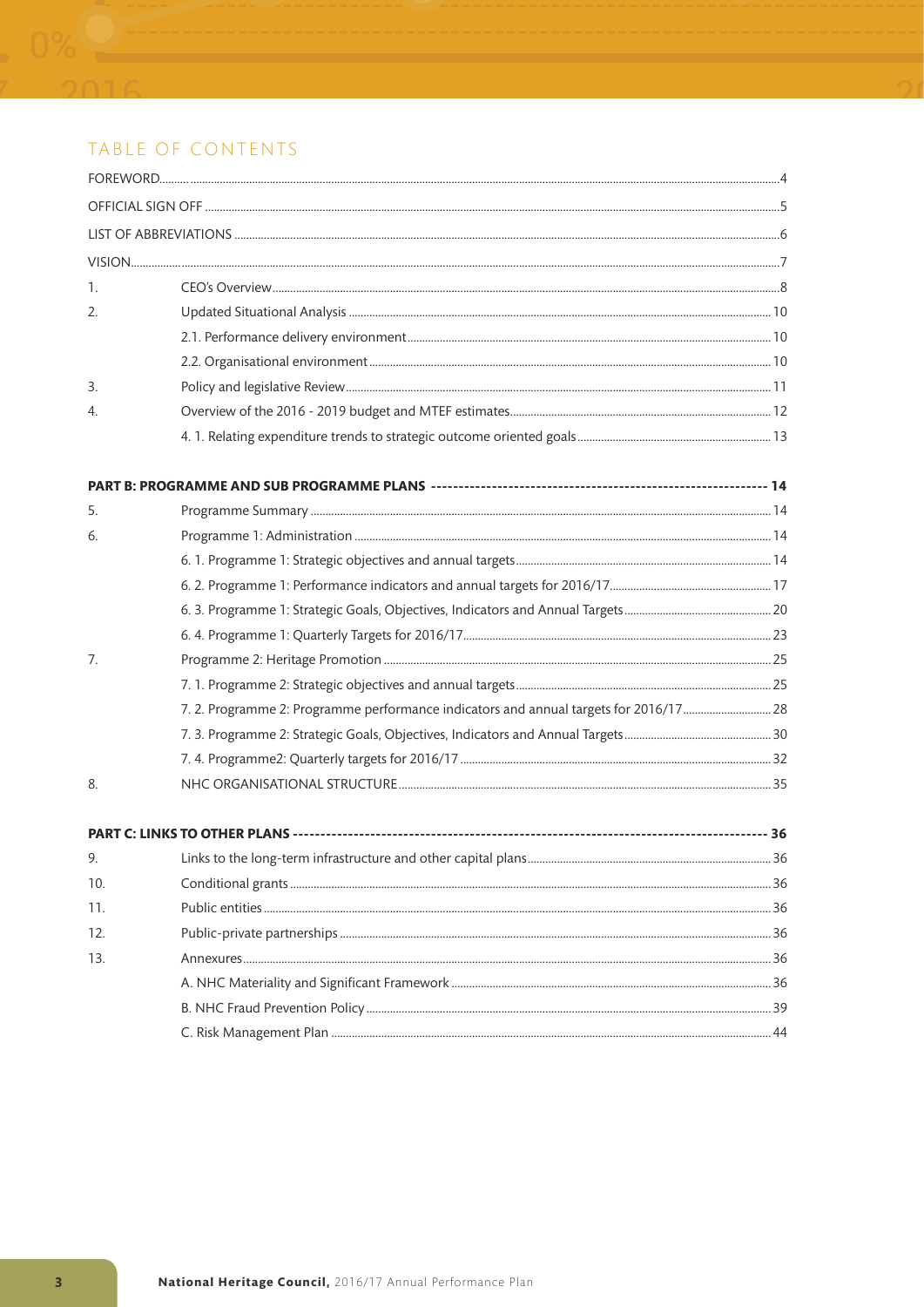# TABLE OF CONTENTS

| | | |
|---|---|---|
| FOREWORD | | 4 |
| OFFICIAL SIGN OFF | | 5 |
| LIST OF ABBREVIATIONS | | 6 |
| VISION | | 7 |
| 1. | CEO's Overview | 8 |
| 2. | Updated Situational Analysis | 10 |
| | 2.1. Performance delivery environment | 10 |
| | 2.2. Organisational environment | 10 |
| 3. | Policy and legislative Review | 11 |
| 4. | Overview of the 2016 - 2019 budget and MTEF estimates | 12 |
| | 4. 1. Relating expenditure trends to strategic outcome oriented goals | 13 |
| **PART B: PROGRAMME AND SUB PROGRAMME PLANS** | | **14** |
| 5. | Programme Summary | 14 |
| 6. | Programme 1: Administration | 14 |
| | 6. 1. Programme 1: Strategic objectives and annual targets | 14 |
| | 6. 2. Programme 1: Performance indicators and annual targets for 2016/17 | 17 |
| | 6. 3. Programme 1: Strategic Goals, Objectives, Indicators and Annual Targets | 20 |
| | 6. 4. Programme 1: Quarterly Targets for 2016/17 | 23 |
| 7. | Programme 2: Heritage Promotion | 25 |
| | 7. 1. Programme 2: Strategic objectives and annual targets | 25 |
| | 7. 2. Programme 2: Programme performance indicators and annual targets for 2016/17 | 28 |
| | 7. 3. Programme 2: Strategic Goals, Objectives, Indicators and Annual Targets | 30 |
| | 7. 4. Programme2: Quarterly targets for 2016/17 | 32 |
| 8. | NHC ORGANISATIONAL STRUCTURE | 35 |
| **PART C: LINKS TO OTHER PLANS** | | **36** |
| 9. | Links to the long-term infrastructure and other capital plans | 36 |
| 10. | Conditional grants | 36 |
| 11. | Public entities | 36 |
| 12. | Public-private partnerships | 36 |
| 13. | Annexures | 36 |
| | A. NHC Materiality and Significant Framework | 36 |
| | B. NHC Fraud Prevention Policy | 39 |
| | C. Risk Management Plan | 44 |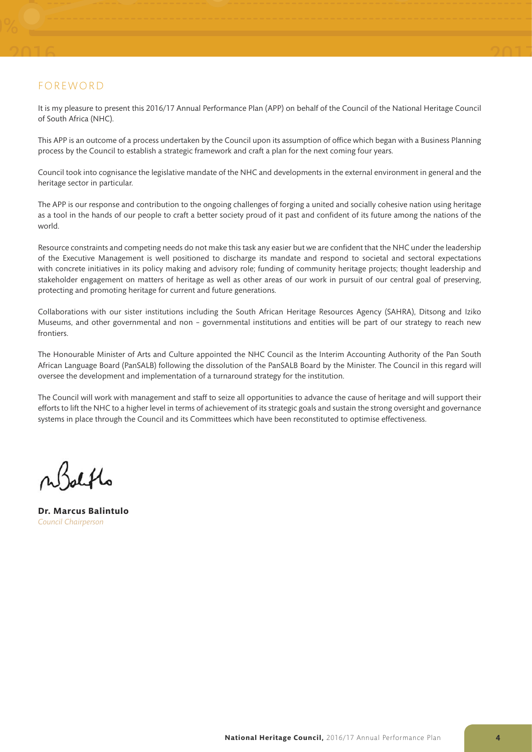# FOREWORD

It is my pleasure to present this 2016/17 Annual Performance Plan (APP) on behalf of the Council of the National Heritage Council of South Africa (NHC).

This APP is an outcome of a process undertaken by the Council upon its assumption of office which began with a Business Planning process by the Council to establish a strategic framework and craft a plan for the next coming four years.

Council took into cognisance the legislative mandate of the NHC and developments in the external environment in general and the heritage sector in particular.

The APP is our response and contribution to the ongoing challenges of forging a united and socially cohesive nation using heritage as a tool in the hands of our people to craft a better society proud of it past and confident of its future among the nations of the world.

Resource constraints and competing needs do not make this task any easier but we are confident that the NHC under the leadership of the Executive Management is well positioned to discharge its mandate and respond to societal and sectoral expectations with concrete initiatives in its policy making and advisory role; funding of community heritage projects; thought leadership and stakeholder engagement on matters of heritage as well as other areas of our work in pursuit of our central goal of preserving, protecting and promoting heritage for current and future generations.

Collaborations with our sister institutions including the South African Heritage Resources Agency (SAHRA), Ditsong and Iziko Museums, and other governmental and non – governmental institutions and entities will be part of our strategy to reach new frontiers.

The Honourable Minister of Arts and Culture appointed the NHC Council as the Interim Accounting Authority of the Pan South African Language Board (PanSALB) following the dissolution of the PanSALB Board by the Minister. The Council in this regard will oversee the development and implementation of a turnaround strategy for the institution.

The Council will work with management and staff to seize all opportunities to advance the cause of heritage and will support their efforts to lift the NHC to a higher level in terms of achievement of its strategic goals and sustain the strong oversight and governance systems in place through the Council and its Committees which have been reconstituted to optimise effectiveness.

**Dr. Marcus Balintulo**
*Council Chairperson*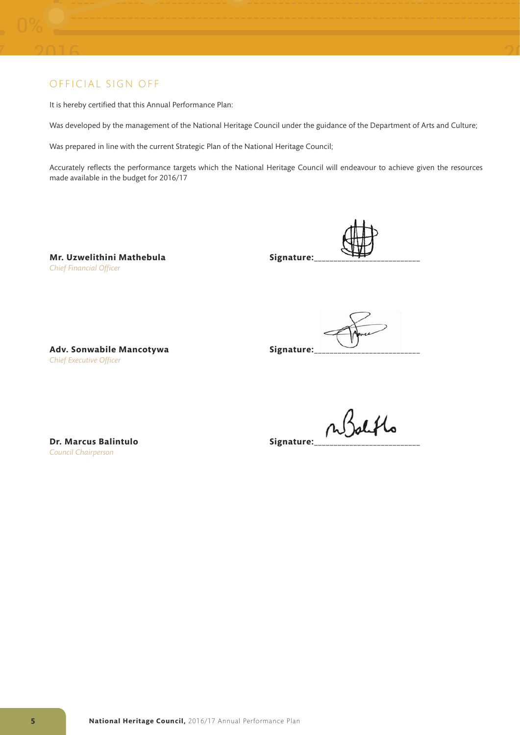## OFFICIAL SIGN OFF

It is hereby certified that this Annual Performance Plan:

Was developed by the management of the National Heritage Council under the guidance of the Department of Arts and Culture;

Was prepared in line with the current Strategic Plan of the National Heritage Council;

Accurately reflects the performance targets which the National Heritage Council will endeavour to achieve given the resources made available in the budget for 2016/17

**Mr. Uzwelithini Mathebula**
*Chief Financial Officer*

**Signature:**___________________________

**Adv. Sonwabile Mancotywa**
*Chief Executive Officer*

**Signature:**___________________________

**Dr. Marcus Balintulo**
*Council Chairperson*

**Signature:**___________________________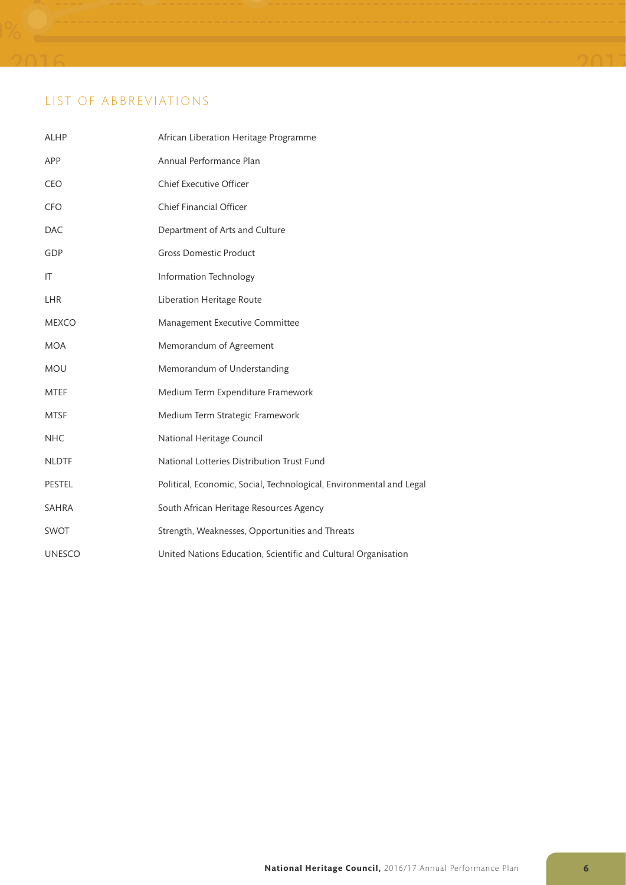## LIST OF ABBREVIATIONS

| | |
|---|---|
| ALHP | African Liberation Heritage Programme |
| APP | Annual Performance Plan |
| CEO | Chief Executive Officer |
| CFO | Chief Financial Officer |
| DAC | Department of Arts and Culture |
| GDP | Gross Domestic Product |
| IT | Information Technology |
| LHR | Liberation Heritage Route |
| MEXCO | Management Executive Committee |
| MOA | Memorandum of Agreement |
| MOU | Memorandum of Understanding |
| MTEF | Medium Term Expenditure Framework |
| MTSF | Medium Term Strategic Framework |
| NHC | National Heritage Council |
| NLDTF | National Lotteries Distribution Trust Fund |
| PESTEL | Political, Economic, Social, Technological, Environmental and Legal |
| SAHRA | South African Heritage Resources Agency |
| SWOT | Strength, Weaknesses, Opportunities and Threats |
| UNESCO | United Nations Education, Scientific and Cultural Organisation |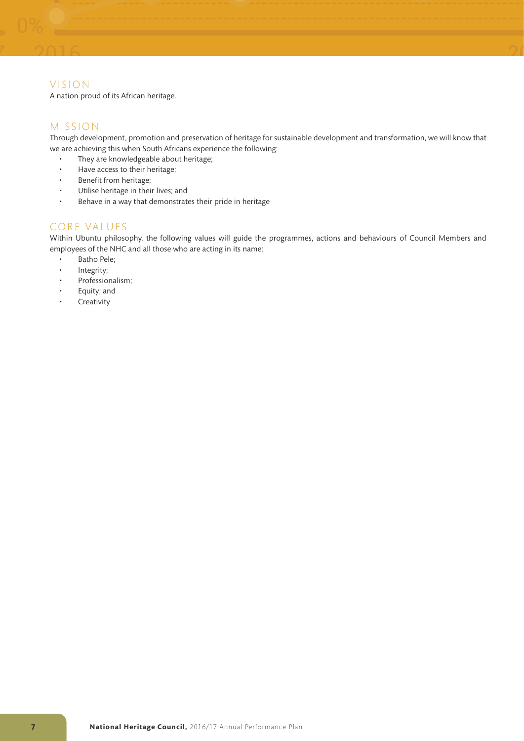## VISION

A nation proud of its African heritage.

## MISSION

Through development, promotion and preservation of heritage for sustainable development and transformation, we will know that we are achieving this when South Africans experience the following:

- They are knowledgeable about heritage;
- Have access to their heritage;
- Benefit from heritage;
- Utilise heritage in their lives; and
- Behave in a way that demonstrates their pride in heritage

## CORE VALUES

Within Ubuntu philosophy, the following values will guide the programmes, actions and behaviours of Council Members and employees of the NHC and all those who are acting in its name:

- Batho Pele;
- Integrity;
- Professionalism;
- Equity; and
- Creativity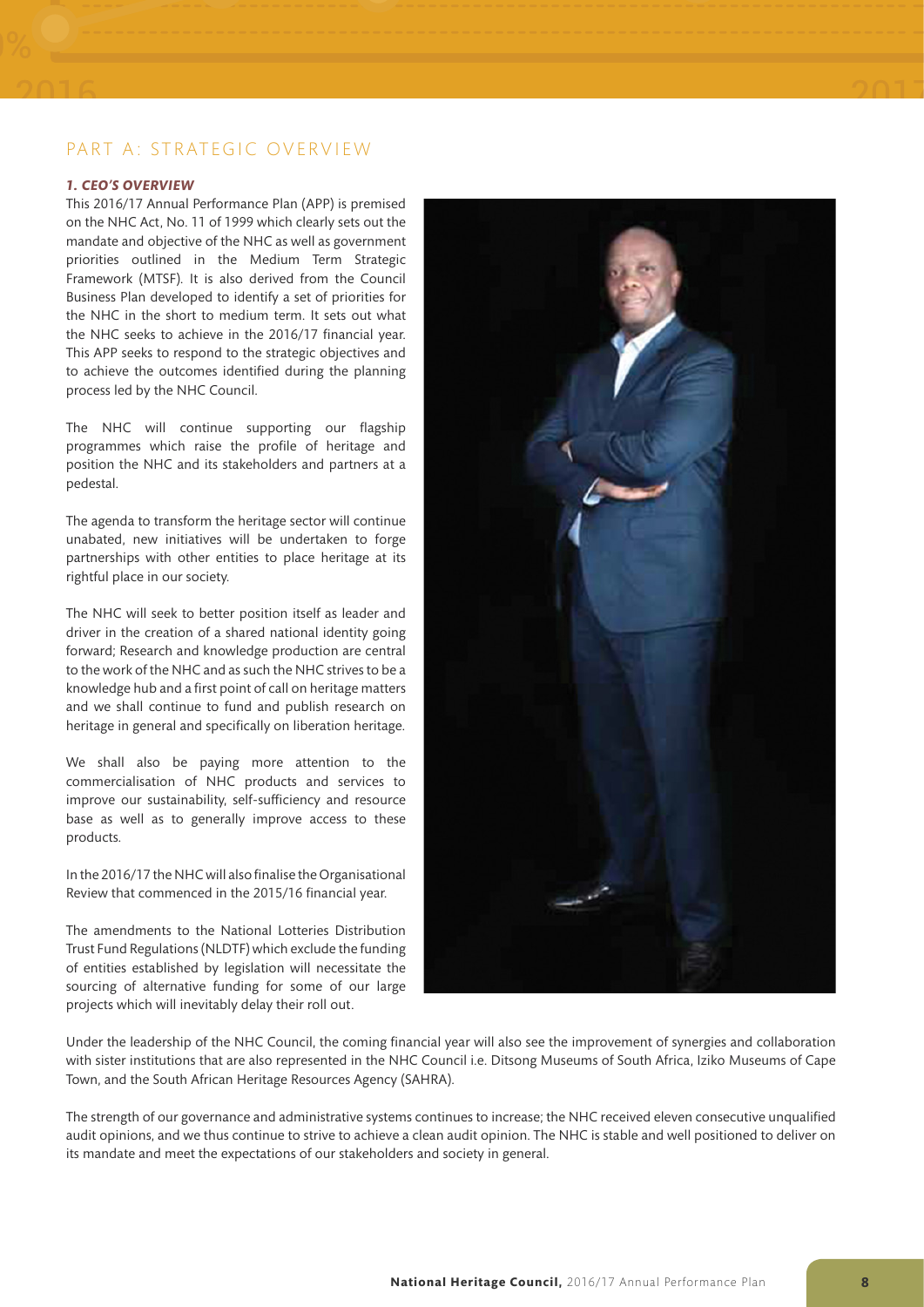# PART A: STRATEGIC OVERVIEW

## *1. CEO'S OVERVIEW*

This 2016/17 Annual Performance Plan (APP) is premised on the NHC Act, No. 11 of 1999 which clearly sets out the mandate and objective of the NHC as well as government priorities outlined in the Medium Term Strategic Framework (MTSF). It is also derived from the Council Business Plan developed to identify a set of priorities for the NHC in the short to medium term. It sets out what the NHC seeks to achieve in the 2016/17 financial year. This APP seeks to respond to the strategic objectives and to achieve the outcomes identified during the planning process led by the NHC Council.

The NHC will continue supporting our flagship programmes which raise the profile of heritage and position the NHC and its stakeholders and partners at a pedestal.

The agenda to transform the heritage sector will continue unabated, new initiatives will be undertaken to forge partnerships with other entities to place heritage at its rightful place in our society.

The NHC will seek to better position itself as leader and driver in the creation of a shared national identity going forward; Research and knowledge production are central to the work of the NHC and as such the NHC strives to be a knowledge hub and a first point of call on heritage matters and we shall continue to fund and publish research on heritage in general and specifically on liberation heritage.

We shall also be paying more attention to the commercialisation of NHC products and services to improve our sustainability, self-sufficiency and resource base as well as to generally improve access to these products.

In the 2016/17 the NHC will also finalise the Organisational Review that commenced in the 2015/16 financial year.

The amendments to the National Lotteries Distribution Trust Fund Regulations (NLDTF) which exclude the funding of entities established by legislation will necessitate the sourcing of alternative funding for some of our large projects which will inevitably delay their roll out.

Under the leadership of the NHC Council, the coming financial year will also see the improvement of synergies and collaboration with sister institutions that are also represented in the NHC Council i.e. Ditsong Museums of South Africa, Iziko Museums of Cape Town, and the South African Heritage Resources Agency (SAHRA).

The strength of our governance and administrative systems continues to increase; the NHC received eleven consecutive unqualified audit opinions, and we thus continue to strive to achieve a clean audit opinion. The NHC is stable and well positioned to deliver on its mandate and meet the expectations of our stakeholders and society in general.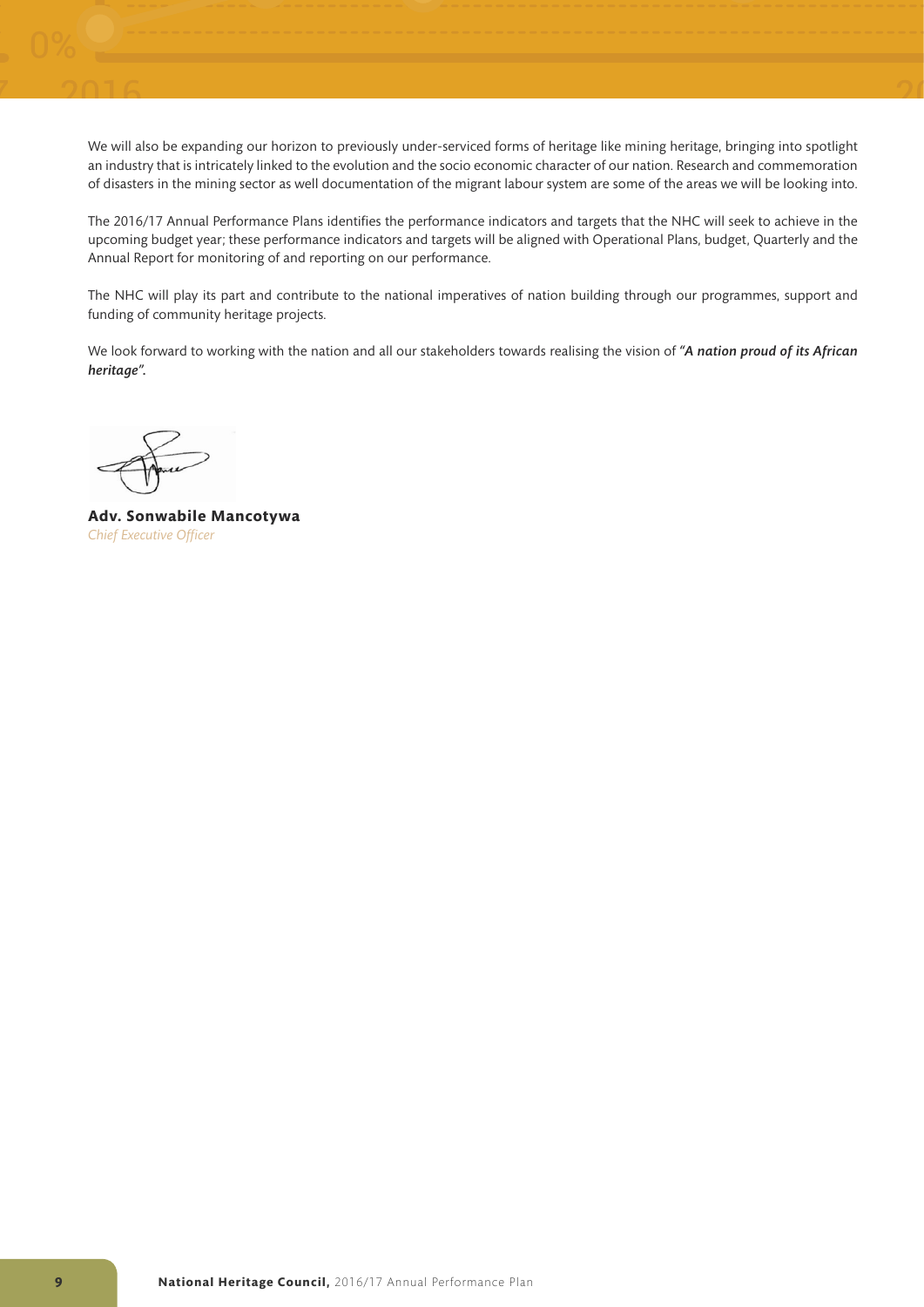We will also be expanding our horizon to previously under-serviced forms of heritage like mining heritage, bringing into spotlight an industry that is intricately linked to the evolution and the socio economic character of our nation. Research and commemoration of disasters in the mining sector as well documentation of the migrant labour system are some of the areas we will be looking into.

The 2016/17 Annual Performance Plans identifies the performance indicators and targets that the NHC will seek to achieve in the upcoming budget year; these performance indicators and targets will be aligned with Operational Plans, budget, Quarterly and the Annual Report for monitoring of and reporting on our performance.

The NHC will play its part and contribute to the national imperatives of nation building through our programmes, support and funding of community heritage projects.

We look forward to working with the nation and all our stakeholders towards realising the vision of ***"A nation proud of its African heritage".***

**Adv. Sonwabile Mancotywa**
*Chief Executive Officer*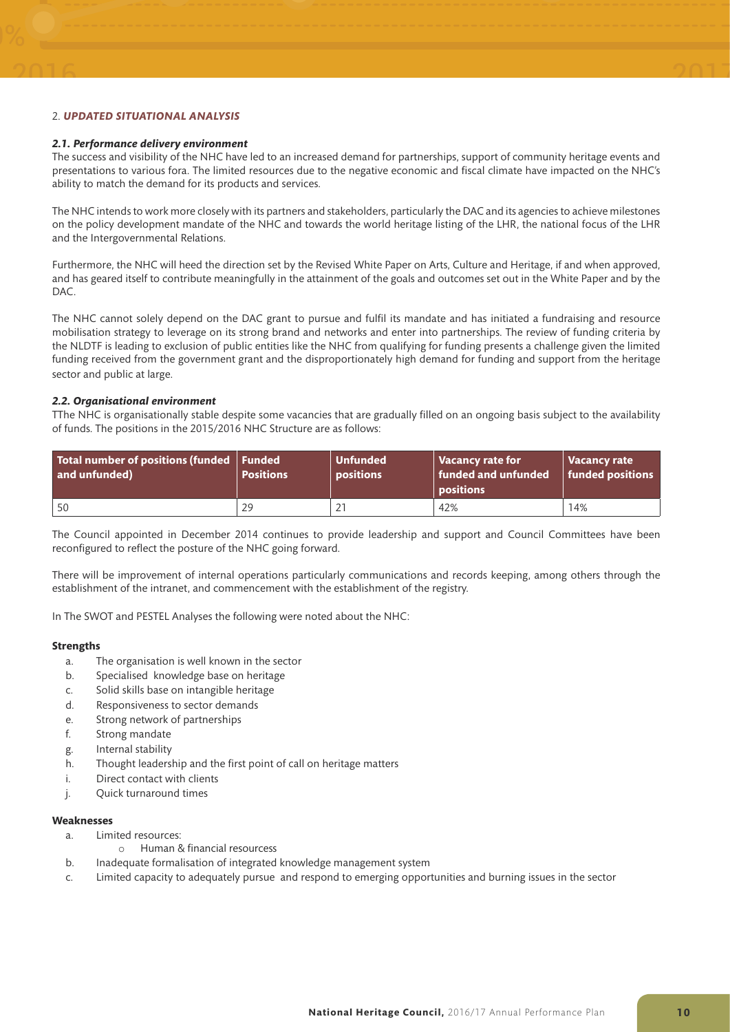## 2. *UPDATED SITUATIONAL ANALYSIS*

### *2.1. Performance delivery environment*

The success and visibility of the NHC have led to an increased demand for partnerships, support of community heritage events and presentations to various fora. The limited resources due to the negative economic and fiscal climate have impacted on the NHC's ability to match the demand for its products and services.

The NHC intends to work more closely with its partners and stakeholders, particularly the DAC and its agencies to achieve milestones on the policy development mandate of the NHC and towards the world heritage listing of the LHR, the national focus of the LHR and the Intergovernmental Relations.

Furthermore, the NHC will heed the direction set by the Revised White Paper on Arts, Culture and Heritage, if and when approved, and has geared itself to contribute meaningfully in the attainment of the goals and outcomes set out in the White Paper and by the DAC.

The NHC cannot solely depend on the DAC grant to pursue and fulfil its mandate and has initiated a fundraising and resource mobilisation strategy to leverage on its strong brand and networks and enter into partnerships. The review of funding criteria by the NLDTF is leading to exclusion of public entities like the NHC from qualifying for funding presents a challenge given the limited funding received from the government grant and the disproportionately high demand for funding and support from the heritage sector and public at large.

### *2.2. Organisational environment*

TThe NHC is organisationally stable despite some vacancies that are gradually filled on an ongoing basis subject to the availability of funds. The positions in the 2015/2016 NHC Structure are as follows:

| Total number of positions (funded and unfunded) | Funded Positions | Unfunded positions | Vacancy rate for funded and unfunded positions | Vacancy rate funded positions |
|---|---|---|---|---|
| 50 | 29 | 21 | 42% | 14% |

The Council appointed in December 2014 continues to provide leadership and support and Council Committees have been reconfigured to reflect the posture of the NHC going forward.

There will be improvement of internal operations particularly communications and records keeping, among others through the establishment of the intranet, and commencement with the establishment of the registry.

In The SWOT and PESTEL Analyses the following were noted about the NHC:

**Strengths**

- a. The organisation is well known in the sector
- b. Specialised knowledge base on heritage
- c. Solid skills base on intangible heritage
- d. Responsiveness to sector demands
- e. Strong network of partnerships
- f. Strong mandate
- g. Internal stability
- h. Thought leadership and the first point of call on heritage matters
- i. Direct contact with clients
- j. Quick turnaround times

**Weaknesses**

- a. Limited resources:
  - o Human & financial resourcess
- b. Inadequate formalisation of integrated knowledge management system
- c. Limited capacity to adequately pursue and respond to emerging opportunities and burning issues in the sector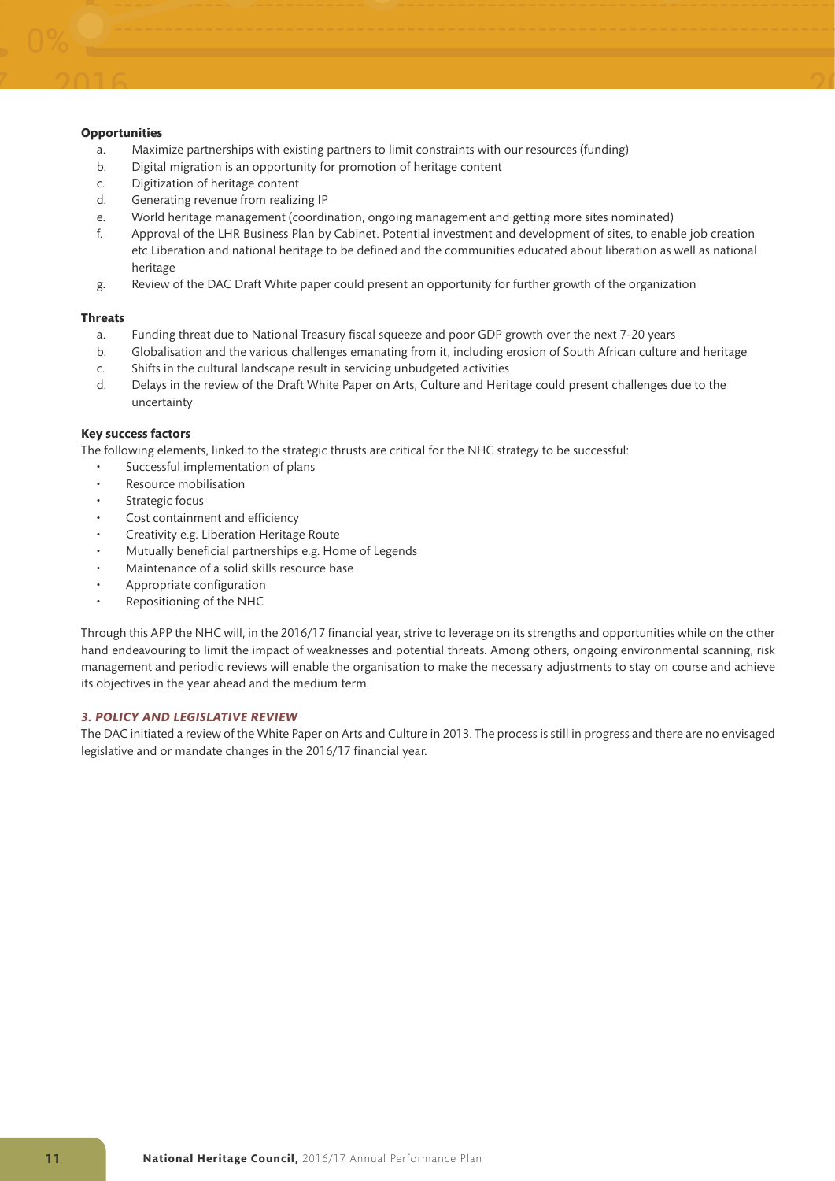**Opportunities**

a. Maximize partnerships with existing partners to limit constraints with our resources (funding)
b. Digital migration is an opportunity for promotion of heritage content
c. Digitization of heritage content
d. Generating revenue from realizing IP
e. World heritage management (coordination, ongoing management and getting more sites nominated)
f. Approval of the LHR Business Plan by Cabinet. Potential investment and development of sites, to enable job creation etc Liberation and national heritage to be defined and the communities educated about liberation as well as national heritage
g. Review of the DAC Draft White paper could present an opportunity for further growth of the organization

**Threats**

a. Funding threat due to National Treasury fiscal squeeze and poor GDP growth over the next 7-20 years
b. Globalisation and the various challenges emanating from it, including erosion of South African culture and heritage
c. Shifts in the cultural landscape result in servicing unbudgeted activities
d. Delays in the review of the Draft White Paper on Arts, Culture and Heritage could present challenges due to the uncertainty

**Key success factors**

The following elements, linked to the strategic thrusts are critical for the NHC strategy to be successful:

- Successful implementation of plans
- Resource mobilisation
- Strategic focus
- Cost containment and efficiency
- Creativity e.g. Liberation Heritage Route
- Mutually beneficial partnerships e.g. Home of Legends
- Maintenance of a solid skills resource base
- Appropriate configuration
- Repositioning of the NHC

Through this APP the NHC will, in the 2016/17 financial year, strive to leverage on its strengths and opportunities while on the other hand endeavouring to limit the impact of weaknesses and potential threats. Among others, ongoing environmental scanning, risk management and periodic reviews will enable the organisation to make the necessary adjustments to stay on course and achieve its objectives in the year ahead and the medium term.

### *3. POLICY AND LEGISLATIVE REVIEW*

The DAC initiated a review of the White Paper on Arts and Culture in 2013. The process is still in progress and there are no envisaged legislative and or mandate changes in the 2016/17 financial year.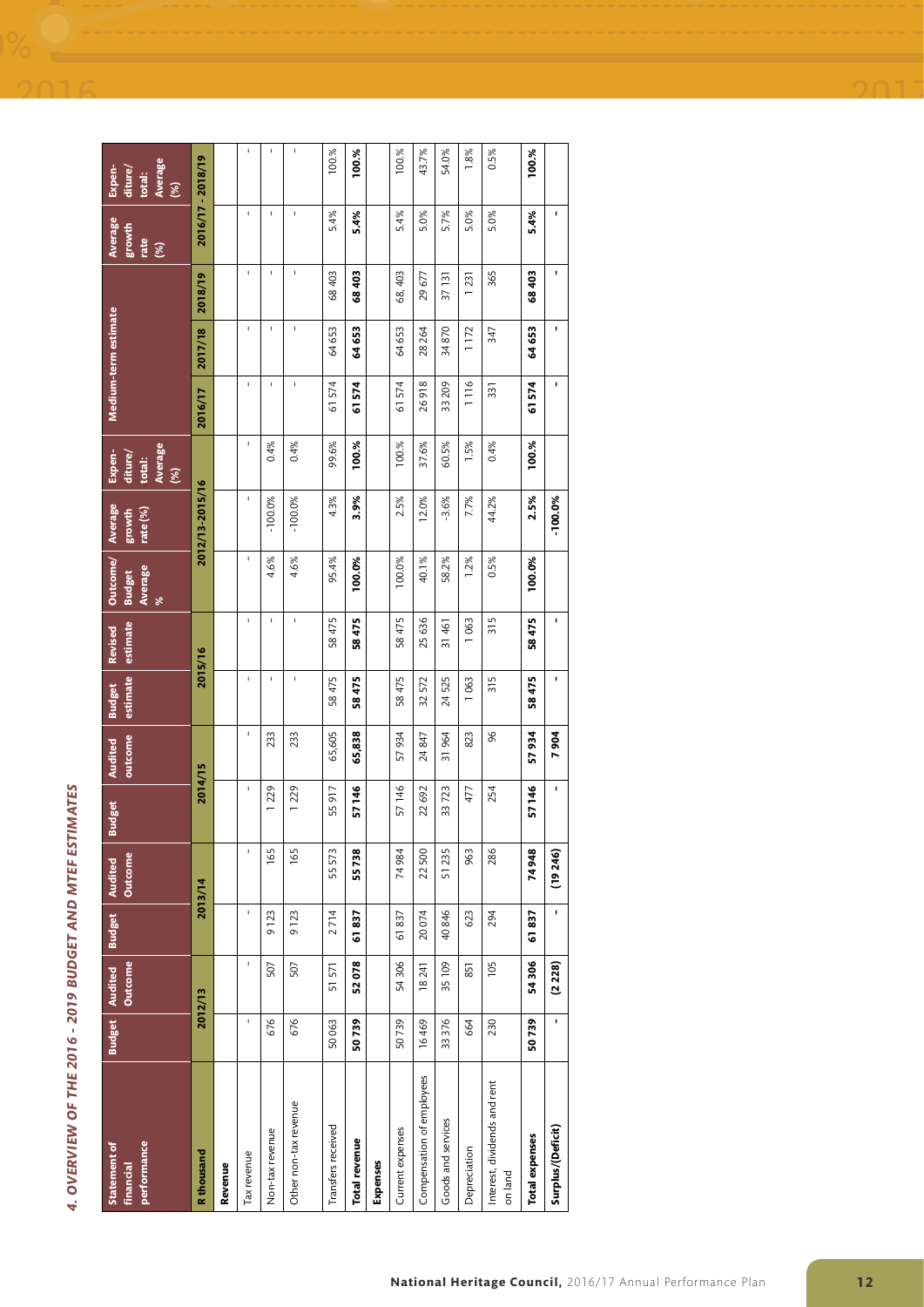## 4. OVERVIEW OF THE 2016 - 2019 BUDGET AND MTEF ESTIMATES

| Statement of financial performance | Budget | Audited Outcome | Budget | Audited Outcome | Budget | Audited outcome | Budget estimate | Revised estimate | Outcome/ Budget Average % | Average growth rate (%) | Expen-diture/ total: Average (%) | Medium-term estimate | | | Average growth rate (%) | Expen-diture/ total: Average (%) |
|---|---|---|---|---|---|---|---|---|---|---|---|---|---|---|---|---|
| R thousand | 2012/13 | | 2013/14 | | 2014/15 | | 2015/16 | | 2012/13-2015/16 | | | 2016/17 | 2017/18 | 2018/19 | 2016/17 - 2018/19 | |
| **Revenue** | | | | | | | | | | | | | | | | |
| Tax revenue | - | - | - | - | - | - | - | - | - | - | - | - | - | - | - | - |
| Non-tax revenue | 676 | 507 | 9 123 | 165 | 1 229 | 233 | - | - | 4.6% | -100.0% | 0.4% | - | - | - | - | - |
| Other non-tax revenue | 676 | 507 | 9 123 | 165 | 1 229 | 233 | - | - | 4.6% | -100.0% | 0.4% | - | - | - | - | - |
| Transfers received | 50 063 | 51 571 | 2 714 | 55 573 | 55 917 | 65,605 | 58 475 | 58 475 | 95.4% | 4.3% | 99.6% | 61 574 | 64 653 | 68 403 | 5.4% | 100.% |
| **Total revenue** | **50 739** | **52 078** | **61 837** | **55 738** | **57 146** | **65,838** | **58 475** | **58 475** | **100.0%** | **3.9%** | **100.%** | **61 574** | **64 653** | **68 403** | **5.4%** | **100.%** |
| **Expenses** | | | | | | | | | | | | | | | | |
| Current expenses | 50 739 | 54 306 | 61 837 | 74 984 | 57 146 | 57 934 | 58 475 | 58 475 | 100.0% | 2.5% | 100.% | 61 574 | 64 653 | 68, 403 | 5.4% | 100.% |
| Compensation of employees | 16 469 | 18 241 | 20 074 | 22 500 | 22 692 | 24 847 | 32 572 | 25 636 | 40.1% | 12.0% | 37.6% | 26 918 | 28 264 | 29 677 | 5.0% | 43.7% |
| Goods and services | 33 376 | 35 109 | 40 846 | 51 235 | 33 723 | 31 964 | 24 525 | 31 461 | 58.2% | -3.6% | 60.5% | 33 209 | 34 870 | 37 131 | 5.7% | 54.0% |
| Depreciation | 664 | 851 | 623 | 963 | 477 | 823 | 1 063 | 1 063 | 1.2% | 7.7% | 1.5% | 1 116 | 1 172 | 1 231 | 5.0% | 1.8% |
| Interest, dividends and rent on land | 230 | 105 | 294 | 286 | 254 | 96 | 315 | 315 | 0.5% | 44.2% | 0.4% | 331 | 347 | 365 | 5.0% | 0.5% |
| **Total expenses** | **50 739** | **54 306** | **61 837** | **74 948** | **57 146** | **57 934** | **58 475** | **58 475** | **100.0%** | **2.5%** | **100.%** | **61 574** | **64 653** | **68 403** | **5.4%** | **100.%** |
| **Surplus/(Deficit)** | **-** | **(2 228)** | **-** | **(19 246)** | **-** | **7 904** | **-** | **-** | | **-100.0%** | | **-** | **-** | **-** | **-** | |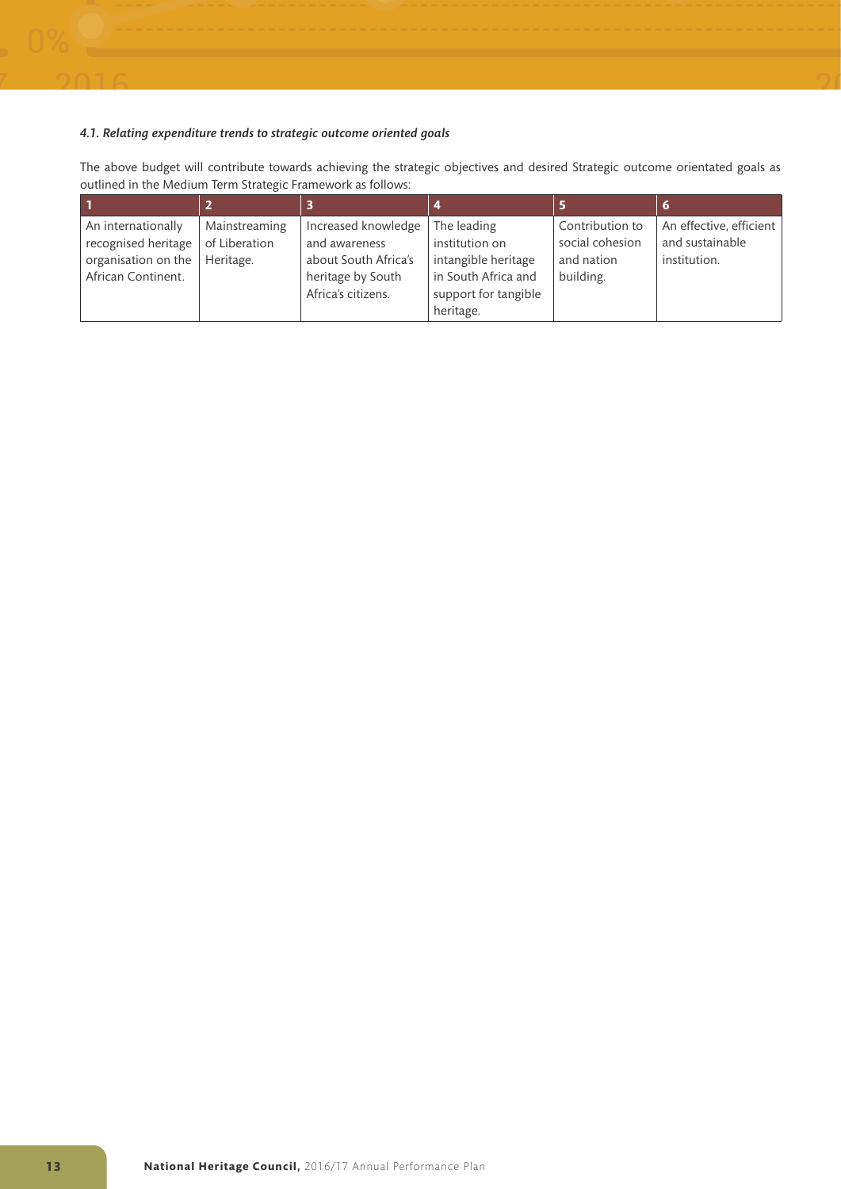#### *4.1. Relating expenditure trends to strategic outcome oriented goals*

The above budget will contribute towards achieving the strategic objectives and desired Strategic outcome orientated goals as outlined in the Medium Term Strategic Framework as follows:

| 1 | 2 | 3 | 4 | 5 | 6 |
|---|---|---|---|---|---|
| An internationally recognised heritage organisation on the African Continent. | Mainstreaming of Liberation Heritage. | Increased knowledge and awareness about South Africa's heritage by South Africa's citizens. | The leading institution on intangible heritage in South Africa and support for tangible heritage. | Contribution to social cohesion and nation building. | An effective, efficient and sustainable institution. |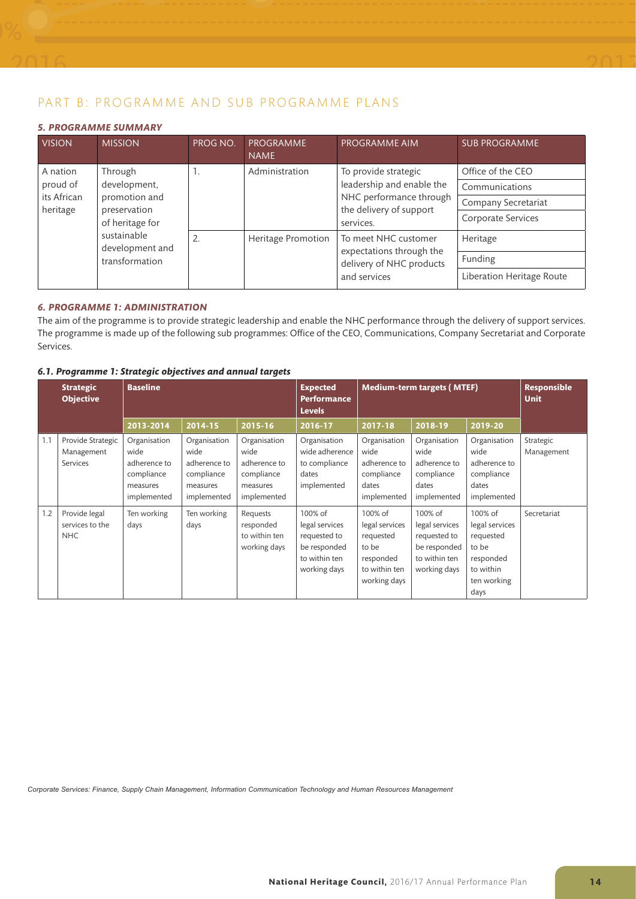# PART B: PROGRAMME AND SUB PROGRAMME PLANS

### *5. PROGRAMME SUMMARY*

| VISION | MISSION | PROG NO. | PROGRAMME NAME | PROGRAMME AIM | SUB PROGRAMME |
|---|---|---|---|---|---|
| A nation proud of its African heritage | Through development, promotion and preservation of heritage for sustainable development and transformation | 1. | Administration | To provide strategic leadership and enable the NHC performance through the delivery of support services. | Office of the CEO |
| | | | | | Communications |
| | | | | | Company Secretariat |
| | | | | | Corporate Services |
| | | 2. | Heritage Promotion | To meet NHC customer expectations through the delivery of NHC products and services | Heritage |
| | | | | | Funding |
| | | | | | Liberation Heritage Route |

### *6. PROGRAMME 1: ADMINISTRATION*

The aim of the programme is to provide strategic leadership and enable the NHC performance through the delivery of support services. The programme is made up of the following sub programmes: Office of the CEO, Communications, Company Secretariat and Corporate Services.

#### *6.1. Programme 1: Strategic objectives and annual targets*

| | Strategic Objective | Baseline | | | Expected Performance Levels | Medium-term targets ( MTEF) | | | Responsible Unit |
|---|---|---|---|---|---|---|---|---|---|
| | | 2013-2014 | 2014-15 | 2015-16 | 2016-17 | 2017-18 | 2018-19 | 2019-20 | |
| 1.1 | Provide Strategic Management Services | Organisation wide adherence to compliance measures implemented | Organisation wide adherence to compliance measures implemented | Organisation wide adherence to compliance measures implemented | Organisation wide adherence to compliance dates implemented | Organisation wide adherence to compliance dates implemented | Organisation wide adherence to compliance dates implemented | Organisation wide adherence to compliance dates implemented | Strategic Management |
| 1.2 | Provide legal services to the NHC | Ten working days | Ten working days | Requests responded to within ten working days | 100% of legal services requested to be responded to within ten working days | 100% of legal services requested to be responded to within ten working days | 100% of legal services requested to be responded to within ten working days | 100% of legal services requested to be responded to within ten working days | Secretariat |

*Corporate Services: Finance, Supply Chain Management, Information Communication Technology and Human Resources Management*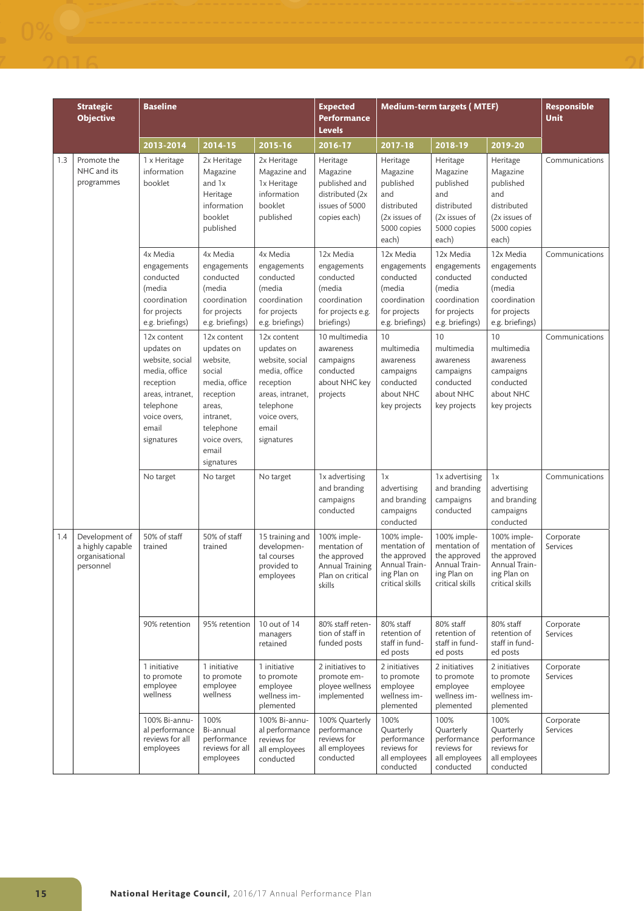| | Strategic Objective | Baseline | | | Expected Performance Levels | Medium-term targets ( MTEF) | | | Responsible Unit |
|---|---|---|---|---|---|---|---|---|---|
| | | 2013-2014 | 2014-15 | 2015-16 | 2016-17 | 2017-18 | 2018-19 | 2019-20 | |
| 1.3 | Promote the NHC and its programmes | 1 x Heritage information booklet | 2x Heritage Magazine and 1x Heritage information booklet published | 2x Heritage Magazine and 1x Heritage information booklet published | Heritage Magazine published and distributed (2x issues of 5000 copies each) | Heritage Magazine published and distributed (2x issues of 5000 copies each) | Heritage Magazine published and distributed (2x issues of 5000 copies each) | Heritage Magazine published and distributed (2x issues of 5000 copies each) | Communications |
| | | 4x Media engagements conducted (media coordination for projects e.g. briefings) | 4x Media engagements conducted (media coordination for projects e.g. briefings) | 4x Media engagements conducted (media coordination for projects e.g. briefings) | 12x Media engagements conducted (media coordination for projects e.g. briefings) | 12x Media engagements conducted (media coordination for projects e.g. briefings) | 12x Media engagements conducted (media coordination for projects e.g. briefings) | 12x Media engagements conducted (media coordination for projects e.g. briefings) | Communications |
| | | 12x content updates on website, social media, office reception areas, intranet, telephone voice overs, email signatures | 12x content updates on website, social media, office reception areas, intranet, telephone voice overs, email signatures | 12x content updates on website, social media, office reception areas, intranet, telephone voice overs, email signatures | 10 multimedia awareness campaigns conducted about NHC key projects | 10 multimedia awareness campaigns conducted about NHC key projects | 10 multimedia awareness campaigns conducted about NHC key projects | 10 multimedia awareness campaigns conducted about NHC key projects | Communications |
| | | No target | No target | No target | 1x advertising and branding campaigns conducted | 1x advertising and branding campaigns conducted | 1x advertising and branding campaigns conducted | 1x advertising and branding campaigns conducted | Communications |
| 1.4 | Development of a highly capable organisational personnel | 50% of staff trained | 50% of staff trained | 15 training and developmental courses provided to employees | 100% implementation of the approved Annual Training Plan on critical skills | 100% implementation of the approved Annual Training Plan on critical skills | 100% implementation of the approved Annual Training Plan on critical skills | 100% implementation of the approved Annual Training Plan on critical skills | Corporate Services |
| | | 90% retention | 95% retention | 10 out of 14 managers retained | 80% staff retention of staff in funded posts | 80% staff retention of staff in funded posts | 80% staff retention of staff in funded posts | 80% staff retention of staff in funded posts | Corporate Services |
| | | 1 initiative to promote employee wellness | 1 initiative to promote employee wellness | 1 initiative to promote employee wellness implemented | 2 initiatives to promote employee wellness implemented | 2 initiatives to promote employee wellness implemented | 2 initiatives to promote employee wellness implemented | 2 initiatives to promote employee wellness implemented | Corporate Services |
| | | 100% Bi-annual performance reviews for all employees | 100% Bi-annual performance reviews for all employees | 100% Bi-annual performance reviews for all employees conducted | 100% Quarterly performance reviews for all employees conducted | 100% Quarterly performance reviews for all employees conducted | 100% Quarterly performance reviews for all employees conducted | 100% Quarterly performance reviews for all employees conducted | Corporate Services |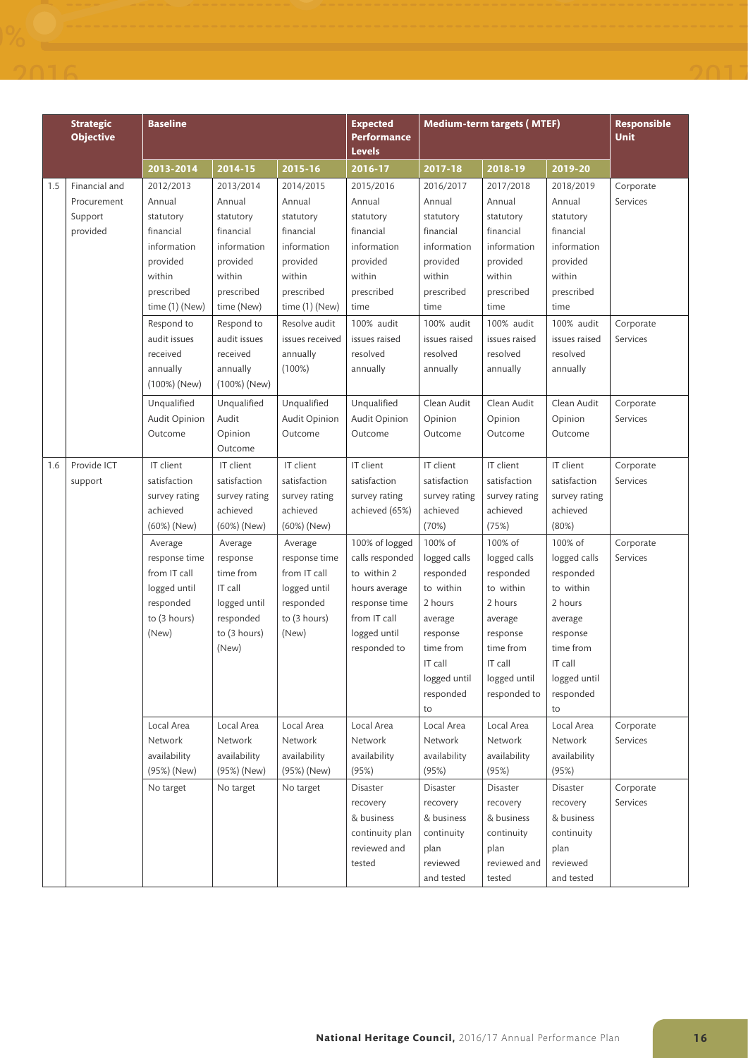| | Strategic Objective | Baseline | | | Expected Performance Levels | Medium-term targets ( MTEF) | | | Responsible Unit |
|---|---|---|---|---|---|---|---|---|---|
| | | 2013-2014 | 2014-15 | 2015-16 | 2016-17 | 2017-18 | 2018-19 | 2019-20 | |
| 1.5 | Financial and Procurement Support provided | 2012/2013 Annual statutory financial information provided within prescribed time (1) (New) | 2013/2014 Annual statutory financial information provided within prescribed time (New) | 2014/2015 Annual statutory financial information provided within prescribed time (1) (New) | 2015/2016 Annual statutory financial information provided within prescribed time | 2016/2017 Annual statutory financial information provided within prescribed time | 2017/2018 Annual statutory financial information provided within prescribed time | 2018/2019 Annual statutory financial information provided within prescribed time | Corporate Services |
| | | Respond to audit issues received annually (100%) (New) | Respond to audit issues received annually (100%) (New) | Resolve audit issues received annually (100%) | 100% audit issues raised resolved annually | 100% audit issues raised resolved annually | 100% audit issues raised resolved annually | 100% audit issues raised resolved annually | Corporate Services |
| | | Unqualified Audit Opinion Outcome | Unqualified Audit Opinion Outcome | Unqualified Audit Opinion Outcome | Unqualified Audit Opinion Outcome | Clean Audit Opinion Outcome | Clean Audit Opinion Outcome | Clean Audit Opinion Outcome | Corporate Services |
| 1.6 | Provide ICT support | IT client satisfaction survey rating achieved (60%) (New) | IT client satisfaction survey rating achieved (60%) (New) | IT client satisfaction survey rating achieved (60%) (New) | IT client satisfaction survey rating achieved (65%) | IT client satisfaction survey rating achieved (70%) | IT client satisfaction survey rating achieved (75%) | IT client satisfaction survey rating achieved (80%) | Corporate Services |
| | | Average response time from IT call logged until responded to (3 hours) (New) | Average response time from IT call logged until responded to (3 hours) (New) | Average response time from IT call logged until responded to (3 hours) (New) | 100% of logged calls responded to within 2 hours average response time from IT call logged until responded to | 100% of logged calls responded to within 2 hours average response time from IT call logged until responded to | 100% of logged calls responded to within 2 hours average response time from IT call logged until responded to | 100% of logged calls responded to within 2 hours average response time from IT call logged until responded to | Corporate Services |
| | | Local Area Network availability (95%) (New) | Local Area Network availability (95%) (New) | Local Area Network availability (95%) (New) | Local Area Network availability (95%) | Local Area Network availability (95%) | Local Area Network availability (95%) | Local Area Network availability (95%) | Corporate Services |
| | | No target | No target | No target | Disaster recovery & business continuity plan reviewed and tested | Disaster recovery & business continuity plan reviewed and tested | Disaster recovery & business continuity plan reviewed and tested | Disaster recovery & business continuity plan reviewed and tested | Corporate Services |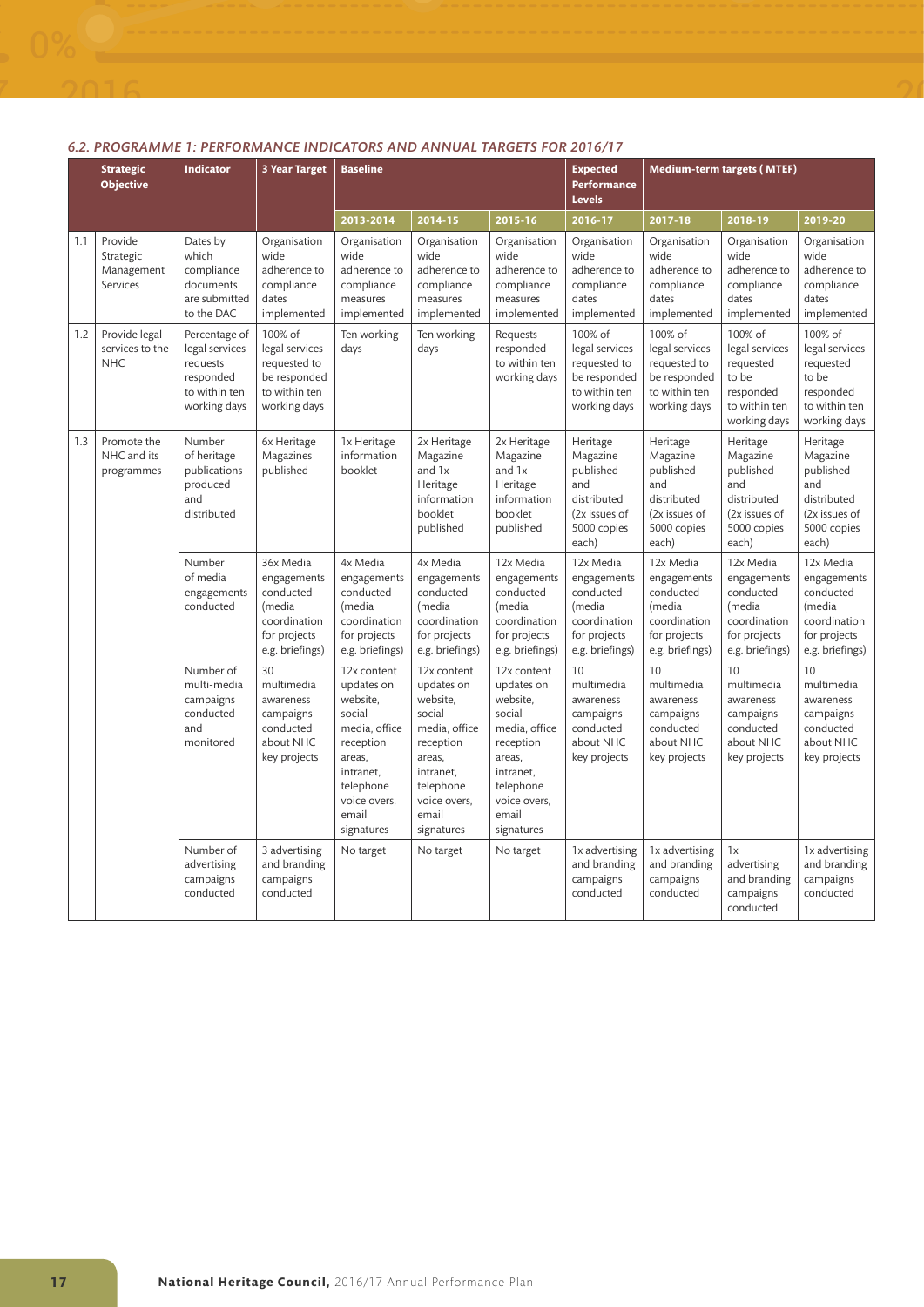### *6.2. PROGRAMME 1: PERFORMANCE INDICATORS AND ANNUAL TARGETS FOR 2016/17*

| | Strategic Objective | Indicator | 3 Year Target | Baseline | | | Expected Performance Levels | Medium-term targets ( MTEF) | | |
|---|---|---|---|---|---|---|---|---|---|---|
| | | | | 2013-2014 | 2014-15 | 2015-16 | 2016-17 | 2017-18 | 2018-19 | 2019-20 |
| 1.1 | Provide Strategic Management Services | Dates by which compliance documents are submitted to the DAC | Organisation wide adherence to compliance dates implemented | Organisation wide adherence to compliance measures implemented | Organisation wide adherence to compliance measures implemented | Organisation wide adherence to compliance measures implemented | Organisation wide adherence to compliance dates implemented | Organisation wide adherence to compliance dates implemented | Organisation wide adherence to compliance dates implemented | Organisation wide adherence to compliance dates implemented |
| 1.2 | Provide legal services to the NHC | Percentage of legal services requests responded to within ten working days | 100% of legal services requested to be responded to within ten working days | Ten working days | Ten working days | Requests responded to within ten working days | 100% of legal services requested to be responded to within ten working days | 100% of legal services requested to be responded to within ten working days | 100% of legal services requested to be responded to within ten working days | 100% of legal services requested to be responded to within ten working days |
| 1.3 | Promote the NHC and its programmes | Number of heritage publications produced and distributed | 6x Heritage Magazines published | 1x Heritage information booklet | 2x Heritage Magazine and 1x Heritage information booklet published | 2x Heritage Magazine and 1x Heritage information booklet published | Heritage Magazine published and distributed (2x issues of 5000 copies each) | Heritage Magazine published and distributed (2x issues of 5000 copies each) | Heritage Magazine published and distributed (2x issues of 5000 copies each) | Heritage Magazine published and distributed (2x issues of 5000 copies each) |
| | | Number of media engagements conducted | 36x Media engagements conducted (media coordination for projects e.g. briefings) | 4x Media engagements conducted (media coordination for projects e.g. briefings) | 4x Media engagements conducted (media coordination for projects e.g. briefings) | 12x Media engagements conducted (media coordination for projects e.g. briefings) | 12x Media engagements conducted (media coordination for projects e.g. briefings) | 12x Media engagements conducted (media coordination for projects e.g. briefings) | 12x Media engagements conducted (media coordination for projects e.g. briefings) | 12x Media engagements conducted (media coordination for projects e.g. briefings) |
| | | Number of multi-media campaigns conducted and monitored | 30 multimedia awareness campaigns conducted about NHC key projects | 12x content updates on website, social media, office reception areas, intranet, telephone voice overs, email signatures | 12x content updates on website, social media, office reception areas, intranet, telephone voice overs, email signatures | 12x content updates on website, social media, office reception areas, intranet, telephone voice overs, email signatures | 10 multimedia awareness campaigns conducted about NHC key projects | 10 multimedia awareness campaigns conducted about NHC key projects | 10 multimedia awareness campaigns conducted about NHC key projects | 10 multimedia awareness campaigns conducted about NHC key projects |
| | | Number of advertising campaigns conducted | 3 advertising and branding campaigns conducted | No target | No target | No target | 1x advertising and branding campaigns conducted | 1x advertising and branding campaigns conducted | 1x advertising and branding campaigns conducted | 1x advertising and branding campaigns conducted |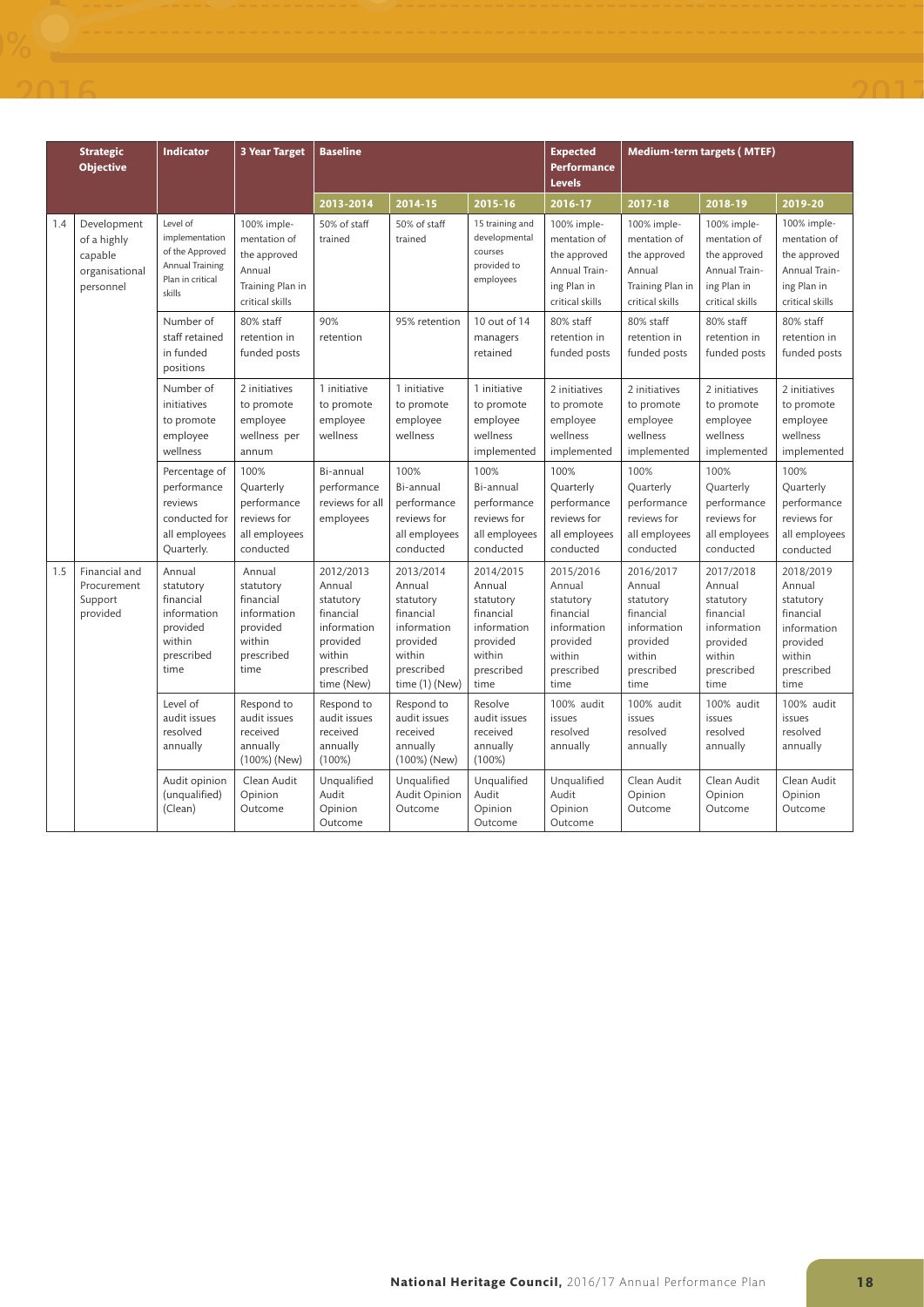| | Strategic Objective | Indicator | 3 Year Target | Baseline | | | Expected Performance Levels | Medium-term targets ( MTEF) | | |
|---|---|---|---|---|---|---|---|---|---|---|
| | | | | 2013-2014 | 2014-15 | 2015-16 | 2016-17 | 2017-18 | 2018-19 | 2019-20 |
| 1.4 | Development of a highly capable organisational personnel | Level of implementation of the Approved Annual Training Plan in critical skills | 100% implementation of the approved Annual Training Plan in critical skills | 50% of staff trained | 50% of staff trained | 15 training and developmental courses provided to employees | 100% implementation of the approved Annual Training Plan in critical skills | 100% implementation of the approved Annual Training Plan in critical skills | 100% implementation of the approved Annual Training Plan in critical skills | 100% implementation of the approved Annual Training Plan in critical skills |
| | | Number of staff retained in funded positions | 80% staff retention in funded posts | 90% retention | 95% retention | 10 out of 14 managers retained | 80% staff retention in funded posts | 80% staff retention in funded posts | 80% staff retention in funded posts | 80% staff retention in funded posts |
| | | Number of initiatives to promote employee wellness | 2 initiatives to promote employee wellness per annum | 1 initiative to promote employee wellness | 1 initiative to promote employee wellness | 1 initiative to promote employee wellness implemented | 2 initiatives to promote employee wellness implemented | 2 initiatives to promote employee wellness implemented | 2 initiatives to promote employee wellness implemented | 2 initiatives to promote employee wellness implemented |
| | | Percentage of performance reviews conducted for all employees Quarterly. | 100% Quarterly performance reviews for all employees conducted | Bi-annual performance reviews for all employees | 100% Bi-annual performance reviews for all employees conducted | 100% Bi-annual performance reviews for all employees conducted | 100% Quarterly performance reviews for all employees conducted | 100% Quarterly performance reviews for all employees conducted | 100% Quarterly performance reviews for all employees conducted | 100% Quarterly performance reviews for all employees conducted |
| 1.5 | Financial and Procurement Support provided | Annual statutory financial information provided within prescribed time | Annual statutory financial information provided within prescribed time | 2012/2013 Annual statutory financial information provided within prescribed time (New) | 2013/2014 Annual statutory financial information provided within prescribed time (1) (New) | 2014/2015 Annual statutory financial information provided within prescribed time | 2015/2016 Annual statutory financial information provided within prescribed time | 2016/2017 Annual statutory financial information provided within prescribed time | 2017/2018 Annual statutory financial information provided within prescribed time | 2018/2019 Annual statutory financial information provided within prescribed time |
| | | Level of audit issues resolved annually | Respond to audit issues received annually (100%) (New) | Respond to audit issues received annually (100%) | Respond to audit issues received annually (100%) (New) | Resolve audit issues received annually (100%) | 100% audit issues resolved annually | 100% audit issues resolved annually | 100% audit issues resolved annually | 100% audit issues resolved annually |
| | | Audit opinion (unqualified) (Clean) | Clean Audit Opinion Outcome | Unqualified Audit Opinion Outcome | Unqualified Audit Opinion Outcome | Unqualified Audit Opinion Outcome | Unqualified Audit Opinion Outcome | Clean Audit Opinion Outcome | Clean Audit Opinion Outcome | Clean Audit Opinion Outcome |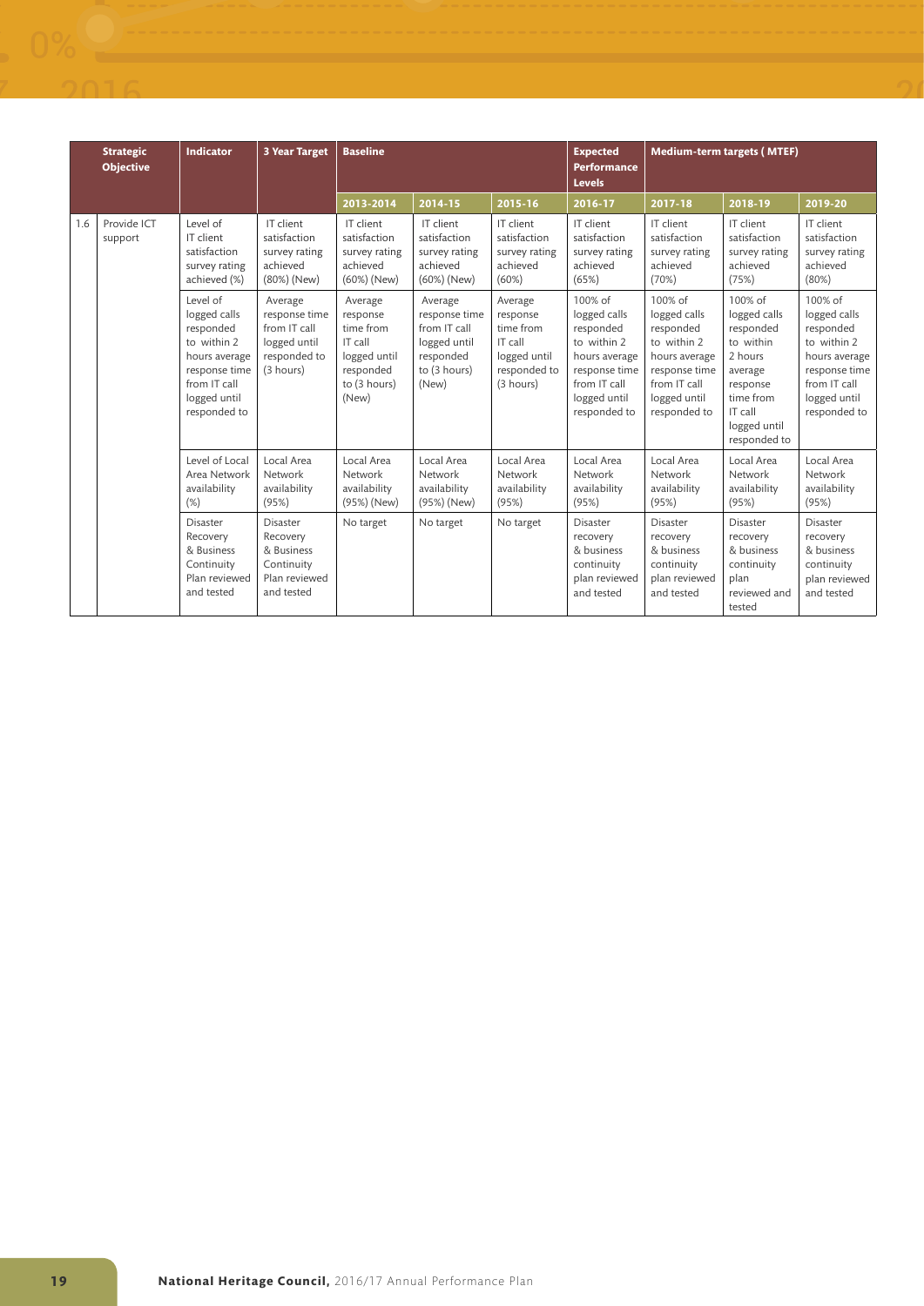| | Strategic Objective | Indicator | 3 Year Target | Baseline | | | Expected Performance Levels | Medium-term targets ( MTEF) | | |
|---|---|---|---|---|---|---|---|---|---|---|
| | | | | 2013-2014 | 2014-15 | 2015-16 | 2016-17 | 2017-18 | 2018-19 | 2019-20 |
| 1.6 | Provide ICT support | Level of IT client satisfaction survey rating achieved (%) | IT client satisfaction survey rating achieved (80%) (New) | IT client satisfaction survey rating achieved (60%) (New) | IT client satisfaction survey rating achieved (60%) (New) | IT client satisfaction survey rating achieved (60%) | IT client satisfaction survey rating achieved (65%) | IT client satisfaction survey rating achieved (70%) | IT client satisfaction survey rating achieved (75%) | IT client satisfaction survey rating achieved (80%) |
| | | Level of logged calls responded to within 2 hours average response time from IT call logged until responded to | Average response time from IT call logged until responded to (3 hours) | Average response time from IT call logged until responded to (3 hours) (New) | Average response time from IT call logged until responded to (3 hours) (New) | Average response time from IT call logged until responded to (3 hours) | 100% of logged calls responded to within 2 hours average response time from IT call logged until responded to | 100% of logged calls responded to within 2 hours average response time from IT call logged until responded to | 100% of logged calls responded to within 2 hours average response time from IT call logged until responded to | 100% of logged calls responded to within 2 hours average response time from IT call logged until responded to |
| | | Level of Local Area Network availability (%) | Local Area Network availability (95%) | Local Area Network availability (95%) (New) | Local Area Network availability (95%) (New) | Local Area Network availability (95%) | Local Area Network availability (95%) | Local Area Network availability (95%) | Local Area Network availability (95%) | Local Area Network availability (95%) |
| | | Disaster Recovery & Business Continuity Plan reviewed and tested | Disaster Recovery & Business Continuity Plan reviewed and tested | No target | No target | No target | Disaster recovery & business continuity plan reviewed and tested | Disaster recovery & business continuity plan reviewed and tested | Disaster recovery & business continuity plan reviewed and tested | Disaster recovery & business continuity plan reviewed and tested |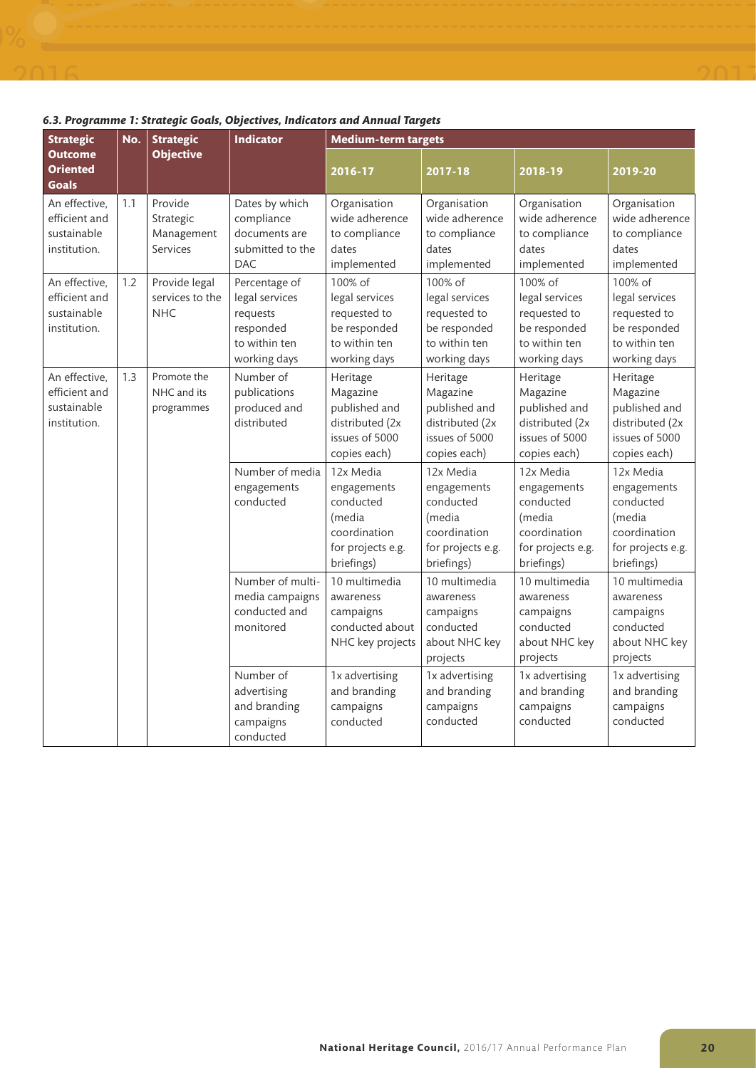### *6.3. Programme 1: Strategic Goals, Objectives, Indicators and Annual Targets*

| Strategic Outcome Oriented Goals | No. | Strategic Objective | Indicator | Medium-term targets | | | |
|---|---|---|---|---|---|---|---|
| | | | | 2016-17 | 2017-18 | 2018-19 | 2019-20 |
| An effective, efficient and sustainable institution. | 1.1 | Provide Strategic Management Services | Dates by which compliance documents are submitted to the DAC | Organisation wide adherence to compliance dates implemented | Organisation wide adherence to compliance dates implemented | Organisation wide adherence to compliance dates implemented | Organisation wide adherence to compliance dates implemented |
| An effective, efficient and sustainable institution. | 1.2 | Provide legal services to the NHC | Percentage of legal services requests responded to within ten working days | 100% of legal services requested to be responded to within ten working days | 100% of legal services requested to be responded to within ten working days | 100% of legal services requested to be responded to within ten working days | 100% of legal services requested to be responded to within ten working days |
| An effective, efficient and sustainable institution. | 1.3 | Promote the NHC and its programmes | Number of publications produced and distributed | Heritage Magazine published and distributed (2x issues of 5000 copies each) | Heritage Magazine published and distributed (2x issues of 5000 copies each) | Heritage Magazine published and distributed (2x issues of 5000 copies each) | Heritage Magazine published and distributed (2x issues of 5000 copies each) |
| | | | Number of media engagements conducted | 12x Media engagements conducted (media coordination for projects e.g. briefings) | 12x Media engagements conducted (media coordination for projects e.g. briefings) | 12x Media engagements conducted (media coordination for projects e.g. briefings) | 12x Media engagements conducted (media coordination for projects e.g. briefings) |
| | | | Number of multi-media campaigns conducted and monitored | 10 multimedia awareness campaigns conducted about NHC key projects | 10 multimedia awareness campaigns conducted about NHC key projects | 10 multimedia awareness campaigns conducted about NHC key projects | 10 multimedia awareness campaigns conducted about NHC key projects |
| | | | Number of advertising and branding campaigns conducted | 1x advertising and branding campaigns conducted | 1x advertising and branding campaigns conducted | 1x advertising and branding campaigns conducted | 1x advertising and branding campaigns conducted |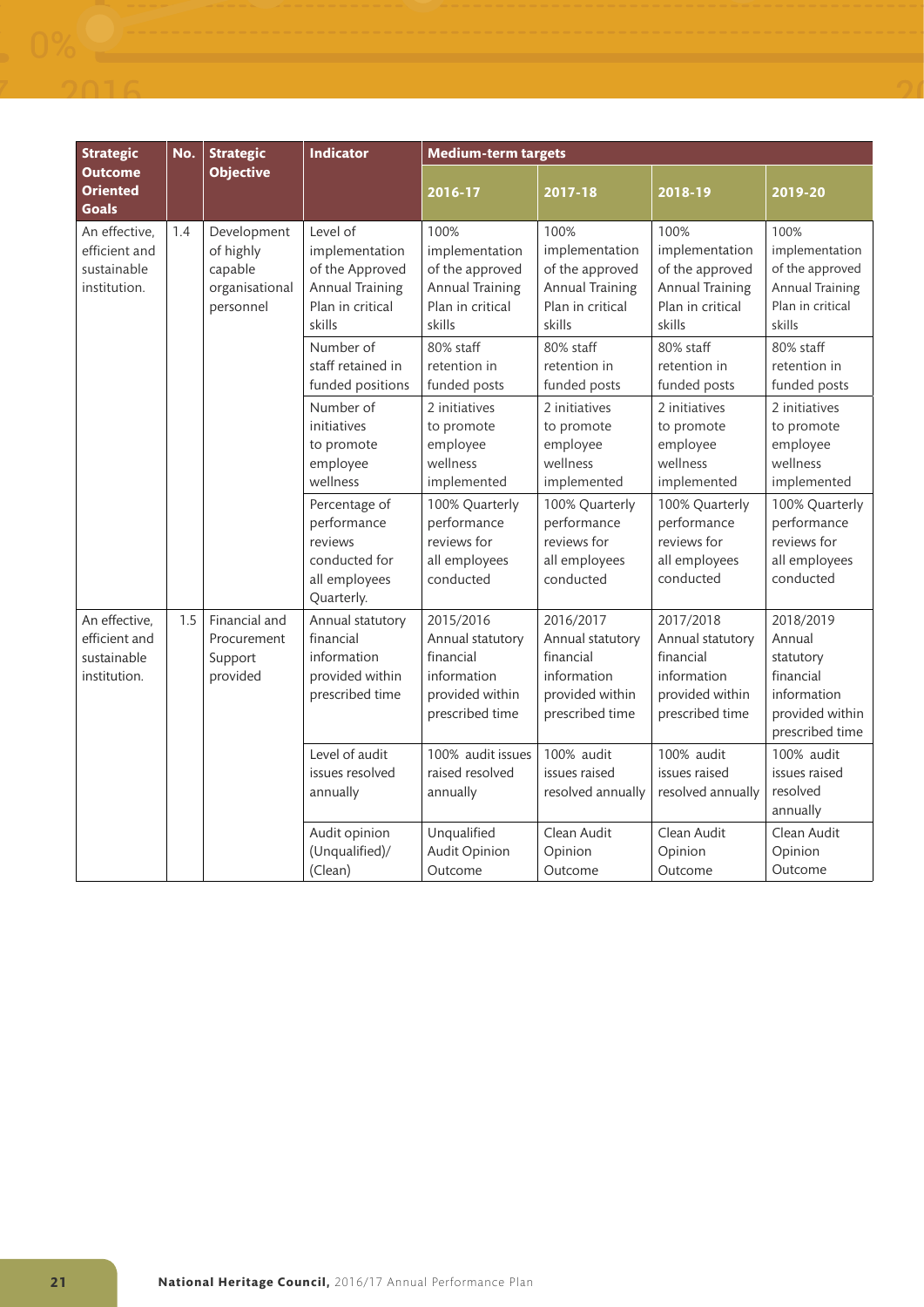| Strategic Outcome Oriented Goals | No. | Strategic Objective | Indicator | Medium-term targets | | | |
|---|---|---|---|---|---|---|---|
| | | | | 2016-17 | 2017-18 | 2018-19 | 2019-20 |
| An effective, efficient and sustainable institution. | 1.4 | Development of highly capable organisational personnel | Level of implementation of the Approved Annual Training Plan in critical skills | 100% implementation of the approved Annual Training Plan in critical skills | 100% implementation of the approved Annual Training Plan in critical skills | 100% implementation of the approved Annual Training Plan in critical skills | 100% implementation of the approved Annual Training Plan in critical skills |
| | | | Number of staff retained in funded positions | 80% staff retention in funded posts | 80% staff retention in funded posts | 80% staff retention in funded posts | 80% staff retention in funded posts |
| | | | Number of initiatives to promote employee wellness | 2 initiatives to promote employee wellness implemented | 2 initiatives to promote employee wellness implemented | 2 initiatives to promote employee wellness implemented | 2 initiatives to promote employee wellness implemented |
| | | | Percentage of performance reviews conducted for all employees Quarterly. | 100% Quarterly performance reviews for all employees conducted | 100% Quarterly performance reviews for all employees conducted | 100% Quarterly performance reviews for all employees conducted | 100% Quarterly performance reviews for all employees conducted |
| An effective, efficient and sustainable institution. | 1.5 | Financial and Procurement Support provided | Annual statutory financial information provided within prescribed time | 2015/2016 Annual statutory financial information provided within prescribed time | 2016/2017 Annual statutory financial information provided within prescribed time | 2017/2018 Annual statutory financial information provided within prescribed time | 2018/2019 Annual statutory financial information provided within prescribed time |
| | | | Level of audit issues resolved annually | 100% audit issues raised resolved annually | 100% audit issues raised resolved annually | 100% audit issues raised resolved annually | 100% audit issues raised resolved annually |
| | | | Audit opinion (Unqualified)/ (Clean) | Unqualified Audit Opinion Outcome | Clean Audit Opinion Outcome | Clean Audit Opinion Outcome | Clean Audit Opinion Outcome |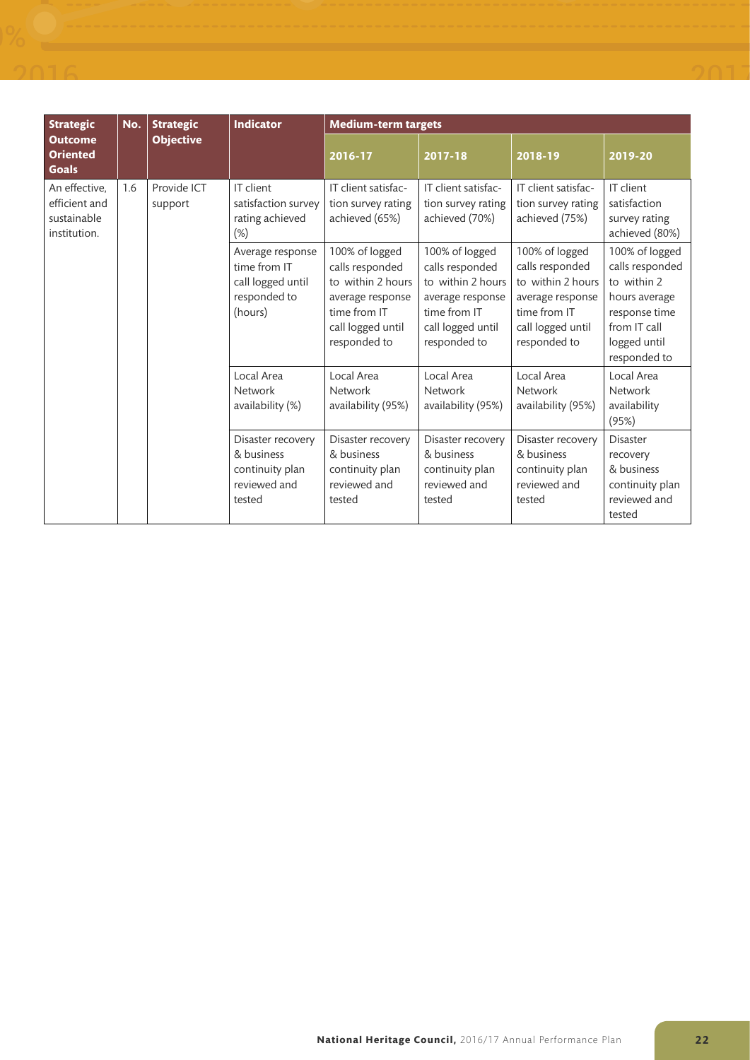| Strategic Outcome Oriented Goals | No. | Strategic Objective | Indicator | Medium-term targets | | | |
|---|---|---|---|---|---|---|---|
| | | | | 2016-17 | 2017-18 | 2018-19 | 2019-20 |
| An effective, efficient and sustainable institution. | 1.6 | Provide ICT support | IT client satisfaction survey rating achieved (%) | IT client satisfaction survey rating achieved (65%) | IT client satisfaction survey rating achieved (70%) | IT client satisfaction survey rating achieved (75%) | IT client satisfaction survey rating achieved (80%) |
| | | | Average response time from IT call logged until responded to (hours) | 100% of logged calls responded to within 2 hours average response time from IT call logged until responded to | 100% of logged calls responded to within 2 hours average response time from IT call logged until responded to | 100% of logged calls responded to within 2 hours average response time from IT call logged until responded to | 100% of logged calls responded to within 2 hours average response time from IT call logged until responded to |
| | | | Local Area Network availability (%) | Local Area Network availability (95%) | Local Area Network availability (95%) | Local Area Network availability (95%) | Local Area Network availability (95%) |
| | | | Disaster recovery & business continuity plan reviewed and tested | Disaster recovery & business continuity plan reviewed and tested | Disaster recovery & business continuity plan reviewed and tested | Disaster recovery & business continuity plan reviewed and tested | Disaster recovery & business continuity plan reviewed and tested |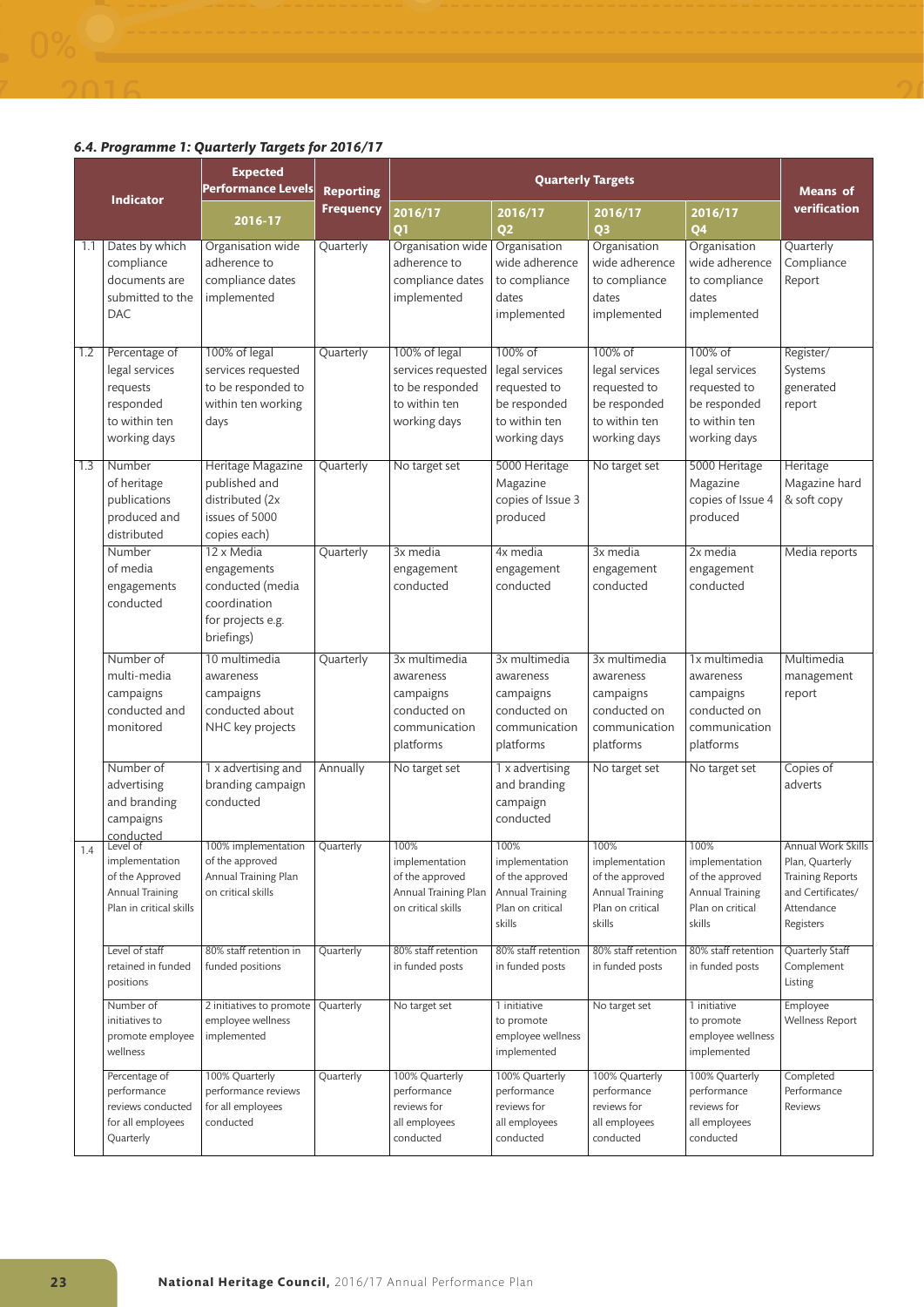### 6.4. Programme 1: Quarterly Targets for 2016/17

| | Indicator | Expected Performance Levels | Reporting Frequency | Quarterly Targets | | | | Means of verification |
|---|---|---|---|---|---|---|---|---|
| | | 2016-17 | | 2016/17 Q1 | 2016/17 Q2 | 2016/17 Q3 | 2016/17 Q4 | |
| 1.1 | Dates by which compliance documents are submitted to the DAC | Organisation wide adherence to compliance dates implemented | Quarterly | Organisation wide adherence to compliance dates implemented | Organisation wide adherence to compliance dates implemented | Organisation wide adherence to compliance dates implemented | Organisation wide adherence to compliance dates implemented | Quarterly Compliance Report |
| 1.2 | Percentage of legal services requests responded to within ten working days | 100% of legal services requested to be responded to within ten working days | Quarterly | 100% of legal services requested to be responded to within ten working days | 100% of legal services requested to be responded to within ten working days | 100% of legal services requested to be responded to within ten working days | 100% of legal services requested to be responded to within ten working days | Register/ Systems generated report |
| 1.3 | Number of heritage publications produced and distributed | Heritage Magazine published and distributed (2x issues of 5000 copies each) | Quarterly | No target set | 5000 Heritage Magazine copies of Issue 3 produced | No target set | 5000 Heritage Magazine copies of Issue 4 produced | Heritage Magazine hard & soft copy |
| | Number of media engagements conducted | 12 x Media engagements conducted (media coordination for projects e.g. briefings) | Quarterly | 3x media engagement conducted | 4x media engagement conducted | 3x media engagement conducted | 2x media engagement conducted | Media reports |
| | Number of multi-media campaigns conducted and monitored | 10 multimedia awareness campaigns conducted about NHC key projects | Quarterly | 3x multimedia awareness campaigns conducted on communication platforms | 3x multimedia awareness campaigns conducted on communication platforms | 3x multimedia awareness campaigns conducted on communication platforms | 1x multimedia awareness campaigns conducted on communication platforms | Multimedia management report |
| | Number of advertising and branding campaigns conducted | 1 x advertising and branding campaign conducted | Annually | No target set | 1 x advertising and branding campaign conducted | No target set | No target set | Copies of adverts |
| 1.4 | Level of implementation of the Approved Annual Training Plan in critical skills | 100% implementation of the approved Annual Training Plan on critical skills | Quarterly | 100% implementation of the approved Annual Training Plan on critical skills | 100% implementation of the approved Annual Training Plan on critical skills | 100% implementation of the approved Annual Training Plan on critical skills | 100% implementation of the approved Annual Training Plan on critical skills | Annual Work Skills Plan, Quarterly Training Reports and Certificates/ Attendance Registers |
| | Level of staff retained in funded positions | 80% staff retention in funded positions | Quarterly | 80% staff retention in funded posts | 80% staff retention in funded posts | 80% staff retention in funded posts | 80% staff retention in funded posts | Quarterly Staff Complement Listing |
| | Number of initiatives to promote employee wellness | 2 initiatives to promote employee wellness implemented | Quarterly | No target set | 1 initiative to promote employee wellness implemented | No target set | 1 initiative to promote employee wellness implemented | Employee Wellness Report |
| | Percentage of performance reviews conducted for all employees Quarterly | 100% Quarterly performance reviews for all employees conducted | Quarterly | 100% Quarterly performance reviews for all employees conducted | 100% Quarterly performance reviews for all employees conducted | 100% Quarterly performance reviews for all employees conducted | 100% Quarterly performance reviews for all employees conducted | Completed Performance Reviews |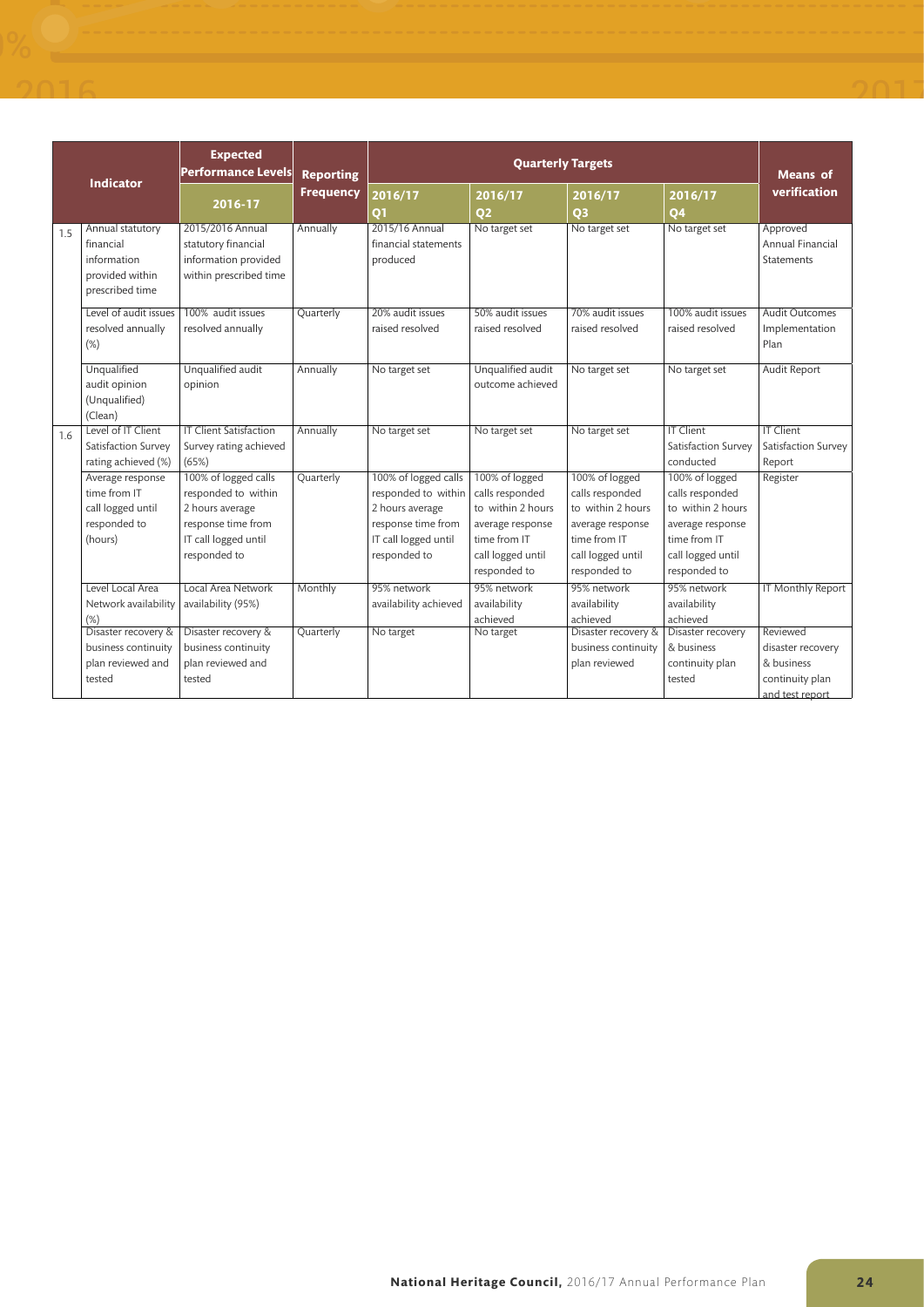| | Indicator | Expected Performance Levels | Reporting Frequency | Quarterly Targets | | | | Means of verification |
|---|---|---|---|---|---|---|---|---|
| | | 2016-17 | | 2016/17 Q1 | 2016/17 Q2 | 2016/17 Q3 | 2016/17 Q4 | |
| 1.5 | Annual statutory financial information provided within prescribed time | 2015/2016 Annual statutory financial information provided within prescribed time | Annually | 2015/16 Annual financial statements produced | No target set | No target set | No target set | Approved Annual Financial Statements |
| | Level of audit issues resolved annually (%) | 100% audit issues resolved annually | Quarterly | 20% audit issues raised resolved | 50% audit issues raised resolved | 70% audit issues raised resolved | 100% audit issues raised resolved | Audit Outcomes Implementation Plan |
| | Unqualified audit opinion (Unqualified) (Clean) | Unqualified audit opinion | Annually | No target set | Unqualified audit outcome achieved | No target set | No target set | Audit Report |
| 1.6 | Level of IT Client Satisfaction Survey rating achieved (%) | IT Client Satisfaction Survey rating achieved (65%) | Annually | No target set | No target set | No target set | IT Client Satisfaction Survey conducted | IT Client Satisfaction Survey Report |
| | Average response time from IT call logged until responded to (hours) | 100% of logged calls responded to within 2 hours average response time from IT call logged until responded to | Quarterly | 100% of logged calls responded to within 2 hours average response time from IT call logged until responded to | 100% of logged calls responded to within 2 hours average response time from IT call logged until responded to | 100% of logged calls responded to within 2 hours average response time from IT call logged until responded to | 100% of logged calls responded to within 2 hours average response time from IT call logged until responded to | Register |
| | Level Local Area Network availability (%) | Local Area Network availability (95%) | Monthly | 95% network availability achieved | 95% network availability achieved | 95% network availability achieved | 95% network availability achieved | IT Monthly Report |
| | Disaster recovery & business continuity plan reviewed and tested | Disaster recovery & business continuity plan reviewed and tested | Quarterly | No target | No target | Disaster recovery & business continuity plan reviewed | Disaster recovery & business continuity plan tested | Reviewed disaster recovery & business continuity plan and test report |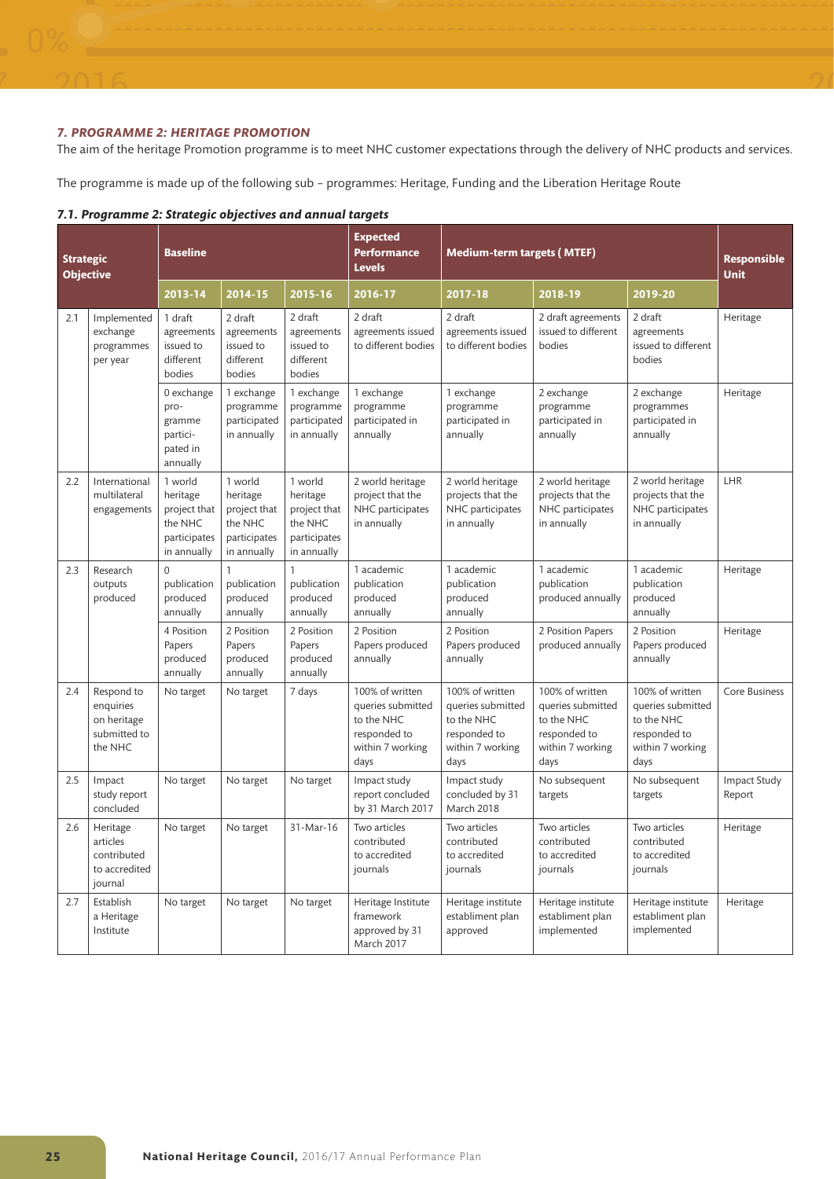### *7. PROGRAMME 2: HERITAGE PROMOTION*

The aim of the heritage Promotion programme is to meet NHC customer expectations through the delivery of NHC products and services.

The programme is made up of the following sub – programmes: Heritage, Funding and the Liberation Heritage Route

#### *7.1. Programme 2: Strategic objectives and annual targets*

| Strategic Objective | | Baseline | | | Expected Performance Levels | Medium-term targets ( MTEF) | | | Responsible Unit |
|---|---|---|---|---|---|---|---|---|---|
| | | 2013-14 | 2014-15 | 2015-16 | 2016-17 | 2017-18 | 2018-19 | 2019-20 | |
| 2.1 | Implemented exchange programmes per year | 1 draft agreements issued to different bodies | 2 draft agreements issued to different bodies | 2 draft agreements issued to different bodies | 2 draft agreements issued to different bodies | 2 draft agreements issued to different bodies | 2 draft agreements issued to different bodies | 2 draft agreements issued to different bodies | Heritage |
| | | 0 exchange pro-gramme partici-pated in annually | 1 exchange programme participated in annually | 1 exchange programme participated in annually | 1 exchange programme participated in annually | 1 exchange programme participated in annually | 2 exchange programme participated in annually | 2 exchange programmes participated in annually | Heritage |
| 2.2 | International multilateral engagements | 1 world heritage project that the NHC participates in annually | 1 world heritage project that the NHC participates in annually | 1 world heritage project that the NHC participates in annually | 2 world heritage project that the NHC participates in annually | 2 world heritage projects that the NHC participates in annually | 2 world heritage projects that the NHC participates in annually | 2 world heritage projects that the NHC participates in annually | LHR |
| 2.3 | Research outputs produced | 0 publication produced annually | 1 publication produced annually | 1 publication produced annually | 1 academic publication produced annually | 1 academic publication produced annually | 1 academic publication produced annually | 1 academic publication produced annually | Heritage |
| | | 4 Position Papers produced annually | 2 Position Papers produced annually | 2 Position Papers produced annually | 2 Position Papers produced annually | 2 Position Papers produced annually | 2 Position Papers produced annually | 2 Position Papers produced annually | Heritage |
| 2.4 | Respond to enquiries on heritage submitted to the NHC | No target | No target | 7 days | 100% of written queries submitted to the NHC responded to within 7 working days | 100% of written queries submitted to the NHC responded to within 7 working days | 100% of written queries submitted to the NHC responded to within 7 working days | 100% of written queries submitted to the NHC responded to within 7 working days | Core Business |
| 2.5 | Impact study report concluded | No target | No target | No target | Impact study report concluded by 31 March 2017 | Impact study concluded by 31 March 2018 | No subsequent targets | No subsequent targets | Impact Study Report |
| 2.6 | Heritage articles contributed to accredited journal | No target | No target | 31-Mar-16 | Two articles contributed to accredited journals | Two articles contributed to accredited journals | Two articles contributed to accredited journals | Two articles contributed to accredited journals | Heritage |
| 2.7 | Establish a Heritage Institute | No target | No target | No target | Heritage Institute framework approved by 31 March 2017 | Heritage institute establiment plan approved | Heritage institute establiment plan implemented | Heritage institute establiment plan implemented | Heritage |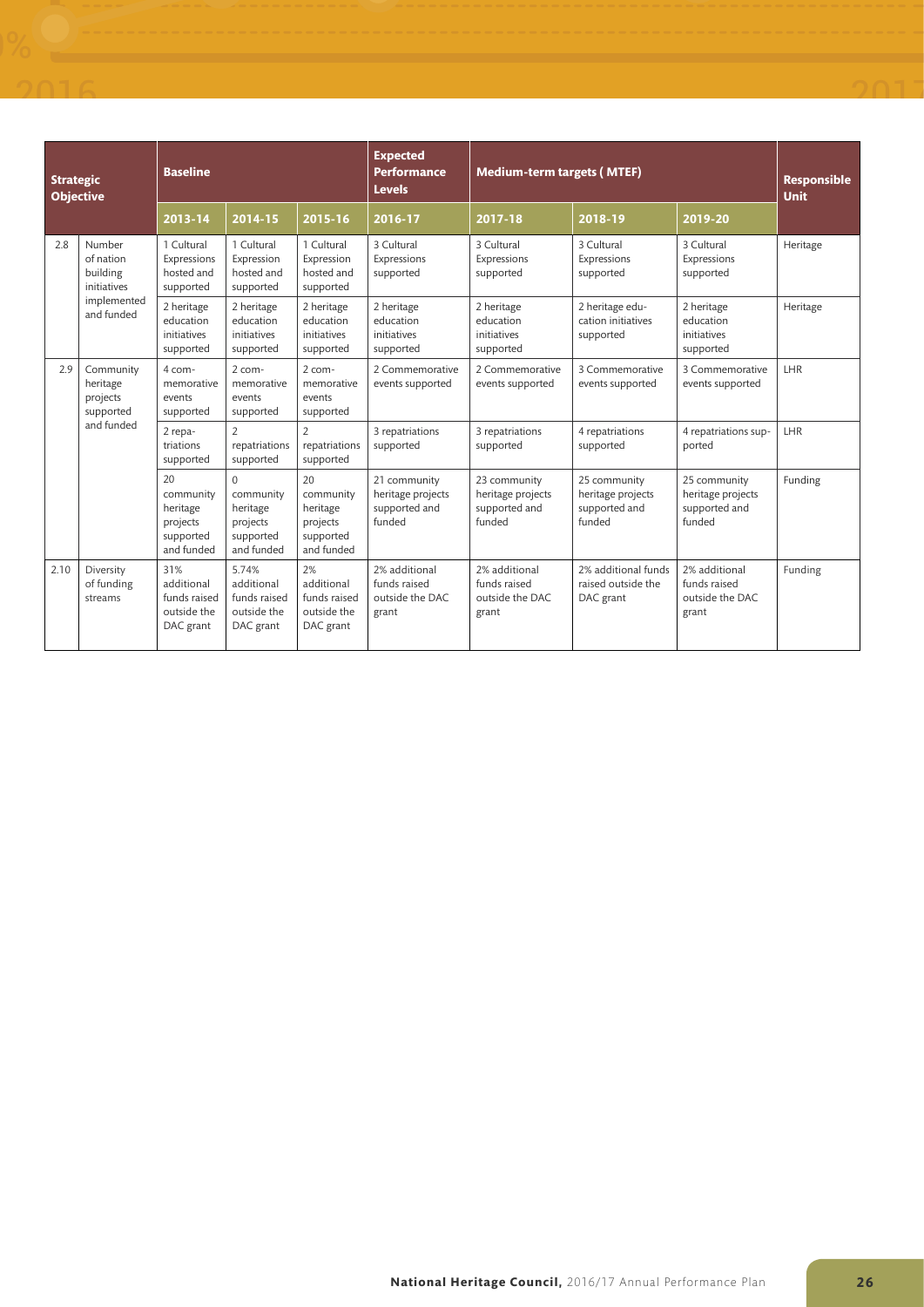| Strategic Objective | | Baseline | | | Expected Performance Levels | Medium-term targets ( MTEF) | | | Responsible Unit |
|---|---|---|---|---|---|---|---|---|---|
| | | 2013-14 | 2014-15 | 2015-16 | 2016-17 | 2017-18 | 2018-19 | 2019-20 | |
| 2.8 | Number of nation building initiatives implemented and funded | 1 Cultural Expressions hosted and supported | 1 Cultural Expression hosted and supported | 1 Cultural Expression hosted and supported | 3 Cultural Expressions supported | 3 Cultural Expressions supported | 3 Cultural Expressions supported | 3 Cultural Expressions supported | Heritage |
| | | 2 heritage education initiatives supported | 2 heritage education initiatives supported | 2 heritage education initiatives supported | 2 heritage education initiatives supported | 2 heritage education initiatives supported | 2 heritage education initiatives supported | 2 heritage education initiatives supported | Heritage |
| 2.9 | Community heritage projects supported and funded | 4 commemorative events supported | 2 commemorative events supported | 2 commemorative events supported | 2 Commemorative events supported | 2 Commemorative events supported | 3 Commemorative events supported | 3 Commemorative events supported | LHR |
| | | 2 repatriations supported | 2 repatriations supported | 2 repatriations supported | 3 repatriations supported | 3 repatriations supported | 4 repatriations supported | 4 repatriations supported | LHR |
| | | 20 community heritage projects supported and funded | 0 community heritage projects supported and funded | 20 community heritage projects supported and funded | 21 community heritage projects supported and funded | 23 community heritage projects supported and funded | 25 community heritage projects supported and funded | 25 community heritage projects supported and funded | Funding |
| 2.10 | Diversity of funding streams | 31% additional funds raised outside the DAC grant | 5.74% additional funds raised outside the DAC grant | 2% additional funds raised outside the DAC grant | 2% additional funds raised outside the DAC grant | 2% additional funds raised outside the DAC grant | 2% additional funds raised outside the DAC grant | 2% additional funds raised outside the DAC grant | Funding |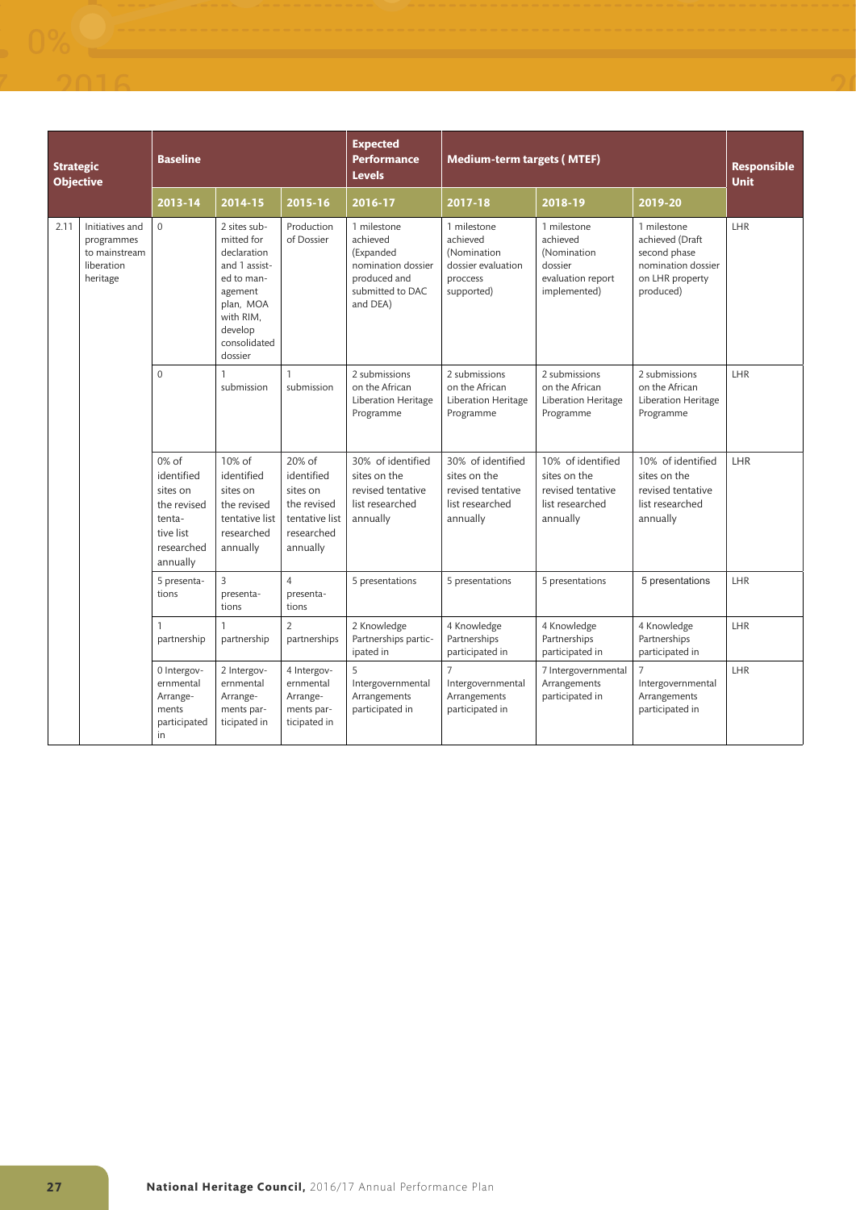| Strategic Objective | | Baseline | | | Expected Performance Levels | Medium-term targets ( MTEF) | | | Responsible Unit |
|---|---|---|---|---|---|---|---|---|---|
| | | 2013-14 | 2014-15 | 2015-16 | 2016-17 | 2017-18 | 2018-19 | 2019-20 | |
| 2.11 | Initiatives and programmes to mainstream liberation heritage | 0 | 2 sites submitted for declaration and 1 assisted to management plan, MOA with RIM, develop consolidated dossier | Production of Dossier | 1 milestone achieved (Expanded nomination dossier produced and submitted to DAC and DEA) | 1 milestone achieved (Nomination dossier evaluation proccess supported) | 1 milestone achieved (Nomination dossier evaluation report implemented) | 1 milestone achieved (Draft second phase nomination dossier on LHR property produced) | LHR |
| | | 0 | 1 submission | 1 submission | 2 submissions on the African Liberation Heritage Programme | 2 submissions on the African Liberation Heritage Programme | 2 submissions on the African Liberation Heritage Programme | 2 submissions on the African Liberation Heritage Programme | LHR |
| | | 0% of identified sites on the revised tentative list researched annually | 10% of identified sites on the revised tentative list researched annually | 20% of identified sites on the revised tentative list researched annually | 30% of identified sites on the revised tentative list researched annually | 30% of identified sites on the revised tentative list researched annually | 10% of identified sites on the revised tentative list researched annually | 10% of identified sites on the revised tentative list researched annually | LHR |
| | | 5 presentations | 3 presentations | 4 presentations | 5 presentations | 5 presentations | 5 presentations | 5 presentations | LHR |
| | | 1 partnership | 1 partnership | 2 partnerships | 2 Knowledge Partnerships participated in | 4 Knowledge Partnerships participated in | 4 Knowledge Partnerships participated in | 4 Knowledge Partnerships participated in | LHR |
| | | 0 Intergovernmental Arrangements participated in | 2 Intergovernmental Arrangements participated in | 4 Intergovernmental Arrangements participated in | 5 Intergovernmental Arrangements participated in | 7 Intergovernmental Arrangements participated in | 7 Intergovernmental Arrangements participated in | 7 Intergovernmental Arrangements participated in | LHR |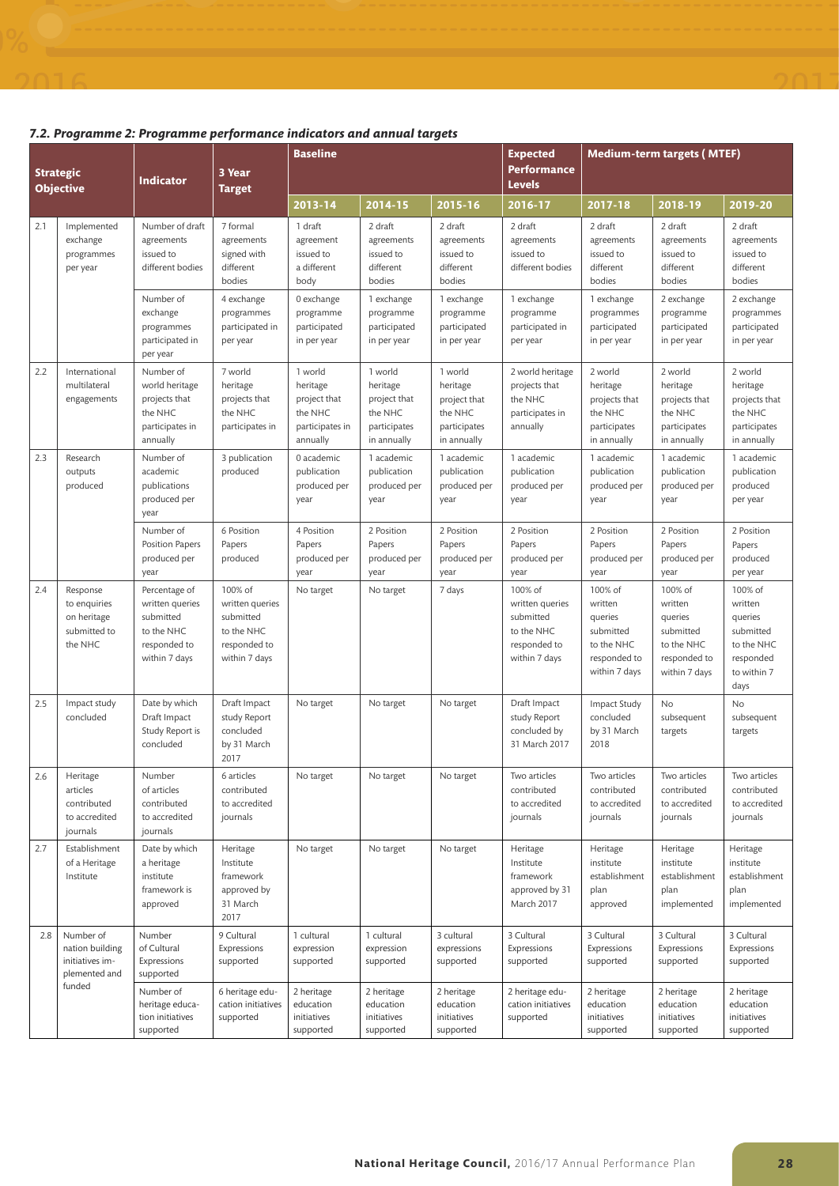### *7.2. Programme 2: Programme performance indicators and annual targets*

| Strategic Objective | | Indicator | 3 Year Target | Baseline | | | Expected Performance Levels | Medium-term targets ( MTEF) | | |
|---|---|---|---|---|---|---|---|---|---|---|
| | | | | 2013-14 | 2014-15 | 2015-16 | 2016-17 | 2017-18 | 2018-19 | 2019-20 |
| 2.1 | Implemented exchange programmes per year | Number of draft agreements issued to different bodies | 7 formal agreements signed with different bodies | 1 draft agreement issued to a different body | 2 draft agreements issued to different bodies | 2 draft agreements issued to different bodies | 2 draft agreements issued to different bodies | 2 draft agreements issued to different bodies | 2 draft agreements issued to different bodies | 2 draft agreements issued to different bodies |
| | | Number of exchange programmes participated in per year | 4 exchange programmes participated in per year | 0 exchange programme participated in per year | 1 exchange programme participated in per year | 1 exchange programme participated in per year | 1 exchange programme participated in per year | 1 exchange programmes participated in per year | 2 exchange programme participated in per year | 2 exchange programmes participated in per year |
| 2.2 | International multilateral engagements | Number of world heritage projects that the NHC participates in annually | 7 world heritage projects that the NHC participates in | 1 world heritage project that the NHC participates in annually | 1 world heritage project that the NHC participates in annually | 1 world heritage project that the NHC participates in annually | 2 world heritage projects that the NHC participates in annually | 2 world heritage projects that the NHC participates in annually | 2 world heritage projects that the NHC participates in annually | 2 world heritage projects that the NHC participates in annually |
| 2.3 | Research outputs produced | Number of academic publications produced per year | 3 publication produced | 0 academic publication produced per year | 1 academic publication produced per year | 1 academic publication produced per year | 1 academic publication produced per year | 1 academic publication produced per year | 1 academic publication produced per year | 1 academic publication produced per year |
| | | Number of Position Papers produced per year | 6 Position Papers produced | 4 Position Papers produced per year | 2 Position Papers produced per year | 2 Position Papers produced per year | 2 Position Papers produced per year | 2 Position Papers produced per year | 2 Position Papers produced per year | 2 Position Papers produced per year |
| 2.4 | Response to enquiries on heritage submitted to the NHC | Percentage of written queries submitted to the NHC responded to within 7 days | 100% of written queries submitted to the NHC responded to within 7 days | No target | No target | 7 days | 100% of written queries submitted to the NHC responded to within 7 days | 100% of written queries submitted to the NHC responded to within 7 days | 100% of written queries submitted to the NHC responded to within 7 days | 100% of written queries submitted to the NHC responded to within 7 days |
| 2.5 | Impact study concluded | Date by which Draft Impact Study Report is concluded | Draft Impact study Report concluded by 31 March 2017 | No target | No target | No target | Draft Impact study Report concluded by 31 March 2017 | Impact Study concluded by 31 March 2018 | No subsequent targets | No subsequent targets |
| 2.6 | Heritage articles contributed to accredited journals | Number of articles contributed to accredited journals | 6 articles contributed to accredited journals | No target | No target | No target | Two articles contributed to accredited journals | Two articles contributed to accredited journals | Two articles contributed to accredited journals | Two articles contributed to accredited journals |
| 2.7 | Establishment of a Heritage Institute | Date by which a heritage institute framework is approved | Heritage Institute framework approved by 31 March 2017 | No target | No target | No target | Heritage Institute framework approved by 31 March 2017 | Heritage institute establishment plan approved | Heritage institute establishment plan implemented | Heritage institute establishment plan implemented |
| 2.8 | Number of nation building initiatives implemented and funded | Number of Cultural Expressions supported | 9 Cultural Expressions supported | 1 cultural expression supported | 1 cultural expression supported | 3 cultural expressions supported | 3 Cultural Expressions supported | 3 Cultural Expressions supported | 3 Cultural Expressions supported | 3 Cultural Expressions supported |
| | | Number of heritage education initiatives supported | 6 heritage education initiatives supported | 2 heritage education initiatives supported | 2 heritage education initiatives supported | 2 heritage education initiatives supported | 2 heritage education initiatives supported | 2 heritage education initiatives supported | 2 heritage education initiatives supported | 2 heritage education initiatives supported |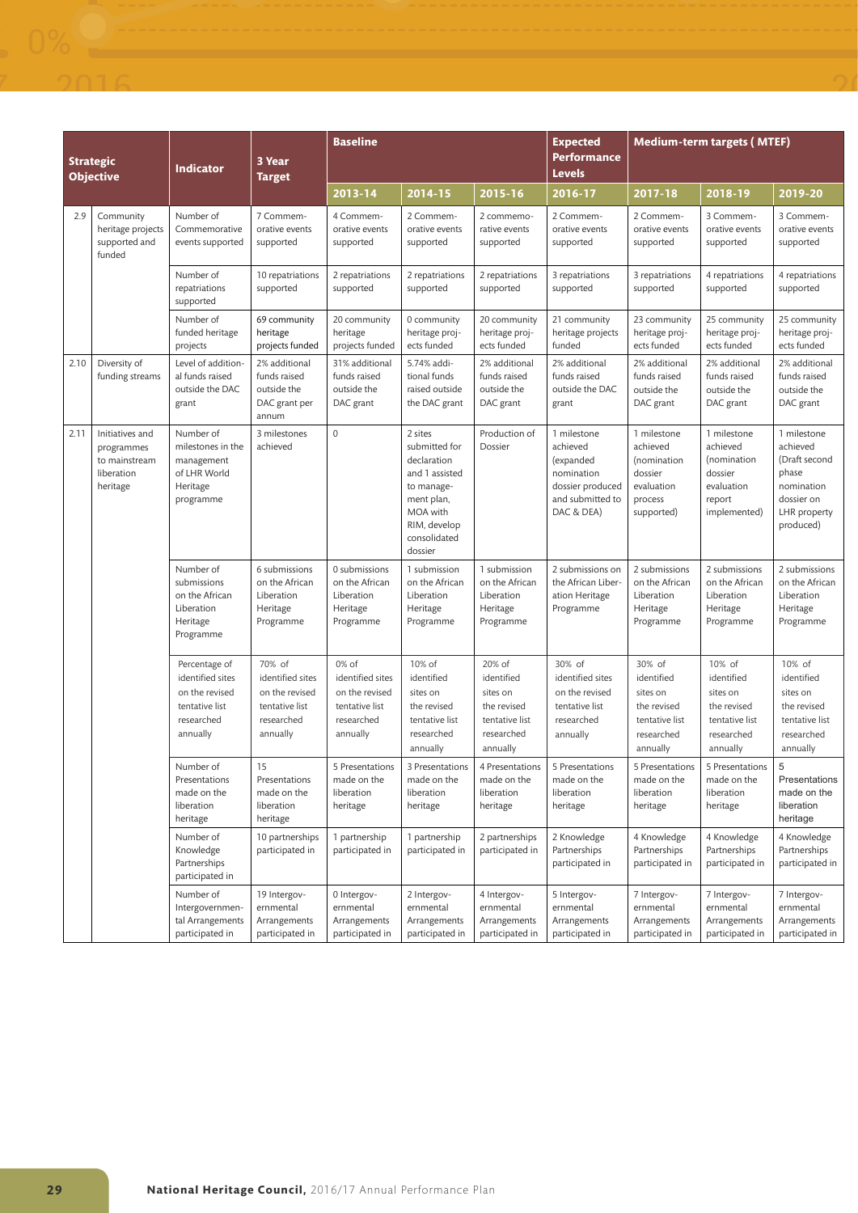| Strategic Objective | | Indicator | 3 Year Target | Baseline | | | Expected Performance Levels | Medium-term targets ( MTEF) | | |
|---|---|---|---|---|---|---|---|---|---|---|
| | | | | 2013-14 | 2014-15 | 2015-16 | 2016-17 | 2017-18 | 2018-19 | 2019-20 |
| 2.9 | Community heritage projects supported and funded | Number of Commemorative events supported | 7 Commemorative events supported | 4 Commemorative events supported | 2 Commemorative events supported | 2 commemorative events supported | 2 Commemorative events supported | 2 Commemorative events supported | 3 Commemorative events supported | 3 Commemorative events supported |
| | | Number of repatriations supported | 10 repatriations supported | 2 repatriations supported | 2 repatriations supported | 2 repatriations supported | 3 repatriations supported | 3 repatriations supported | 4 repatriations supported | 4 repatriations supported |
| | | Number of funded heritage projects | 69 community heritage projects funded | 20 community heritage projects funded | 0 community heritage projects funded | 20 community heritage projects funded | 21 community heritage projects funded | 23 community heritage projects funded | 25 community heritage projects funded | 25 community heritage projects funded |
| 2.10 | Diversity of funding streams | Level of additional funds raised outside the DAC grant | 2% additional funds raised outside the DAC grant per annum | 31% additional funds raised outside the DAC grant | 5.74% additional funds raised outside the DAC grant | 2% additional funds raised outside the DAC grant | 2% additional funds raised outside the DAC grant | 2% additional funds raised outside the DAC grant | 2% additional funds raised outside the DAC grant | 2% additional funds raised outside the DAC grant |
| 2.11 | Initiatives and programmes to mainstream liberation heritage | Number of milestones in the management of LHR World Heritage programme | 3 milestones achieved | 0 | 2 sites submitted for declaration and 1 assisted to management plan, MOA with RIM, develop consolidated dossier | Production of Dossier | 1 milestone achieved (expanded nomination dossier produced and submitted to DAC & DEA) | 1 milestone achieved (nomination dossier evaluation process supported) | 1 milestone achieved (nomination dossier evaluation report implemented) | 1 milestone achieved (Draft second phase nomination dossier on LHR property produced) |
| | | Number of submissions on the African Liberation Heritage Programme | 6 submissions on the African Liberation Heritage Programme | 0 submissions on the African Liberation Heritage Programme | 1 submission on the African Liberation Heritage Programme | 1 submission on the African Liberation Heritage Programme | 2 submissions on the African Liberation Heritage Programme | 2 submissions on the African Liberation Heritage Programme | 2 submissions on the African Liberation Heritage Programme | 2 submissions on the African Liberation Heritage Programme |
| | | Percentage of identified sites on the revised tentative list researched annually | 70% of identified sites on the revised tentative list researched annually | 0% of identified sites on the revised tentative list researched annually | 10% of identified sites on the revised tentative list researched annually | 20% of identified sites on the revised tentative list researched annually | 30% of identified sites on the revised tentative list researched annually | 30% of identified sites on the revised tentative list researched annually | 10% of identified sites on the revised tentative list researched annually | 10% of identified sites on the revised tentative list researched annually |
| | | Number of Presentations made on the liberation heritage | 15 Presentations made on the liberation heritage | 5 Presentations made on the liberation heritage | 3 Presentations made on the liberation heritage | 4 Presentations made on the liberation heritage | 5 Presentations made on the liberation heritage | 5 Presentations made on the liberation heritage | 5 Presentations made on the liberation heritage | 5 Presentations made on the liberation heritage |
| | | Number of Knowledge Partnerships participated in | 10 partnerships participated in | 1 partnership participated in | 1 partnership participated in | 2 partnerships participated in | 2 Knowledge Partnerships participated in | 4 Knowledge Partnerships participated in | 4 Knowledge Partnerships participated in | 4 Knowledge Partnerships participated in |
| | | Number of Intergovernmental Arrangements participated in | 19 Intergovernmental Arrangements participated in | 0 Intergovernmental Arrangements participated in | 2 Intergovernmental Arrangements participated in | 4 Intergovernmental Arrangements participated in | 5 Intergovernmental Arrangements participated in | 7 Intergovernmental Arrangements participated in | 7 Intergovernmental Arrangements participated in | 7 Intergovernmental Arrangements participated in |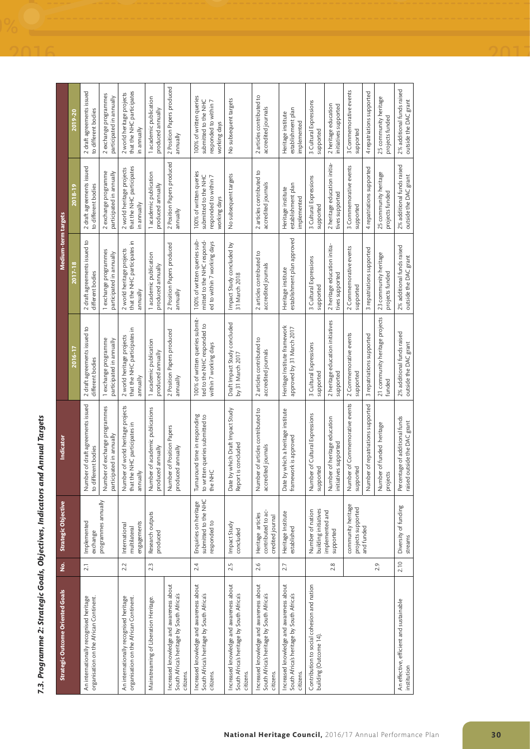### 7.3. Programme 2: Strategic Goals, Objectives, Indicators and Annual Targets

| Strategic Outcome Oriented Goals | No. | Strategic Objective | Indicator | Medium-term targets | | | |
|---|---|---|---|---|---|---|---|
| | | | | 2016-17 | 2017-18 | 2018-19 | 2019-20 |
| An internationally recognised heritage organisation on the African Continent. | 2.1 | Implemented exchange programmes annually | Number of draft agreements issued to different bodies | 2 draft agreements issued to different bodies | 2 draft agreements issued to different bodies | 2 draft agreements issued to different bodies | 2 draft agreements issued to different bodies |
| | | | Number of exchange programmes participated in annually | 1 exchange programme participated in annually | 1 exchange programmes participated in annually | 2 exchange programme participated in annually | 2 exchange programmes participated in annually |
| An internationally recognised heritage organisation on the African Continent. | 2.2 | International multilateral engagements | Number of world heritage projects that the NHC participates in annually | 2 world heritage projects that the NHC participates in annually | 2 world heritage projects that the NHC participates in annually | 2 world heritage projects that the NHC participates in annually | 2 world heritage projects that the NHC participates in annually |
| Mainstreaming of Liberation Heritage. | 2.3 | Research outputs produced | Number of academic publications produced annually | 1 academic publication produced annually | 1 academic publication produced annually | 1 academic publication produced annually | 1 academic publication produced annually |
| Increased knowledge and awareness about South Africa's heritage by South Africa's citizens. | | | Number of Position Papers produced annually | 2 Position Papers produced annually | 2 Position Papers produced annually | 2 Position Papers produced annually | 2 Position Papers produced annually |
| Increased knowledge and awareness about South Africa's heritage by South Africa's citizens. | 2.4 | Enquiries on heritage submitted to the NHC responded to | Turnaround time in responding to written queries submitted to the NHC | 100% of written queries submitted to the NHC responded to within 7 working days | 100% of written queries submitted to the NHC responded to within 7 working days | 100% of written queries submitted to the NHC responded to within 7 working days | 100% of written queries submitted to the NHC responded to within 7 working days |
| Increased knowledge and awareness about South Africa's heritage by South Africa's citizens. | 2.5 | Impact Study concluded | Date by which Draft Impact Study Report is concluded | Draft Impact Study concluded by 31 March 2017 | Impact Study concluded by 31 March 2018 | No subsequent targets | No subsequent targets |
| Increased knowledge and awareness about South Africa's heritage by South Africa's citizens. | 2.6 | Heritage articles contributed to accredited journal | Number of articles contributed to accredited journals | 2 articles contributed to accredited journals | 2 articles contributed to accredited journals | 2 articles contributed to accredited journals | 2 articles contributed to accredited journals |
| Increased knowledge and awareness about South Africa's heritage by South Africa's citizens. | 2.7 | Heritage Institute established | Date by which a heritage institute framework is approved | Heritage Institute framework approved by 31 March 2017 | Heritage institute establishment plan approved | Heritage institute establishment plan implemented | Heritage institute establishment plan implemented |
| Contribution to social cohesion and nation building (Outcome 14). | 2.8 | Number of nation building initiatives implemented and supported | Number of Cultural Expressions supported | 3 Cultural Expressions supported | 3 Cultural Expressions supported | 3 Cultural Expressions supported | 3 Cultural Expressions supported |
| | | | Number of heritage education initiatives supported | 2 heritage education initiatives supported | 2 heritage education initiatives supported | 2 heritage education initiatives supported | 2 heritage education initiatives supported |
| | 2.9 | community heritage projects supported and funded | Number of Commemorative events supported | 2 Commemorative events supported | 2 Commemorative events supported | 3 Commemorative events supported | 3 Commemorative events supported |
| | | | Number of repatriations supported | 3 repatriations supported | 3 repatriations supported | 4 repatriations supported | 4 repatriations supported |
| | | | Number of funded heritage projects | 21 community heritage projects funded | 23 community heritage projects funded | 25 community heritage projects funded | 25 community heritage projects funded |
| An effective, efficient and sustainable institution | 2.10 | Diversity of funding streams | Percentage of additional funds raised outside the DAC grant | 2% additional funds raised outside the DAC grant | 2% additional funds raised outside the DAC grant | 2% additional funds raised outside the DAC grant | 2% additional funds raised outside the DAC grant |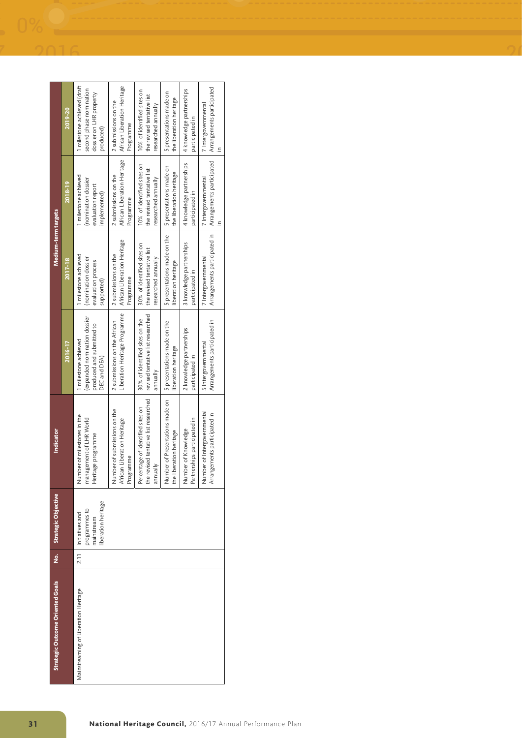| Strategic Outcome Oriented Goals | No. | Strategic Objective | Indicator | Medium-term targets | | | |
|---|---|---|---|---|---|---|---|
| | | | | 2016-17 | 2017-18 | 2018-19 | 2019-20 |
| Mainstreaming of Liberation Heritage | 2.11 | Initiatives and programmes to mainstream liberation heritage | Number of milestones in the management of LHR World Heritage programme | 1 milestone achieved (expanded nomination dossier produced and submitted to DEC and DEA) | 1 milestone achieved (nomination dossier evaluation process supported) | 1 milestone achieved (nomination dossier evaluation report implemented) | 1 milestone achieved (draft second phase nomination dossier on LHR property produced) |
| | | | Number of submissions on the African Liberation Heritage Programme | 2 submissions on the African Liberation Heritage Programme | 2 submissions on the African Liberation Heritage Programme | 2 submissions on the African Liberation Heritage Programme | 2 submissions on the African Liberation Heritage Programme |
| | | | Percentage of identified sites on the revised tentative list researched annually | 30% of identified sites on the revised tentative list researched annually | 30% of identified sites on the revised tentative list researched annually | 10% of identified sites on the revised tentative list researched annually | 10% of identified sites on the revised tentative list researched annually |
| | | | Number of Presentations made on the liberation heritage | 5 presentations made on the liberation heritage | 5 presentations made on the liberation heritage | 5 presentations made on the liberation heritage | 5 presentations made on the liberation heritage |
| | | | Number of Knowledge Partnerships participated in | 2 knowledge partnerships participated in | 3 knowledge partnerships participated in | 4 knowledge partnerships participated in | 4 knowledge partnerships participated in |
| | | | Number of Intergovernmental Arrangements participated in | 5 Intergovernmental Arrangements participated in | 7 Intergovernmental Arrangements participated in | 7 Intergovernmental Arrangements participated in | 7 Intergovernmental Arrangements participated in |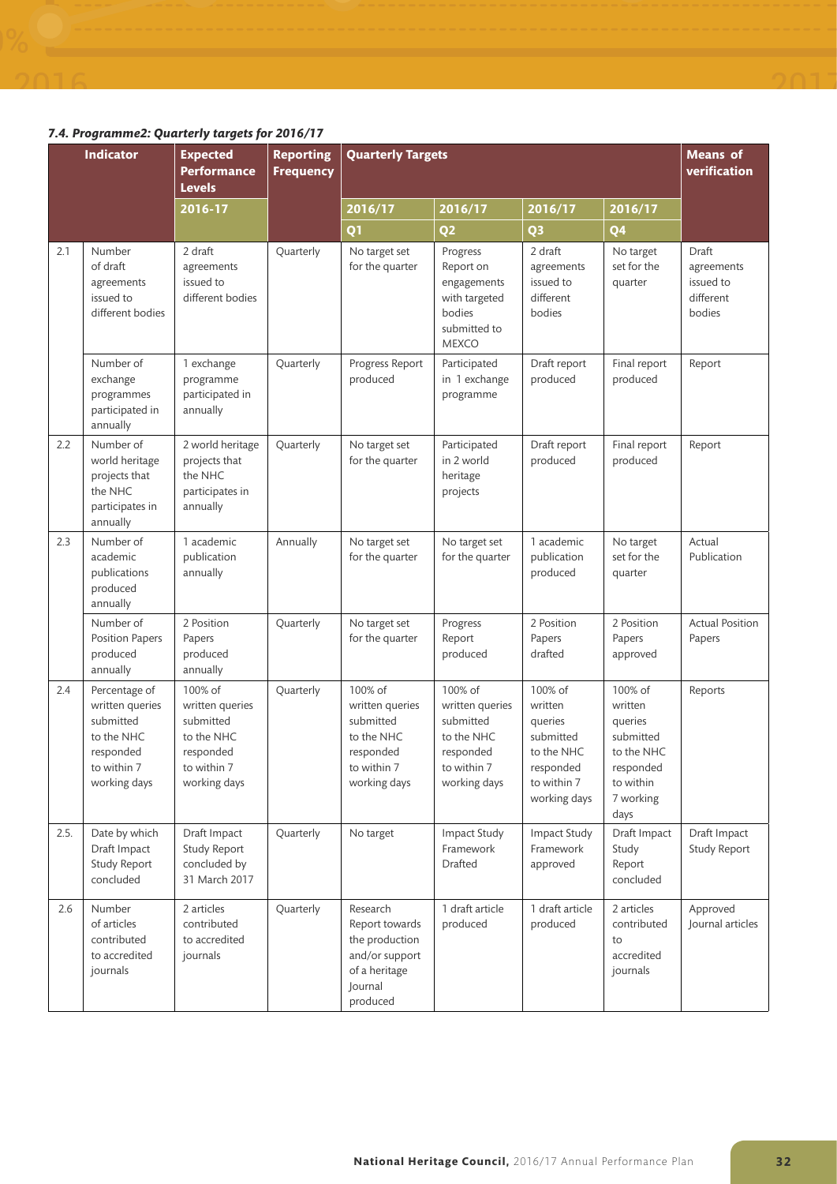### *7.4. Programme2: Quarterly targets for 2016/17*

| | Indicator | Expected Performance Levels | Reporting Frequency | Quarterly Targets | | | | Means of verification |
|---|---|---|---|---|---|---|---|---|
| | | 2016-17 | | 2016/17 Q1 | 2016/17 Q2 | 2016/17 Q3 | 2016/17 Q4 | |
| 2.1 | Number of draft agreements issued to different bodies | 2 draft agreements issued to different bodies | Quarterly | No target set for the quarter | Progress Report on engagements with targeted bodies submitted to MEXCO | 2 draft agreements issued to different bodies | No target set for the quarter | Draft agreements issued to different bodies |
| | Number of exchange programmes participated in annually | 1 exchange programme participated in annually | Quarterly | Progress Report produced | Participated in 1 exchange programme | Draft report produced | Final report produced | Report |
| 2.2 | Number of world heritage projects that the NHC participates in annually | 2 world heritage projects that the NHC participates in annually | Quarterly | No target set for the quarter | Participated in 2 world heritage projects | Draft report produced | Final report produced | Report |
| 2.3 | Number of academic publications produced annually | 1 academic publication annually | Annually | No target set for the quarter | No target set for the quarter | 1 academic publication produced | No target set for the quarter | Actual Publication |
| | Number of Position Papers produced annually | 2 Position Papers produced annually | Quarterly | No target set for the quarter | Progress Report produced | 2 Position Papers drafted | 2 Position Papers approved | Actual Position Papers |
| 2.4 | Percentage of written queries submitted to the NHC responded to within 7 working days | 100% of written queries submitted to the NHC responded to within 7 working days | Quarterly | 100% of written queries submitted to the NHC responded to within 7 working days | 100% of written queries submitted to the NHC responded to within 7 working days | 100% of written queries submitted to the NHC responded to within 7 working days | 100% of written queries submitted to the NHC responded to within 7 working days | Reports |
| 2.5. | Date by which Draft Impact Study Report concluded | Draft Impact Study Report concluded by 31 March 2017 | Quarterly | No target | Impact Study Framework Drafted | Impact Study Framework approved | Draft Impact Study Report concluded | Draft Impact Study Report |
| 2.6 | Number of articles contributed to accredited journals | 2 articles contributed to accredited journals | Quarterly | Research Report towards the production and/or support of a heritage Journal produced | 1 draft article produced | 1 draft article produced | 2 articles contributed to accredited journals | Approved Journal articles |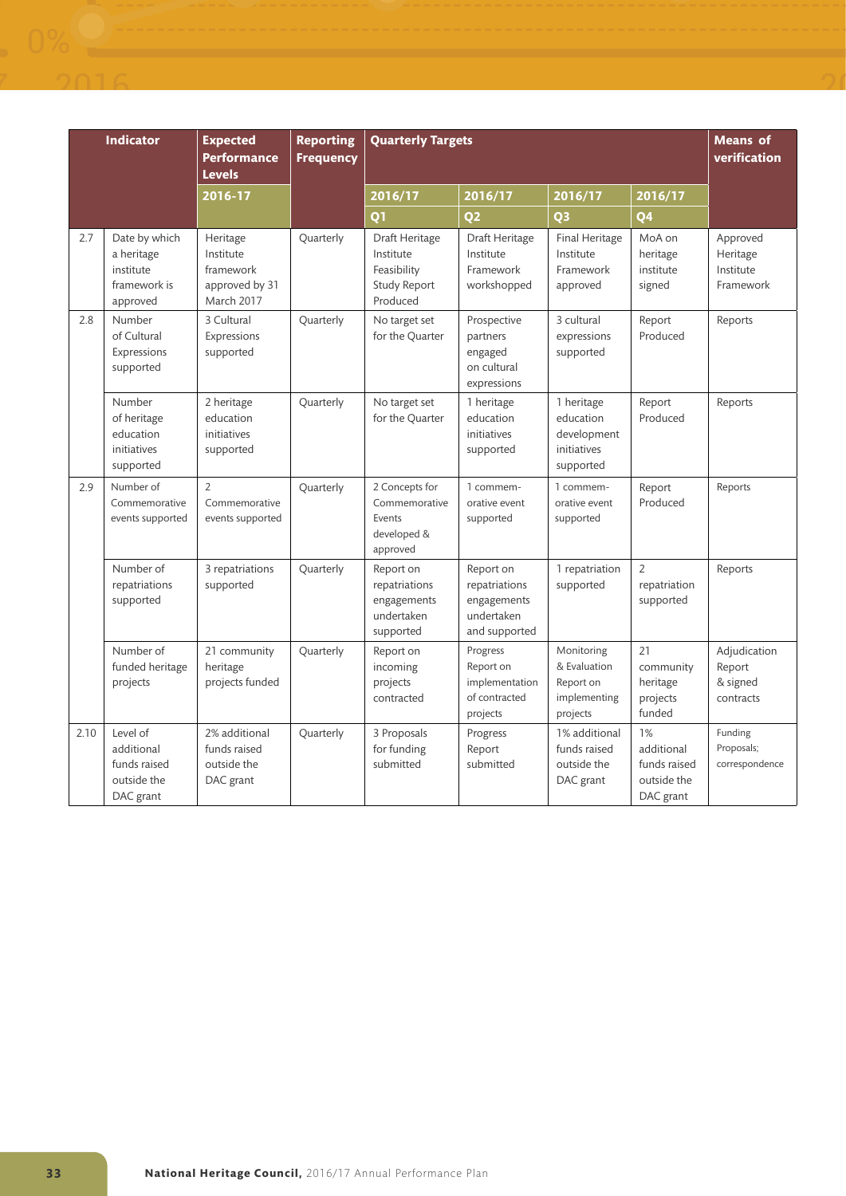| | Indicator | Expected Performance Levels | Reporting Frequency | Quarterly Targets | | | | Means of verification |
|---|---|---|---|---|---|---|---|---|
| | | 2016-17 | | 2016/17 Q1 | 2016/17 Q2 | 2016/17 Q3 | 2016/17 Q4 | |
| 2.7 | Date by which a heritage institute framework is approved | Heritage Institute framework approved by 31 March 2017 | Quarterly | Draft Heritage Institute Feasibility Study Report Produced | Draft Heritage Institute Framework workshopped | Final Heritage Institute Framework approved | MoA on heritage institute signed | Approved Heritage Institute Framework |
| 2.8 | Number of Cultural Expressions supported | 3 Cultural Expressions supported | Quarterly | No target set for the Quarter | Prospective partners engaged on cultural expressions | 3 cultural expressions supported | Report Produced | Reports |
| | Number of heritage education initiatives supported | 2 heritage education initiatives supported | Quarterly | No target set for the Quarter | 1 heritage education initiatives supported | 1 heritage education development initiatives supported | Report Produced | Reports |
| 2.9 | Number of Commemorative events supported | 2 Commemorative events supported | Quarterly | 2 Concepts for Commemorative Events developed & approved | 1 commem-orative event supported | 1 commem-orative event supported | Report Produced | Reports |
| | Number of repatriations supported | 3 repatriations supported | Quarterly | Report on repatriations engagements undertaken supported | Report on repatriations engagements undertaken and supported | 1 repatriation supported | 2 repatriation supported | Reports |
| | Number of funded heritage projects | 21 community heritage projects funded | Quarterly | Report on incoming projects contracted | Progress Report on implementation of contracted projects | Monitoring & Evaluation Report on implementing projects | 21 community heritage projects funded | Adjudication Report & signed contracts |
| 2.10 | Level of additional funds raised outside the DAC grant | 2% additional funds raised outside the DAC grant | Quarterly | 3 Proposals for funding submitted | Progress Report submitted | 1% additional funds raised outside the DAC grant | 1% additional funds raised outside the DAC grant | Funding Proposals; correspondence |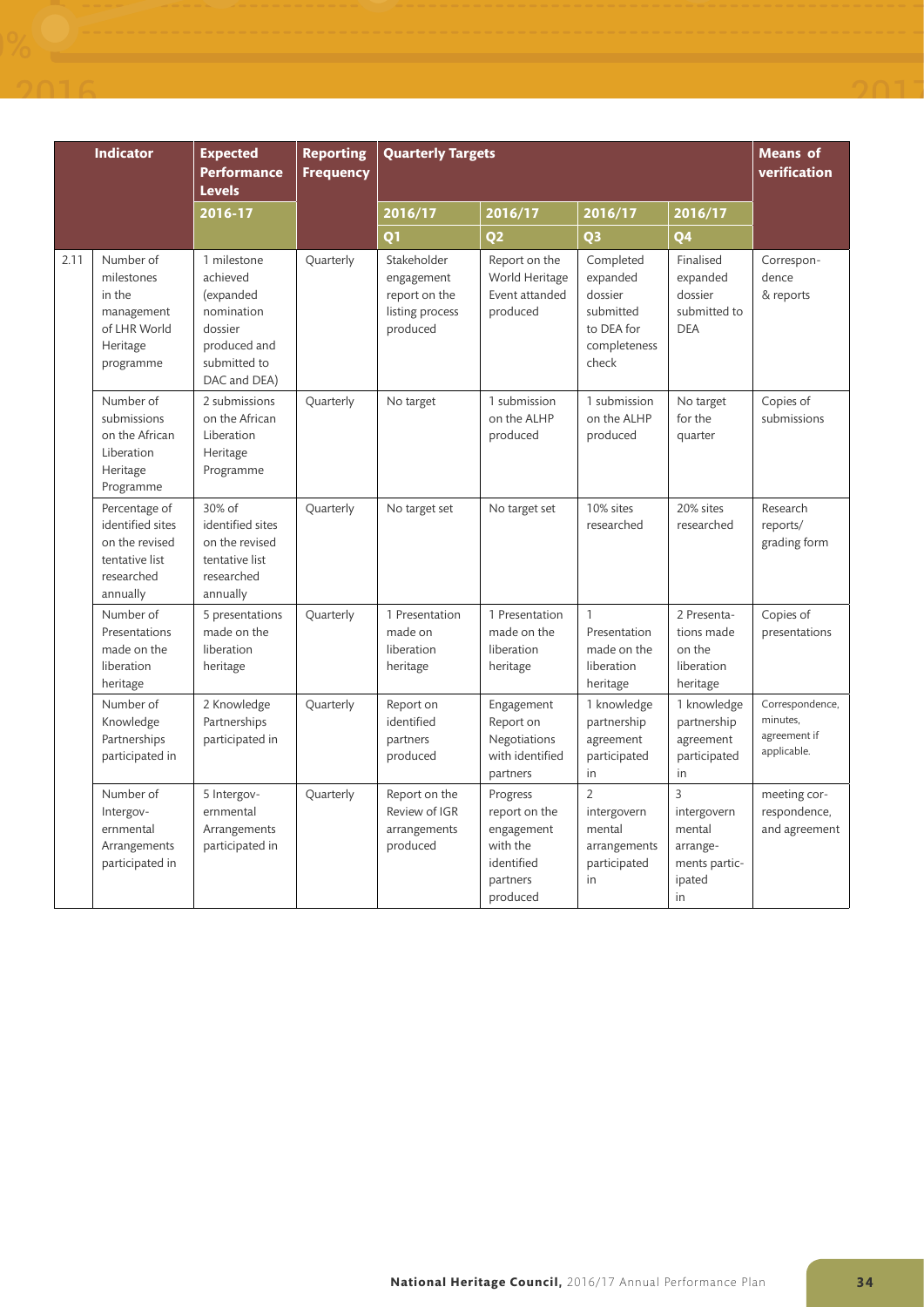| | Indicator | Expected Performance Levels | Reporting Frequency | Quarterly Targets | | | | Means of verification |
|---|---|---|---|---|---|---|---|---|
| | | 2016-17 | | 2016/17 Q1 | 2016/17 Q2 | 2016/17 Q3 | 2016/17 Q4 | |
| 2.11 | Number of milestones in the management of LHR World Heritage programme | 1 milestone achieved (expanded nomination dossier produced and submitted to DAC and DEA) | Quarterly | Stakeholder engagement report on the listing process produced | Report on the World Heritage Event attanded produced | Completed expanded dossier submitted to DEA for completeness check | Finalised expanded dossier submitted to DEA | Correspondence & reports |
| | Number of submissions on the African Liberation Heritage Programme | 2 submissions on the African Liberation Heritage Programme | Quarterly | No target | 1 submission on the ALHP produced | 1 submission on the ALHP produced | No target for the quarter | Copies of submissions |
| | Percentage of identified sites on the revised tentative list researched annually | 30% of identified sites on the revised tentative list researched annually | Quarterly | No target set | No target set | 10% sites researched | 20% sites researched | Research reports/ grading form |
| | Number of Presentations made on the liberation heritage | 5 presentations made on the liberation heritage | Quarterly | 1 Presentation made on liberation heritage | 1 Presentation made on the liberation heritage | 1 Presentation made on the liberation heritage | 2 Presentations made on the liberation heritage | Copies of presentations |
| | Number of Knowledge Partnerships participated in | 2 Knowledge Partnerships participated in | Quarterly | Report on identified partners produced | Engagement Report on Negotiations with identified partners | 1 knowledge partnership agreement participated in | 1 knowledge partnership agreement participated in | Correspondence, minutes, agreement if applicable. |
| | Number of Intergovernmental Arrangements participated in | 5 Intergovernmental Arrangements participated in | Quarterly | Report on the Review of IGR arrangements produced | Progress report on the engagement with the identified partners produced | 2 intergovernmental arrangements participated in | 3 intergovernmental arrangements participated in | meeting correspondence, and agreement |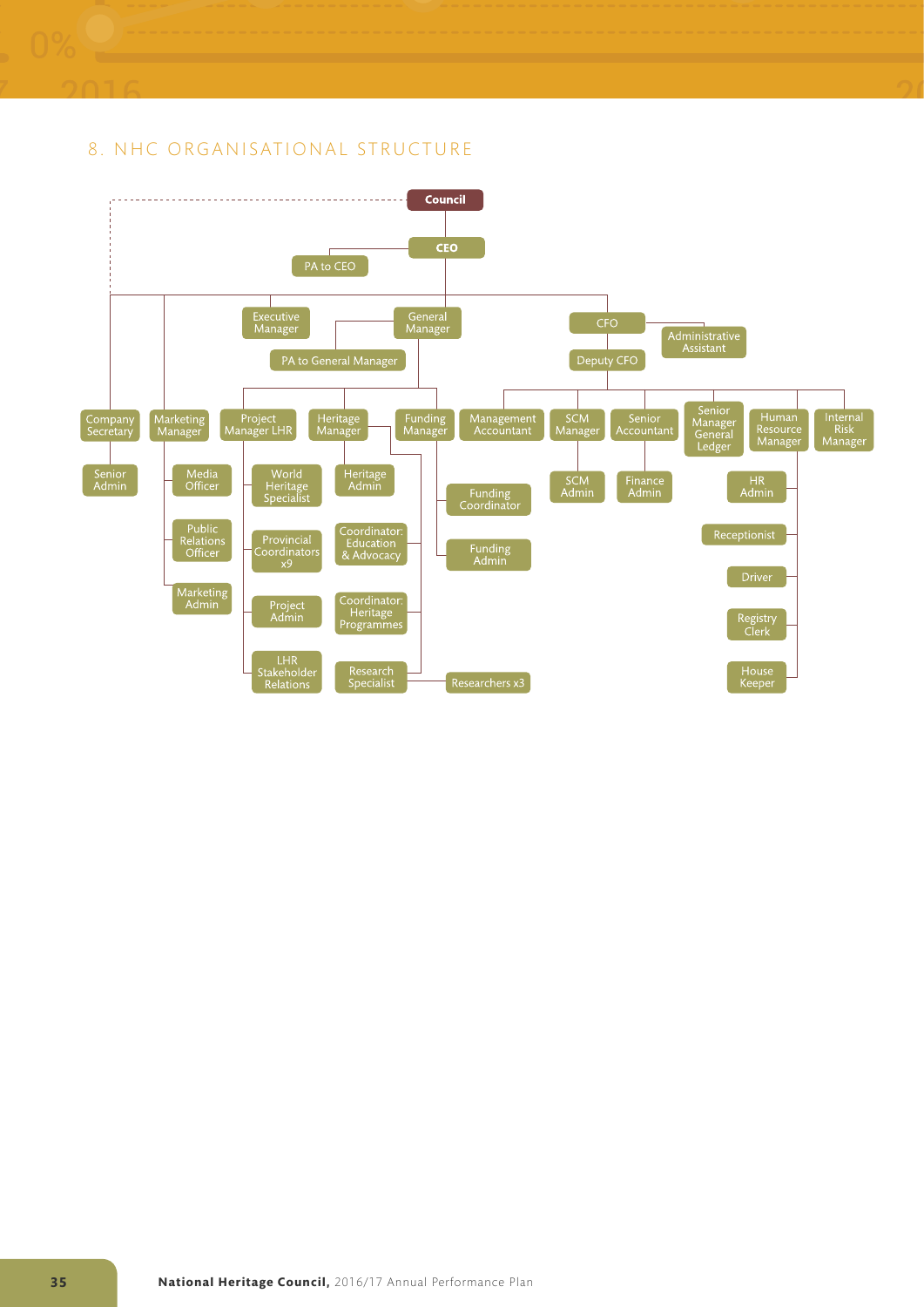## 8. NHC ORGANISATIONAL STRUCTURE

- **Council**
  - **CEO**
    - PA to CEO
    - Company Secretary
      - Senior Admin
    - Marketing Manager
      - Media Officer
      - Public Relations Officer
      - Marketing Admin
    - Executive Manager
    - General Manager
      - PA to General Manager
      - Project Manager LHR
        - World Heritage Specialist
        - Provincial Coordinators x9
        - Project Admin
        - LHR Stakeholder Relations
      - Heritage Manager
        - Heritage Admin
        - Coordinator: Education & Advocacy
        - Coordinator: Heritage Programmes
        - Research Specialist
          - Researchers x3
      - Funding Manager
        - Funding Coordinator
        - Funding Admin
    - CFO
      - Administrative Assistant
      - Deputy CFO
        - Management Accountant
        - SCM Manager
          - SCM Admin
        - Senior Accountant
          - Finance Admin
        - Senior Manager General Ledger
        - Human Resource Manager
          - HR Admin
          - Receptionist
          - Driver
          - Registry Clerk
          - House Keeper
        - Internal Risk Manager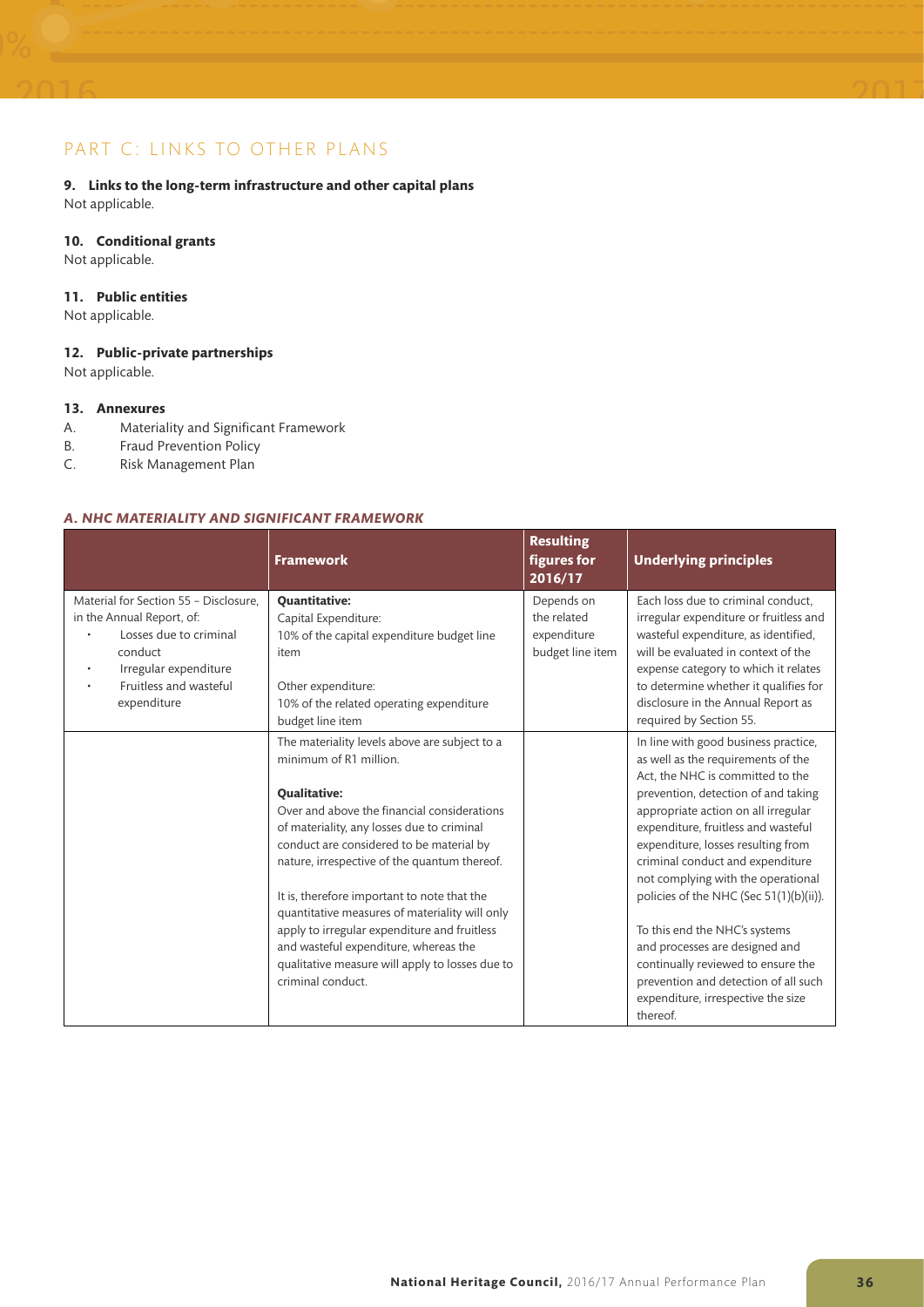## PART C: LINKS TO OTHER PLANS

**9. Links to the long-term infrastructure and other capital plans**

Not applicable.

**10. Conditional grants**

Not applicable.

**11. Public entities**

Not applicable.

**12. Public-private partnerships**

Not applicable.

**13. Annexures**

A. Materiality and Significant Framework
B. Fraud Prevention Policy
C. Risk Management Plan

### *A. NHC MATERIALITY AND SIGNIFICANT FRAMEWORK*

| | Framework | Resulting figures for 2016/17 | Underlying principles |
|---|---|---|---|
| Material for Section 55 – Disclosure, in the Annual Report, of:<br>• Losses due to criminal conduct<br>• Irregular expenditure<br>• Fruitless and wasteful expenditure | **Quantitative:**<br>Capital Expenditure:<br>10% of the capital expenditure budget line item<br><br>Other expenditure:<br>10% of the related operating expenditure budget line item | Depends on the related expenditure budget line item | Each loss due to criminal conduct, irregular expenditure or fruitless and wasteful expenditure, as identified, will be evaluated in context of the expense category to which it relates to determine whether it qualifies for disclosure in the Annual Report as required by Section 55. |
| | The materiality levels above are subject to a minimum of R1 million.<br><br>**Qualitative:**<br>Over and above the financial considerations of materiality, any losses due to criminal conduct are considered to be material by nature, irrespective of the quantum thereof.<br><br>It is, therefore important to note that the quantitative measures of materiality will only apply to irregular expenditure and fruitless and wasteful expenditure, whereas the qualitative measure will apply to losses due to criminal conduct. | | In line with good business practice, as well as the requirements of the Act, the NHC is committed to the prevention, detection of and taking appropriate action on all irregular expenditure, fruitless and wasteful expenditure, losses resulting from criminal conduct and expenditure not complying with the operational policies of the NHC (Sec 51(1)(b)(ii)).<br><br>To this end the NHC's systems and processes are designed and continually reviewed to ensure the prevention and detection of all such expenditure, irrespective the size thereof. |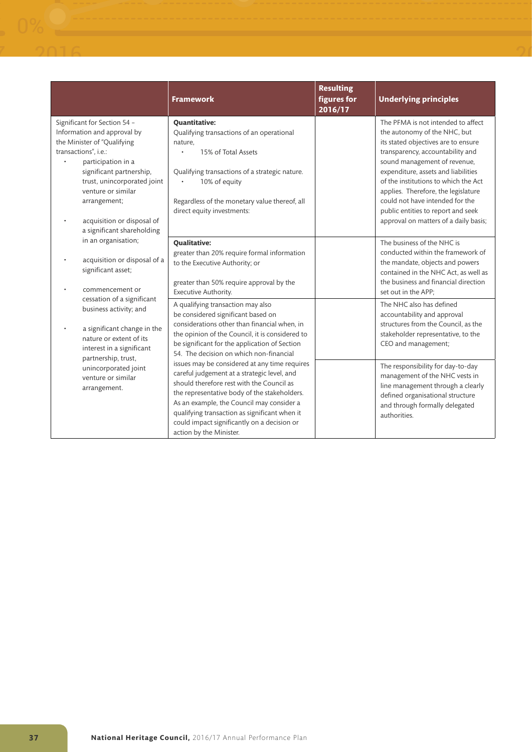| | Framework | Resulting figures for 2016/17 | Underlying principles |
|---|---|---|---|
| Significant for Section 54 – Information and approval by the Minister of "Qualifying transactions", i.e.:<br>• participation in a significant partnership, trust, unincorporated joint venture or similar arrangement;<br>• acquisition or disposal of a significant shareholding in an organisation;<br>• acquisition or disposal of a significant asset;<br>• commencement or cessation of a significant business activity; and<br>• a significant change in the nature or extent of its interest in a significant partnership, trust, unincorporated joint venture or similar arrangement. | **Quantitative:**<br>Qualifying transactions of an operational nature,<br>• 15% of Total Assets<br><br>Qualifying transactions of a strategic nature.<br>• 10% of equity<br><br>Regardless of the monetary value thereof, all direct equity investments: | | The PFMA is not intended to affect the autonomy of the NHC, but its stated objectives are to ensure transparency, accountability and sound management of revenue, expenditure, assets and liabilities of the institutions to which the Act applies. Therefore, the legislature could not have intended for the public entities to report and seek approval on matters of a daily basis; |
| | **Qualitative:**<br>greater than 20% require formal information to the Executive Authority; or<br><br>greater than 50% require approval by the Executive Authority. | | The business of the NHC is conducted within the framework of the mandate, objects and powers contained in the NHC Act, as well as the business and financial direction set out in the APP; |
| | A qualifying transaction may also be considered significant based on considerations other than financial when, in the opinion of the Council, it is considered to be significant for the application of Section 54. The decision on which non-financial issues may be considered at any time requires careful judgement at a strategic level, and should therefore rest with the Council as the representative body of the stakeholders. As an example, the Council may consider a qualifying transaction as significant when it could impact significantly on a decision or action by the Minister. | | The NHC also has defined accountability and approval structures from the Council, as the stakeholder representative, to the CEO and management; |
| | | | The responsibility for day-to-day management of the NHC vests in line management through a clearly defined organisational structure and through formally delegated authorities. |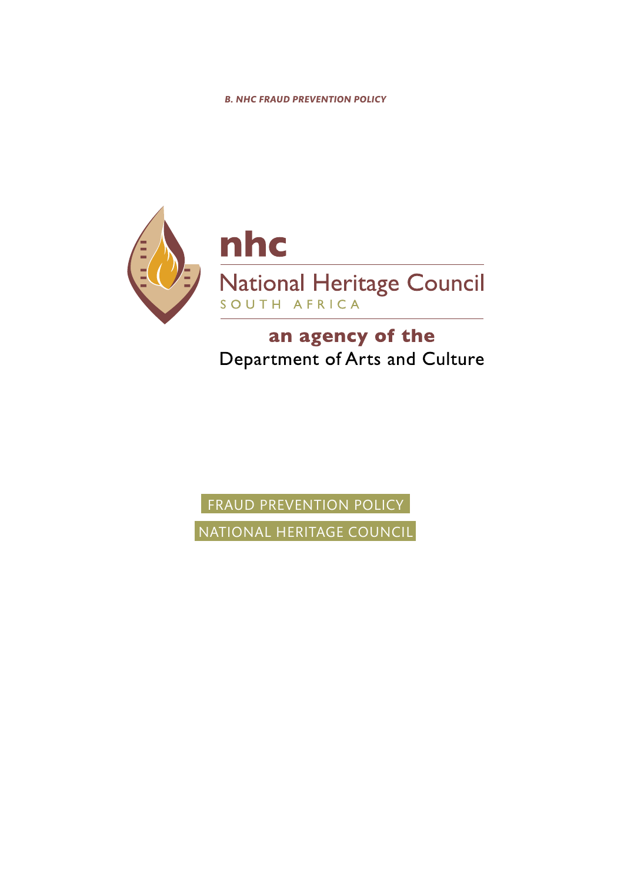*B. NHC FRAUD PREVENTION POLICY*

**nhc**

National Heritage Council

SOUTH AFRICA

**an agency of the**

Department of Arts and Culture

FRAUD PREVENTION POLICY

NATIONAL HERITAGE COUNCIL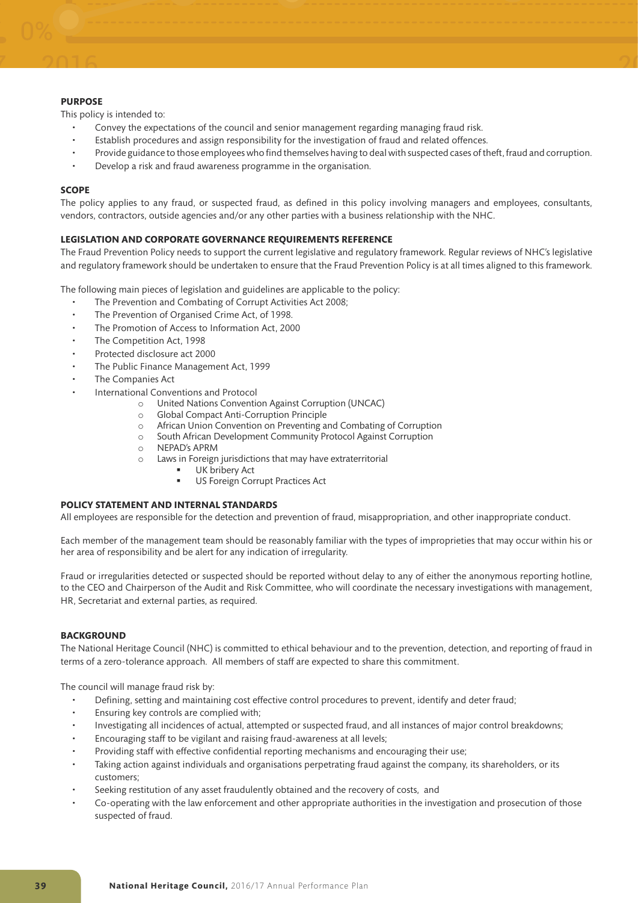## PURPOSE

This policy is intended to:

- Convey the expectations of the council and senior management regarding managing fraud risk.
- Establish procedures and assign responsibility for the investigation of fraud and related offences.
- Provide guidance to those employees who find themselves having to deal with suspected cases of theft, fraud and corruption.
- Develop a risk and fraud awareness programme in the organisation.

## SCOPE

The policy applies to any fraud, or suspected fraud, as defined in this policy involving managers and employees, consultants, vendors, contractors, outside agencies and/or any other parties with a business relationship with the NHC.

## LEGISLATION AND CORPORATE GOVERNANCE REQUIREMENTS REFERENCE

The Fraud Prevention Policy needs to support the current legislative and regulatory framework. Regular reviews of NHC's legislative and regulatory framework should be undertaken to ensure that the Fraud Prevention Policy is at all times aligned to this framework.

The following main pieces of legislation and guidelines are applicable to the policy:

- The Prevention and Combating of Corrupt Activities Act 2008;
- The Prevention of Organised Crime Act, of 1998.
- The Promotion of Access to Information Act, 2000
- The Competition Act, 1998
- Protected disclosure act 2000
- The Public Finance Management Act, 1999
- The Companies Act
- International Conventions and Protocol
  - United Nations Convention Against Corruption (UNCAC)
  - Global Compact Anti-Corruption Principle
  - African Union Convention on Preventing and Combating of Corruption
  - South African Development Community Protocol Against Corruption
  - NEPAD's APRM
  - Laws in Foreign jurisdictions that may have extraterritorial
    - UK bribery Act
    - US Foreign Corrupt Practices Act

## POLICY STATEMENT AND INTERNAL STANDARDS

All employees are responsible for the detection and prevention of fraud, misappropriation, and other inappropriate conduct.

Each member of the management team should be reasonably familiar with the types of improprieties that may occur within his or her area of responsibility and be alert for any indication of irregularity.

Fraud or irregularities detected or suspected should be reported without delay to any of either the anonymous reporting hotline, to the CEO and Chairperson of the Audit and Risk Committee, who will coordinate the necessary investigations with management, HR, Secretariat and external parties, as required.

## BACKGROUND

The National Heritage Council (NHC) is committed to ethical behaviour and to the prevention, detection, and reporting of fraud in terms of a zero-tolerance approach. All members of staff are expected to share this commitment.

The council will manage fraud risk by:

- Defining, setting and maintaining cost effective control procedures to prevent, identify and deter fraud;
- Ensuring key controls are complied with;
- Investigating all incidences of actual, attempted or suspected fraud, and all instances of major control breakdowns;
- Encouraging staff to be vigilant and raising fraud-awareness at all levels;
- Providing staff with effective confidential reporting mechanisms and encouraging their use;
- Taking action against individuals and organisations perpetrating fraud against the company, its shareholders, or its customers;
- Seeking restitution of any asset fraudulently obtained and the recovery of costs, and
- Co-operating with the law enforcement and other appropriate authorities in the investigation and prosecution of those suspected of fraud.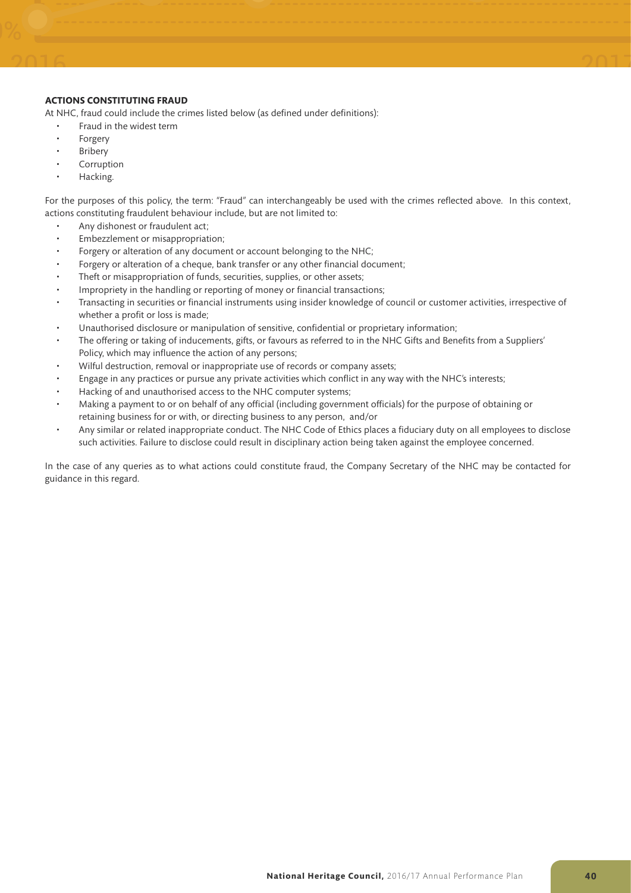**ACTIONS CONSTITUTING FRAUD**

At NHC, fraud could include the crimes listed below (as defined under definitions):

- Fraud in the widest term
- Forgery
- Bribery
- Corruption
- Hacking.

For the purposes of this policy, the term: "Fraud" can interchangeably be used with the crimes reflected above. In this context, actions constituting fraudulent behaviour include, but are not limited to:

- Any dishonest or fraudulent act;
- Embezzlement or misappropriation;
- Forgery or alteration of any document or account belonging to the NHC;
- Forgery or alteration of a cheque, bank transfer or any other financial document;
- Theft or misappropriation of funds, securities, supplies, or other assets;
- Impropriety in the handling or reporting of money or financial transactions;
- Transacting in securities or financial instruments using insider knowledge of council or customer activities, irrespective of whether a profit or loss is made;
- Unauthorised disclosure or manipulation of sensitive, confidential or proprietary information;
- The offering or taking of inducements, gifts, or favours as referred to in the NHC Gifts and Benefits from a Suppliers' Policy, which may influence the action of any persons;
- Wilful destruction, removal or inappropriate use of records or company assets;
- Engage in any practices or pursue any private activities which conflict in any way with the NHC's interests;
- Hacking of and unauthorised access to the NHC computer systems;
- Making a payment to or on behalf of any official (including government officials) for the purpose of obtaining or retaining business for or with, or directing business to any person, and/or
- Any similar or related inappropriate conduct. The NHC Code of Ethics places a fiduciary duty on all employees to disclose such activities. Failure to disclose could result in disciplinary action being taken against the employee concerned.

In the case of any queries as to what actions could constitute fraud, the Company Secretary of the NHC may be contacted for guidance in this regard.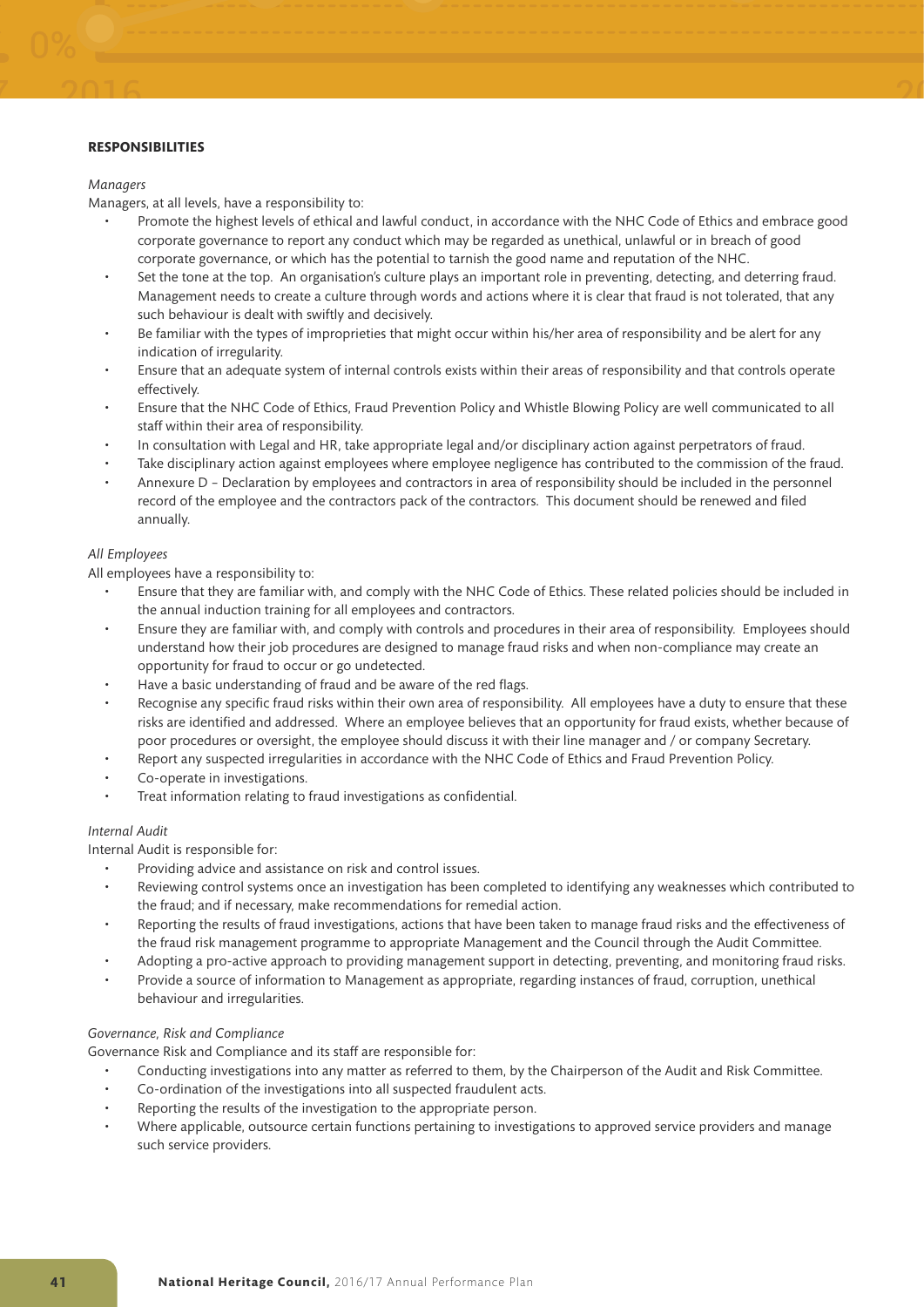**RESPONSIBILITIES**

*Managers*

Managers, at all levels, have a responsibility to:

- Promote the highest levels of ethical and lawful conduct, in accordance with the NHC Code of Ethics and embrace good corporate governance to report any conduct which may be regarded as unethical, unlawful or in breach of good corporate governance, or which has the potential to tarnish the good name and reputation of the NHC.
- Set the tone at the top. An organisation's culture plays an important role in preventing, detecting, and deterring fraud. Management needs to create a culture through words and actions where it is clear that fraud is not tolerated, that any such behaviour is dealt with swiftly and decisively.
- Be familiar with the types of improprieties that might occur within his/her area of responsibility and be alert for any indication of irregularity.
- Ensure that an adequate system of internal controls exists within their areas of responsibility and that controls operate effectively.
- Ensure that the NHC Code of Ethics, Fraud Prevention Policy and Whistle Blowing Policy are well communicated to all staff within their area of responsibility.
- In consultation with Legal and HR, take appropriate legal and/or disciplinary action against perpetrators of fraud.
- Take disciplinary action against employees where employee negligence has contributed to the commission of the fraud.
- Annexure D – Declaration by employees and contractors in area of responsibility should be included in the personnel record of the employee and the contractors pack of the contractors. This document should be renewed and filed annually.

*All Employees*

All employees have a responsibility to:

- Ensure that they are familiar with, and comply with the NHC Code of Ethics. These related policies should be included in the annual induction training for all employees and contractors.
- Ensure they are familiar with, and comply with controls and procedures in their area of responsibility. Employees should understand how their job procedures are designed to manage fraud risks and when non-compliance may create an opportunity for fraud to occur or go undetected.
- Have a basic understanding of fraud and be aware of the red flags.
- Recognise any specific fraud risks within their own area of responsibility. All employees have a duty to ensure that these risks are identified and addressed. Where an employee believes that an opportunity for fraud exists, whether because of poor procedures or oversight, the employee should discuss it with their line manager and / or company Secretary.
- Report any suspected irregularities in accordance with the NHC Code of Ethics and Fraud Prevention Policy.
- Co-operate in investigations.
- Treat information relating to fraud investigations as confidential.

*Internal Audit*

Internal Audit is responsible for:

- Providing advice and assistance on risk and control issues.
- Reviewing control systems once an investigation has been completed to identifying any weaknesses which contributed to the fraud; and if necessary, make recommendations for remedial action.
- Reporting the results of fraud investigations, actions that have been taken to manage fraud risks and the effectiveness of the fraud risk management programme to appropriate Management and the Council through the Audit Committee.
- Adopting a pro-active approach to providing management support in detecting, preventing, and monitoring fraud risks.
- Provide a source of information to Management as appropriate, regarding instances of fraud, corruption, unethical behaviour and irregularities.

*Governance, Risk and Compliance*

Governance Risk and Compliance and its staff are responsible for:

- Conducting investigations into any matter as referred to them, by the Chairperson of the Audit and Risk Committee.
- Co-ordination of the investigations into all suspected fraudulent acts.
- Reporting the results of the investigation to the appropriate person.
- Where applicable, outsource certain functions pertaining to investigations to approved service providers and manage such service providers.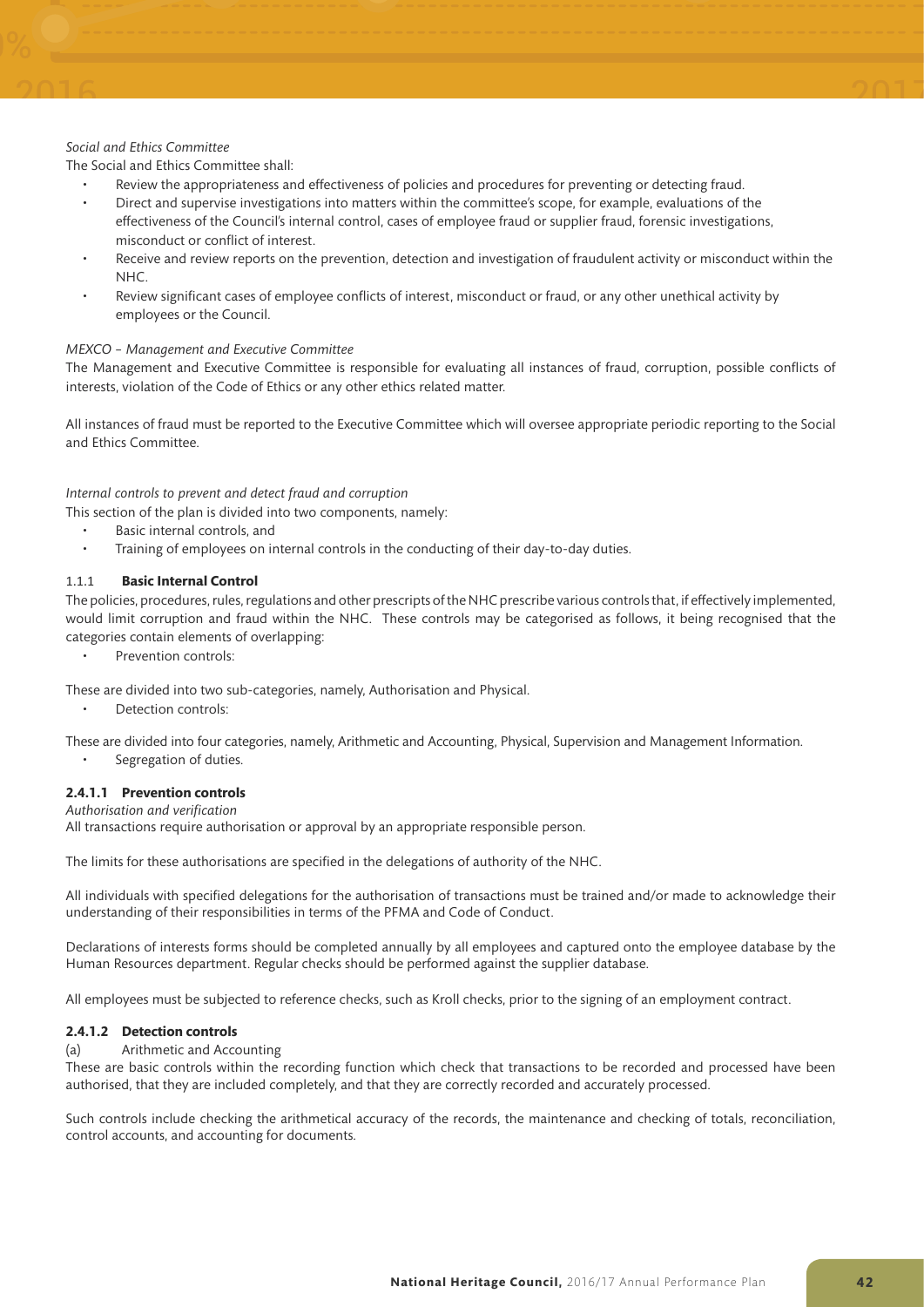*Social and Ethics Committee*

The Social and Ethics Committee shall:

- Review the appropriateness and effectiveness of policies and procedures for preventing or detecting fraud.
- Direct and supervise investigations into matters within the committee's scope, for example, evaluations of the effectiveness of the Council's internal control, cases of employee fraud or supplier fraud, forensic investigations, misconduct or conflict of interest.
- Receive and review reports on the prevention, detection and investigation of fraudulent activity or misconduct within the NHC.
- Review significant cases of employee conflicts of interest, misconduct or fraud, or any other unethical activity by employees or the Council.

*MEXCO – Management and Executive Committee*

The Management and Executive Committee is responsible for evaluating all instances of fraud, corruption, possible conflicts of interests, violation of the Code of Ethics or any other ethics related matter.

All instances of fraud must be reported to the Executive Committee which will oversee appropriate periodic reporting to the Social and Ethics Committee.

*Internal controls to prevent and detect fraud and corruption*

This section of the plan is divided into two components, namely:

- Basic internal controls, and
- Training of employees on internal controls in the conducting of their day-to-day duties.

#### 1.1.1 **Basic Internal Control**

The policies, procedures, rules, regulations and other prescripts of the NHC prescribe various controls that, if effectively implemented, would limit corruption and fraud within the NHC. These controls may be categorised as follows, it being recognised that the categories contain elements of overlapping:

- Prevention controls:

These are divided into two sub-categories, namely, Authorisation and Physical.

- Detection controls:

These are divided into four categories, namely, Arithmetic and Accounting, Physical, Supervision and Management Information.

- Segregation of duties.

#### **2.4.1.1 Prevention controls**

*Authorisation and verification*

All transactions require authorisation or approval by an appropriate responsible person.

The limits for these authorisations are specified in the delegations of authority of the NHC.

All individuals with specified delegations for the authorisation of transactions must be trained and/or made to acknowledge their understanding of their responsibilities in terms of the PFMA and Code of Conduct.

Declarations of interests forms should be completed annually by all employees and captured onto the employee database by the Human Resources department. Regular checks should be performed against the supplier database.

All employees must be subjected to reference checks, such as Kroll checks, prior to the signing of an employment contract.

#### **2.4.1.2 Detection controls**

(a) Arithmetic and Accounting

These are basic controls within the recording function which check that transactions to be recorded and processed have been authorised, that they are included completely, and that they are correctly recorded and accurately processed.

Such controls include checking the arithmetical accuracy of the records, the maintenance and checking of totals, reconciliation, control accounts, and accounting for documents.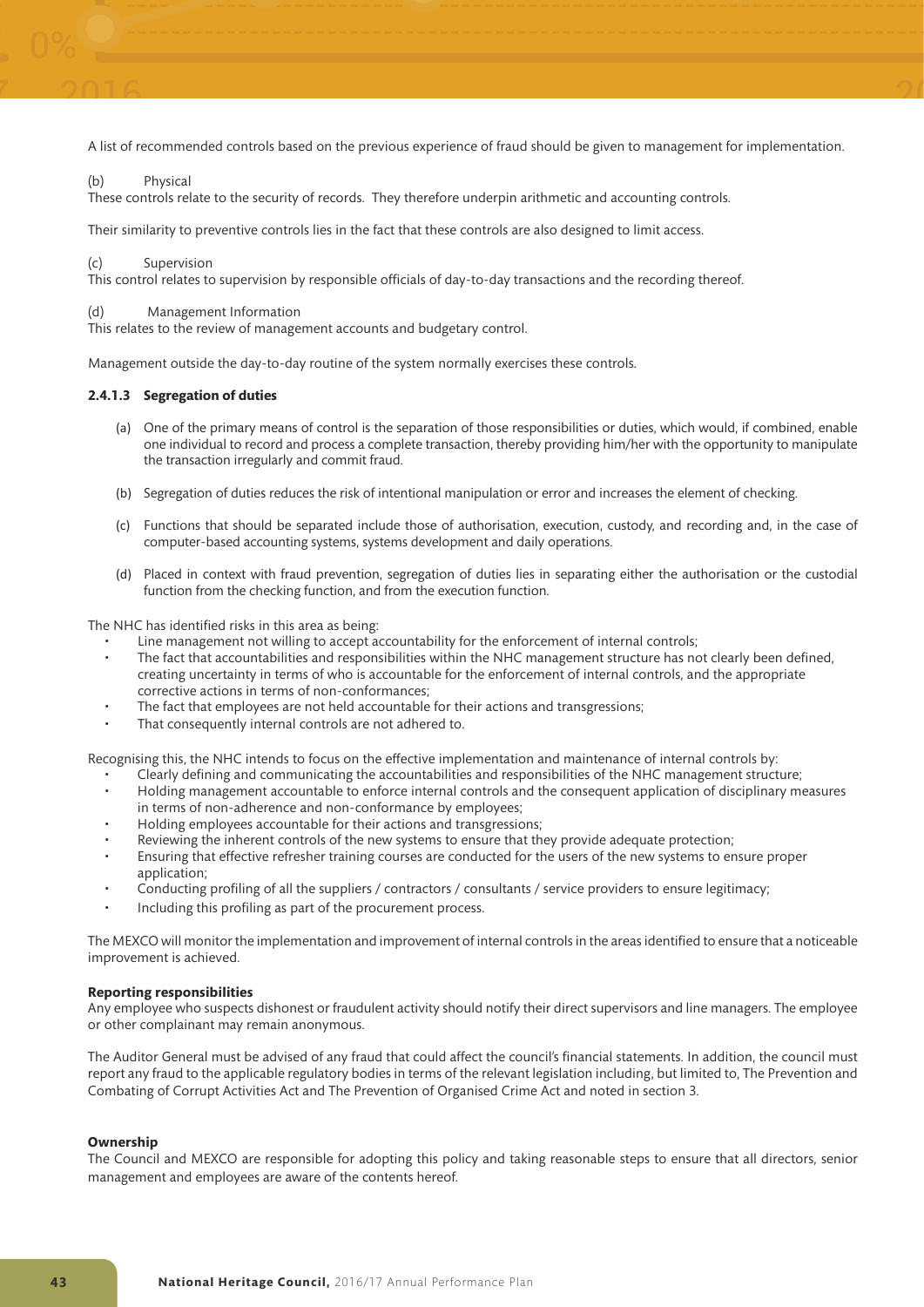A list of recommended controls based on the previous experience of fraud should be given to management for implementation.

(b) Physical

These controls relate to the security of records. They therefore underpin arithmetic and accounting controls.

Their similarity to preventive controls lies in the fact that these controls are also designed to limit access.

(c) Supervision

This control relates to supervision by responsible officials of day-to-day transactions and the recording thereof.

(d) Management Information

This relates to the review of management accounts and budgetary control.

Management outside the day-to-day routine of the system normally exercises these controls.

#### 2.4.1.3 Segregation of duties

(a) One of the primary means of control is the separation of those responsibilities or duties, which would, if combined, enable one individual to record and process a complete transaction, thereby providing him/her with the opportunity to manipulate the transaction irregularly and commit fraud.

(b) Segregation of duties reduces the risk of intentional manipulation or error and increases the element of checking.

(c) Functions that should be separated include those of authorisation, execution, custody, and recording and, in the case of computer-based accounting systems, systems development and daily operations.

(d) Placed in context with fraud prevention, segregation of duties lies in separating either the authorisation or the custodial function from the checking function, and from the execution function.

The NHC has identified risks in this area as being:

- Line management not willing to accept accountability for the enforcement of internal controls;
- The fact that accountabilities and responsibilities within the NHC management structure has not clearly been defined, creating uncertainty in terms of who is accountable for the enforcement of internal controls, and the appropriate corrective actions in terms of non-conformances;
- The fact that employees are not held accountable for their actions and transgressions;
- That consequently internal controls are not adhered to.

Recognising this, the NHC intends to focus on the effective implementation and maintenance of internal controls by:

- Clearly defining and communicating the accountabilities and responsibilities of the NHC management structure;
- Holding management accountable to enforce internal controls and the consequent application of disciplinary measures in terms of non-adherence and non-conformance by employees;
- Holding employees accountable for their actions and transgressions;
- Reviewing the inherent controls of the new systems to ensure that they provide adequate protection;
- Ensuring that effective refresher training courses are conducted for the users of the new systems to ensure proper application;
- Conducting profiling of all the suppliers / contractors / consultants / service providers to ensure legitimacy;
- Including this profiling as part of the procurement process.

The MEXCO will monitor the implementation and improvement of internal controls in the areas identified to ensure that a noticeable improvement is achieved.

**Reporting responsibilities**

Any employee who suspects dishonest or fraudulent activity should notify their direct supervisors and line managers. The employee or other complainant may remain anonymous.

The Auditor General must be advised of any fraud that could affect the council's financial statements. In addition, the council must report any fraud to the applicable regulatory bodies in terms of the relevant legislation including, but limited to, The Prevention and Combating of Corrupt Activities Act and The Prevention of Organised Crime Act and noted in section 3.

**Ownership**

The Council and MEXCO are responsible for adopting this policy and taking reasonable steps to ensure that all directors, senior management and employees are aware of the contents hereof.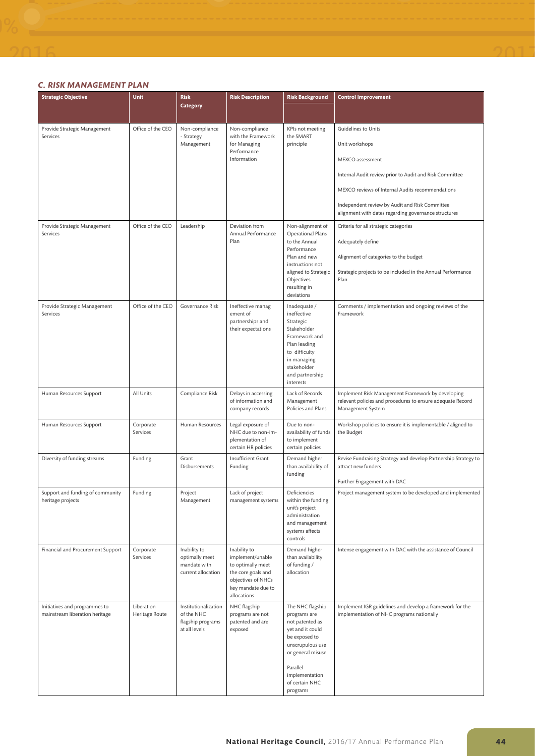### C. RISK MANAGEMENT PLAN

| Strategic Objective | Unit | Risk Category | Risk Description | Risk Background | Control Improvement |
|---|---|---|---|---|---|
| Provide Strategic Management Services | Office of the CEO | Non-compliance - Strategy Management | Non-compliance with the Framework for Managing Performance Information | KPIs not meeting the SMART principle | Guidelines to Units<br><br>Unit workshops<br><br>MEXCO assessment<br><br>Internal Audit review prior to Audit and Risk Committee<br><br>MEXCO reviews of Internal Audits recommendations<br><br>Independent review by Audit and Risk Committee alignment with dates regarding governance structures |
| Provide Strategic Management Services | Office of the CEO | Leadership | Deviation from Annual Performance Plan | Non-alignment of Operational Plans to the Annual Performance Plan and new instructions not aligned to Strategic Objectives resulting in deviations | Criteria for all strategic categories<br><br>Adequately define<br><br>Alignment of categories to the budget<br><br>Strategic projects to be included in the Annual Performance Plan |
| Provide Strategic Management Services | Office of the CEO | Governance Risk | Ineffective manag ement of partnerships and their expectations | Inadequate / ineffective Strategic Stakeholder Framework and Plan leading to difficulty in managing stakeholder and partnership interests | Comments / implementation and ongoing reviews of the Framework |
| Human Resources Support | All Units | Compliance Risk | Delays in accessing of information and company records | Lack of Records Management Policies and Plans | Implement Risk Management Framework by developing relevant policies and procedures to ensure adequate Record Management System |
| Human Resources Support | Corporate Services | Human Resources | Legal exposure of NHC due to non-im-plementation of certain HR policies | Due to non-availability of funds to implement certain policies | Workshop policies to ensure it is implementable / aligned to the Budget |
| Diversity of funding streams | Funding | Grant Disbursements | Insufficient Grant Funding | Demand higher than availability of funding | Revise Fundraising Strategy and develop Partnership Strategy to attract new funders<br><br>Further Engagement with DAC |
| Support and funding of community heritage projects | Funding | Project Management | Lack of project management systems | Deficiencies within the funding unit's project administration and management systems affects controls | Project management system to be developed and implemented |
| Financial and Procurement Support | Corporate Services | Inability to optimally meet mandate with current allocation | Inability to implement/unable to optimally meet the core goals and objectives of NHCs key mandate due to allocations | Demand higher than availability of funding / allocation | Intense engagement with DAC with the assistance of Council |
| Initiatives and programmes to mainstream liberation heritage | Liberation Heritage Route | Institutionalization of the NHC flagship programs at all levels | NHC flagship programs are not patented and are exposed | The NHC flagship programs are not patented as yet and it could be exposed to unscrupulous use or general misuse<br><br>Parallel implementation of certain NHC programs | Implement IGR guidelines and develop a framework for the implementation of NHC programs nationally |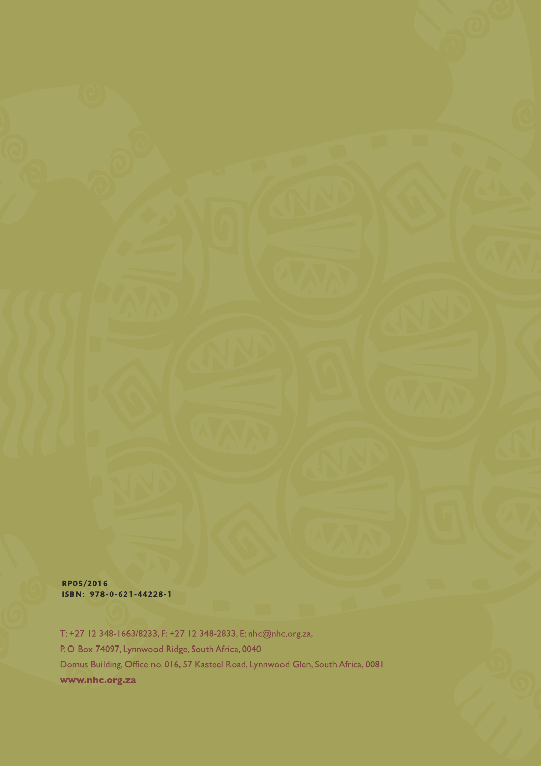**RP05/2016**
**ISBN: 978-0-621-44228-1**

T: +27 12 348-1663/8233, F: +27 12 348-2833, E: nhc@nhc.org.za,
P. O Box 74097, Lynnwood Ridge, South Africa, 0040
Domus Building, Office no. 016, 57 Kasteel Road, Lynnwood Glen, South Africa, 0081
**www.nhc.org.za**